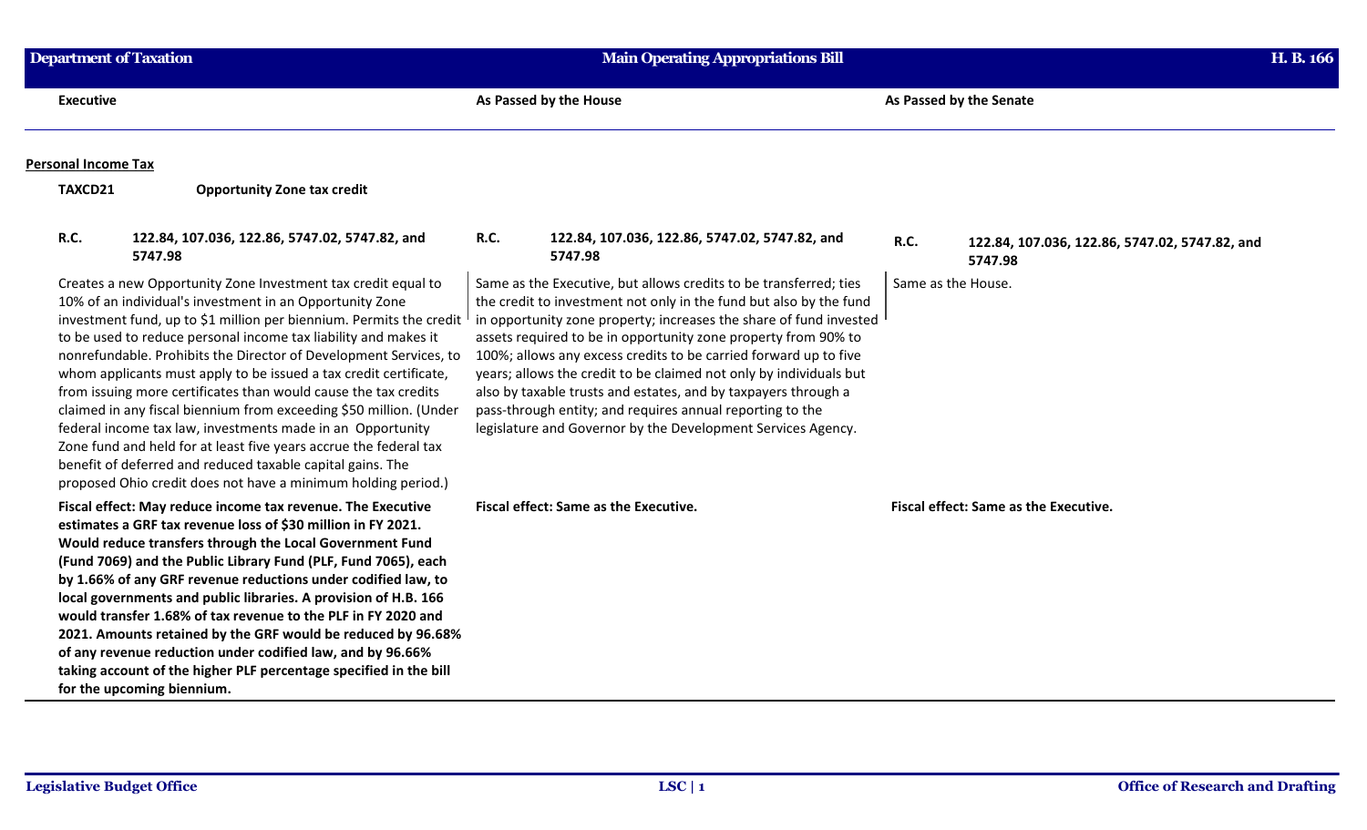| Executive | As Passed by the House | As Passed by the Senate |
|---|---|---|

**Personal Income Tax**

**TAXCD21** **Opportunity Zone tax credit**

| Executive | As Passed by the House | As Passed by the Senate |
|---|---|---|
| **R.C.** **122.84, 107.036, 122.86, 5747.02, 5747.82, and 5747.98** | **R.C.** **122.84, 107.036, 122.86, 5747.02, 5747.82, and 5747.98** | **R.C.** **122.84, 107.036, 122.86, 5747.02, 5747.82, and 5747.98** |
| Creates a new Opportunity Zone Investment tax credit equal to 10% of an individual's investment in an Opportunity Zone investment fund, up to $1 million per biennium. Permits the credit to be used to reduce personal income tax liability and makes it nonrefundable. Prohibits the Director of Development Services, to whom applicants must apply to be issued a tax credit certificate, from issuing more certificates than would cause the tax credits claimed in any fiscal biennium from exceeding $50 million. (Under federal income tax law, investments made in an Opportunity Zone fund and held for at least five years accrue the federal tax benefit of deferred and reduced taxable capital gains. The proposed Ohio credit does not have a minimum holding period.) | Same as the Executive, but allows credits to be transferred; ties the credit to investment not only in the fund but also by the fund in opportunity zone property; increases the share of fund invested assets required to be in opportunity zone property from 90% to 100%; allows any excess credits to be carried forward up to five years; allows the credit to be claimed not only by individuals but also by taxable trusts and estates, and by taxpayers through a pass-through entity; and requires annual reporting to the legislature and Governor by the Development Services Agency. | Same as the House. |
| **Fiscal effect: May reduce income tax revenue. The Executive estimates a GRF tax revenue loss of $30 million in FY 2021. Would reduce transfers through the Local Government Fund (Fund 7069) and the Public Library Fund (PLF, Fund 7065), each by 1.66% of any GRF revenue reductions under codified law, to local governments and public libraries. A provision of H.B. 166 would transfer 1.68% of tax revenue to the PLF in FY 2020 and 2021. Amounts retained by the GRF would be reduced by 96.68% of any revenue reduction under codified law, and by 96.66% taking account of the higher PLF percentage specified in the bill for the upcoming biennium.** | **Fiscal effect: Same as the Executive.** | **Fiscal effect: Same as the Executive.** |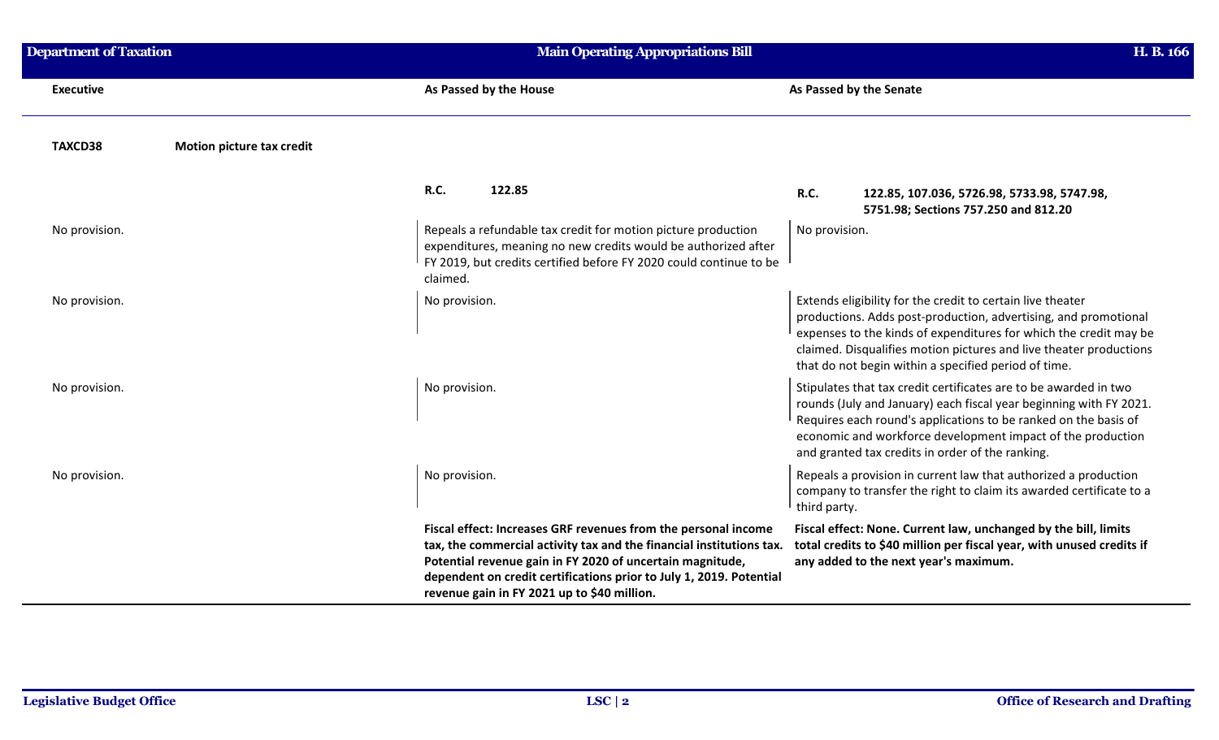| Executive | As Passed by the House | As Passed by the Senate |
|---|---|---|
| **TAXCD38** **Motion picture tax credit** | | |
| | **R.C.** **122.85** | **R.C.** **122.85, 107.036, 5726.98, 5733.98, 5747.98, 5751.98; Sections 757.250 and 812.20** |
| No provision. | Repeals a refundable tax credit for motion picture production expenditures, meaning no new credits would be authorized after FY 2019, but credits certified before FY 2020 could continue to be claimed. | No provision. |
| No provision. | No provision. | Extends eligibility for the credit to certain live theater productions. Adds post-production, advertising, and promotional expenses to the kinds of expenditures for which the credit may be claimed. Disqualifies motion pictures and live theater productions that do not begin within a specified period of time. |
| No provision. | No provision. | Stipulates that tax credit certificates are to be awarded in two rounds (July and January) each fiscal year beginning with FY 2021. Requires each round's applications to be ranked on the basis of economic and workforce development impact of the production and granted tax credits in order of the ranking. |
| No provision. | No provision. | Repeals a provision in current law that authorized a production company to transfer the right to claim its awarded certificate to a third party. |
| | **Fiscal effect: Increases GRF revenues from the personal income tax, the commercial activity tax and the financial institutions tax. Potential revenue gain in FY 2020 of uncertain magnitude, dependent on credit certifications prior to July 1, 2019. Potential revenue gain in FY 2021 up to $40 million.** | **Fiscal effect: None. Current law, unchanged by the bill, limits total credits to $40 million per fiscal year, with unused credits if any added to the next year's maximum.** |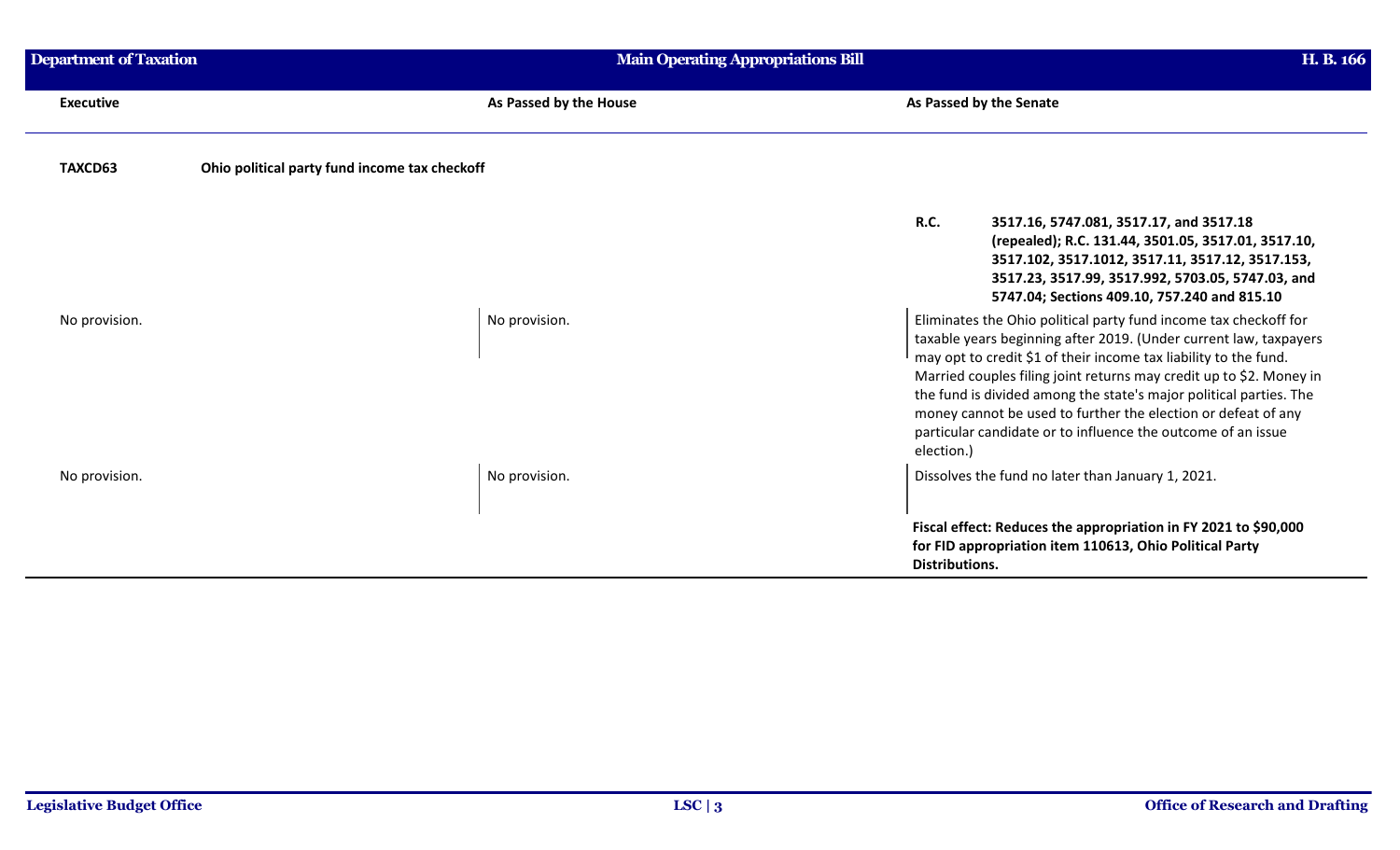| Executive | As Passed by the House | As Passed by the Senate |
|---|---|---|
| **TAXCD63** **Ohio political party fund income tax checkoff** | | |
| | | **R.C. 3517.16, 5747.081, 3517.17, and 3517.18 (repealed); R.C. 131.44, 3501.05, 3517.01, 3517.10, 3517.102, 3517.1012, 3517.11, 3517.12, 3517.153, 3517.23, 3517.99, 3517.992, 5703.05, 5747.03, and 5747.04; Sections 409.10, 757.240 and 815.10** |
| No provision. | No provision. | Eliminates the Ohio political party fund income tax checkoff for taxable years beginning after 2019. (Under current law, taxpayers may opt to credit $1 of their income tax liability to the fund. Married couples filing joint returns may credit up to $2. Money in the fund is divided among the state's major political parties. The money cannot be used to further the election or defeat of any particular candidate or to influence the outcome of an issue election.) |
| No provision. | No provision. | Dissolves the fund no later than January 1, 2021. |
| | | **Fiscal effect: Reduces the appropriation in FY 2021 to $90,000 for FID appropriation item 110613, Ohio Political Party Distributions.** |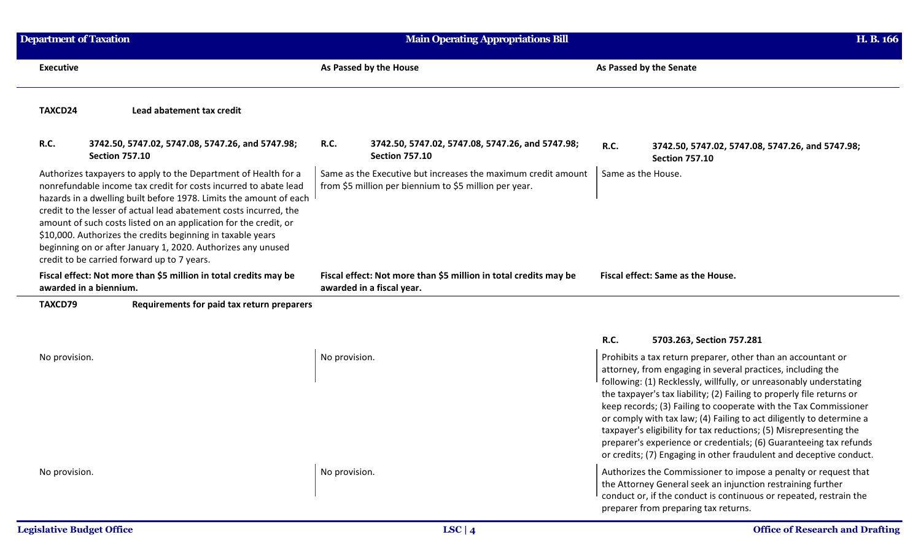| Executive | As Passed by the House | As Passed by the Senate |
|---|---|---|
| **TAXCD24** **Lead abatement tax credit** | | |
| **R.C. 3742.50, 5747.02, 5747.08, 5747.26, and 5747.98; Section 757.10** | **R.C. 3742.50, 5747.02, 5747.08, 5747.26, and 5747.98; Section 757.10** | **R.C. 3742.50, 5747.02, 5747.08, 5747.26, and 5747.98; Section 757.10** |
| Authorizes taxpayers to apply to the Department of Health for a nonrefundable income tax credit for costs incurred to abate lead hazards in a dwelling built before 1978. Limits the amount of each credit to the lesser of actual lead abatement costs incurred, the amount of such costs listed on an application for the credit, or $10,000. Authorizes the credits beginning in taxable years beginning on or after January 1, 2020. Authorizes any unused credit to be carried forward up to 7 years. | Same as the Executive but increases the maximum credit amount from $5 million per biennium to $5 million per year. | Same as the House. |
| **Fiscal effect: Not more than $5 million in total credits may be awarded in a biennium.** | **Fiscal effect: Not more than $5 million in total credits may be awarded in a fiscal year.** | **Fiscal effect: Same as the House.** |
| **TAXCD79** **Requirements for paid tax return preparers** | | |
| | | **R.C. 5703.263, Section 757.281** |
| No provision. | No provision. | Prohibits a tax return preparer, other than an accountant or attorney, from engaging in several practices, including the following: (1) Recklessly, willfully, or unreasonably understating the taxpayer's tax liability; (2) Failing to properly file returns or keep records; (3) Failing to cooperate with the Tax Commissioner or comply with tax law; (4) Failing to act diligently to determine a taxpayer's eligibility for tax reductions; (5) Misrepresenting the preparer's experience or credentials; (6) Guaranteeing tax refunds or credits; (7) Engaging in other fraudulent and deceptive conduct. |
| No provision. | No provision. | Authorizes the Commissioner to impose a penalty or request that the Attorney General seek an injunction restraining further conduct or, if the conduct is continuous or repeated, restrain the preparer from preparing tax returns. |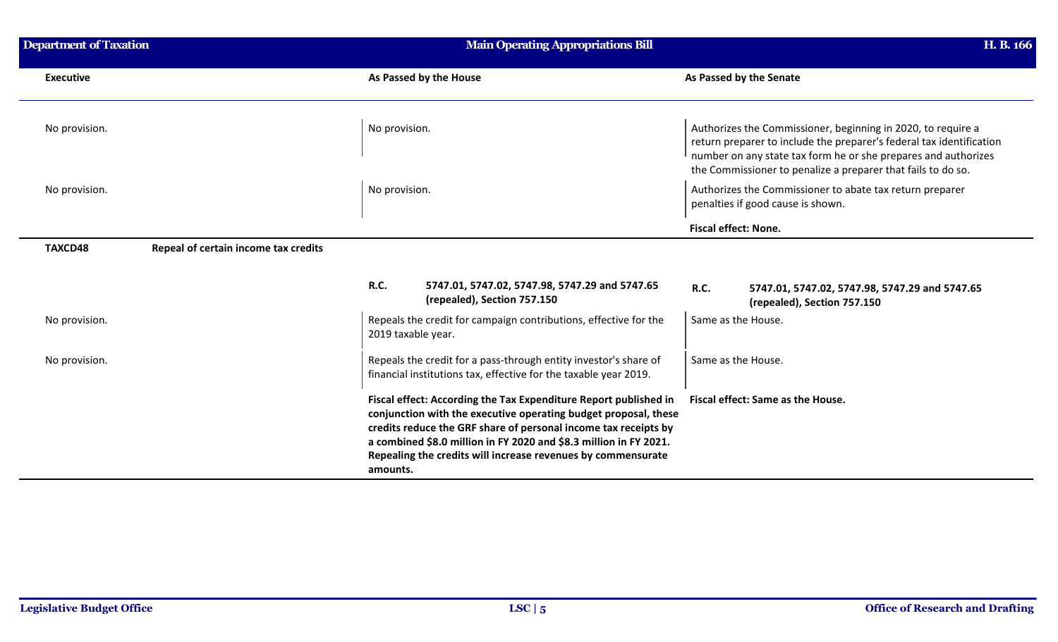| Executive | As Passed by the House | As Passed by the Senate |
|---|---|---|
| No provision. | No provision. | Authorizes the Commissioner, beginning in 2020, to require a return preparer to include the preparer's federal tax identification number on any state tax form he or she prepares and authorizes the Commissioner to penalize a preparer that fails to do so. |
| No provision. | No provision. | Authorizes the Commissioner to abate tax return preparer penalties if good cause is shown. |
| | | **Fiscal effect: None.** |
| **TAXCD48** **Repeal of certain income tax credits** | | |
| | **R.C.** **5747.01, 5747.02, 5747.98, 5747.29 and 5747.65 (repealed), Section 757.150** | **R.C.** **5747.01, 5747.02, 5747.98, 5747.29 and 5747.65 (repealed), Section 757.150** |
| No provision. | Repeals the credit for campaign contributions, effective for the 2019 taxable year. | Same as the House. |
| No provision. | Repeals the credit for a pass-through entity investor's share of financial institutions tax, effective for the taxable year 2019. | Same as the House. |
| | **Fiscal effect: According the Tax Expenditure Report published in conjunction with the executive operating budget proposal, these credits reduce the GRF share of personal income tax receipts by a combined \$8.0 million in FY 2020 and \$8.3 million in FY 2021. Repealing the credits will increase revenues by commensurate amounts.** | **Fiscal effect: Same as the House.** |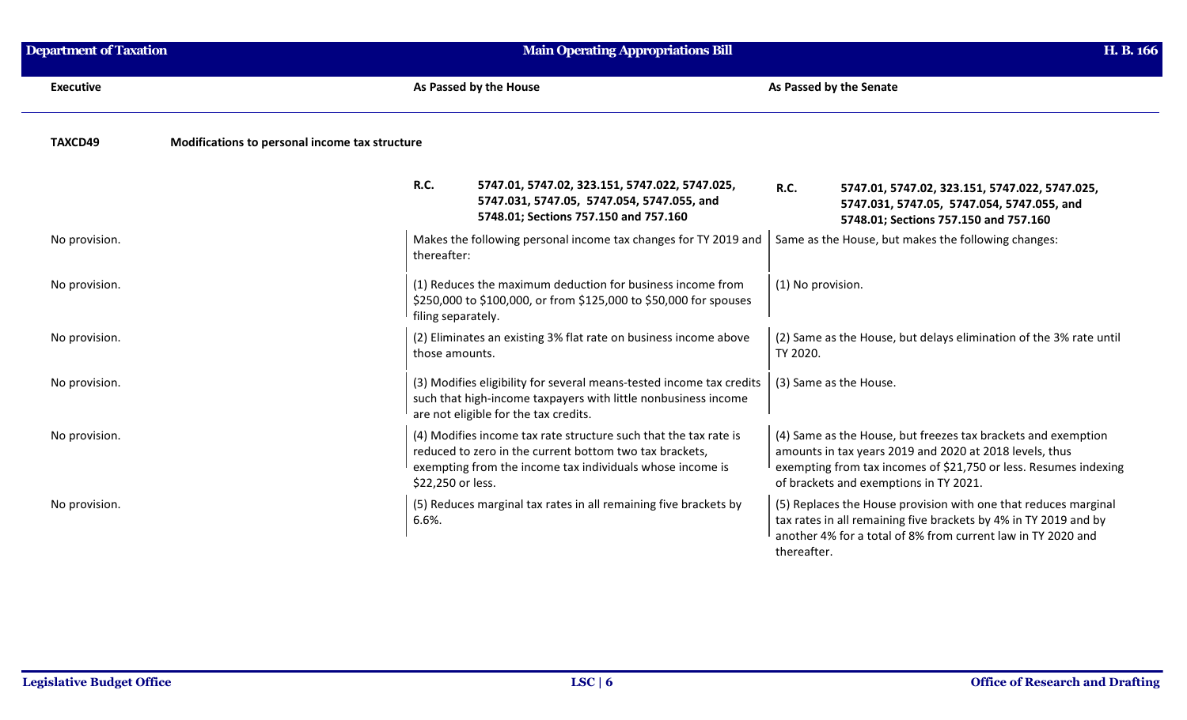| Executive | As Passed by the House | As Passed by the Senate |
| --- | --- | --- |
| **TAXCD49** **Modifications to personal income tax structure** | | |
| | **R.C.** **5747.01, 5747.02, 323.151, 5747.022, 5747.025, 5747.031, 5747.05, 5747.054, 5747.055, and 5748.01; Sections 757.150 and 757.160** | **R.C.** **5747.01, 5747.02, 323.151, 5747.022, 5747.025, 5747.031, 5747.05, 5747.054, 5747.055, and 5748.01; Sections 757.150 and 757.160** |
| No provision. | Makes the following personal income tax changes for TY 2019 and thereafter: | Same as the House, but makes the following changes: |
| No provision. | (1) Reduces the maximum deduction for business income from \$250,000 to \$100,000, or from \$125,000 to \$50,000 for spouses filing separately. | (1) No provision. |
| No provision. | (2) Eliminates an existing 3% flat rate on business income above those amounts. | (2) Same as the House, but delays elimination of the 3% rate until TY 2020. |
| No provision. | (3) Modifies eligibility for several means-tested income tax credits such that high-income taxpayers with little nonbusiness income are not eligible for the tax credits. | (3) Same as the House. |
| No provision. | (4) Modifies income tax rate structure such that the tax rate is reduced to zero in the current bottom two tax brackets, exempting from the income tax individuals whose income is \$22,250 or less. | (4) Same as the House, but freezes tax brackets and exemption amounts in tax years 2019 and 2020 at 2018 levels, thus exempting from tax incomes of \$21,750 or less. Resumes indexing of brackets and exemptions in TY 2021. |
| No provision. | (5) Reduces marginal tax rates in all remaining five brackets by 6.6%. | (5) Replaces the House provision with one that reduces marginal tax rates in all remaining five brackets by 4% in TY 2019 and by another 4% for a total of 8% from current law in TY 2020 and thereafter. |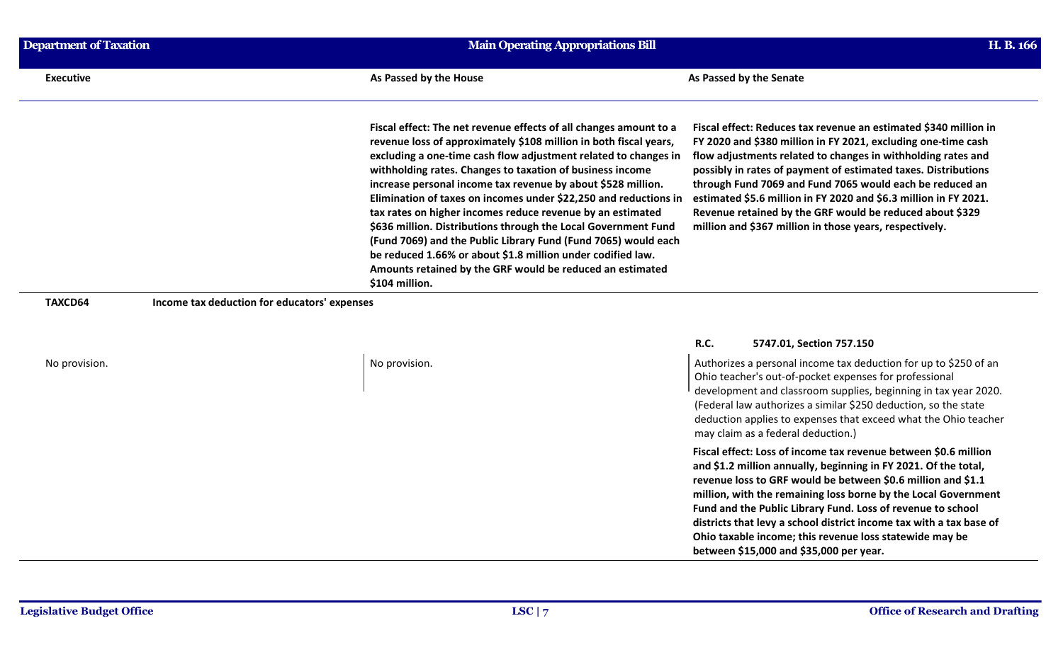| Executive | As Passed by the House | As Passed by the Senate |
|---|---|---|
| | **Fiscal effect: The net revenue effects of all changes amount to a revenue loss of approximately $108 million in both fiscal years, excluding a one-time cash flow adjustment related to changes in withholding rates. Changes to taxation of business income increase personal income tax revenue by about $528 million. Elimination of taxes on incomes under $22,250 and reductions in tax rates on higher incomes reduce revenue by an estimated $636 million. Distributions through the Local Government Fund (Fund 7069) and the Public Library Fund (Fund 7065) would each be reduced 1.66% or about $1.8 million under codified law. Amounts retained by the GRF would be reduced an estimated $104 million.** | **Fiscal effect: Reduces tax revenue an estimated $340 million in FY 2020 and $380 million in FY 2021, excluding one-time cash flow adjustments related to changes in withholding rates and possibly in rates of payment of estimated taxes. Distributions through Fund 7069 and Fund 7065 would each be reduced an estimated $5.6 million in FY 2020 and $6.3 million in FY 2021. Revenue retained by the GRF would be reduced about $329 million and $367 million in those years, respectively.** |
| **TAXCD64** **Income tax deduction for educators' expenses** | | |
| | | **R.C.** **5747.01, Section 757.150** |
| No provision. | No provision. | Authorizes a personal income tax deduction for up to $250 of an Ohio teacher's out-of-pocket expenses for professional development and classroom supplies, beginning in tax year 2020. (Federal law authorizes a similar $250 deduction, so the state deduction applies to expenses that exceed what the Ohio teacher may claim as a federal deduction.) |
| | | **Fiscal effect: Loss of income tax revenue between $0.6 million and $1.2 million annually, beginning in FY 2021. Of the total, revenue loss to GRF would be between $0.6 million and $1.1 million, with the remaining loss borne by the Local Government Fund and the Public Library Fund. Loss of revenue to school districts that levy a school district income tax with a tax base of Ohio taxable income; this revenue loss statewide may be between $15,000 and $35,000 per year.** |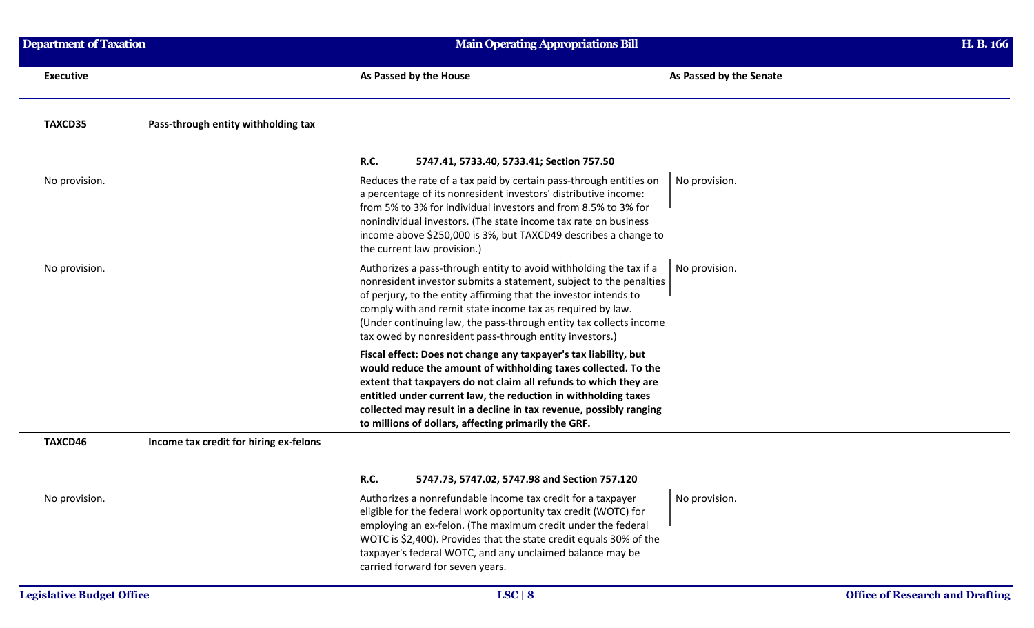| Executive | As Passed by the House | As Passed by the Senate |
|---|---|---|
| **TAXCD35** **Pass-through entity withholding tax** | | |
| | **R.C.** **5747.41, 5733.40, 5733.41; Section 757.50** | |
| No provision. | Reduces the rate of a tax paid by certain pass-through entities on a percentage of its nonresident investors' distributive income: from 5% to 3% for individual investors and from 8.5% to 3% for nonindividual investors. (The state income tax rate on business income above $250,000 is 3%, but TAXCD49 describes a change to the current law provision.) | No provision. |
| No provision. | Authorizes a pass-through entity to avoid withholding the tax if a nonresident investor submits a statement, subject to the penalties of perjury, to the entity affirming that the investor intends to comply with and remit state income tax as required by law. (Under continuing law, the pass-through entity tax collects income tax owed by nonresident pass-through entity investors.) | No provision. |
| | **Fiscal effect: Does not change any taxpayer's tax liability, but would reduce the amount of withholding taxes collected. To the extent that taxpayers do not claim all refunds to which they are entitled under current law, the reduction in withholding taxes collected may result in a decline in tax revenue, possibly ranging to millions of dollars, affecting primarily the GRF.** | |
| **TAXCD46** **Income tax credit for hiring ex-felons** | | |
| | **R.C.** **5747.73, 5747.02, 5747.98 and Section 757.120** | |
| No provision. | Authorizes a nonrefundable income tax credit for a taxpayer eligible for the federal work opportunity tax credit (WOTC) for employing an ex-felon. (The maximum credit under the federal WOTC is $2,400). Provides that the state credit equals 30% of the taxpayer's federal WOTC, and any unclaimed balance may be carried forward for seven years. | No provision. |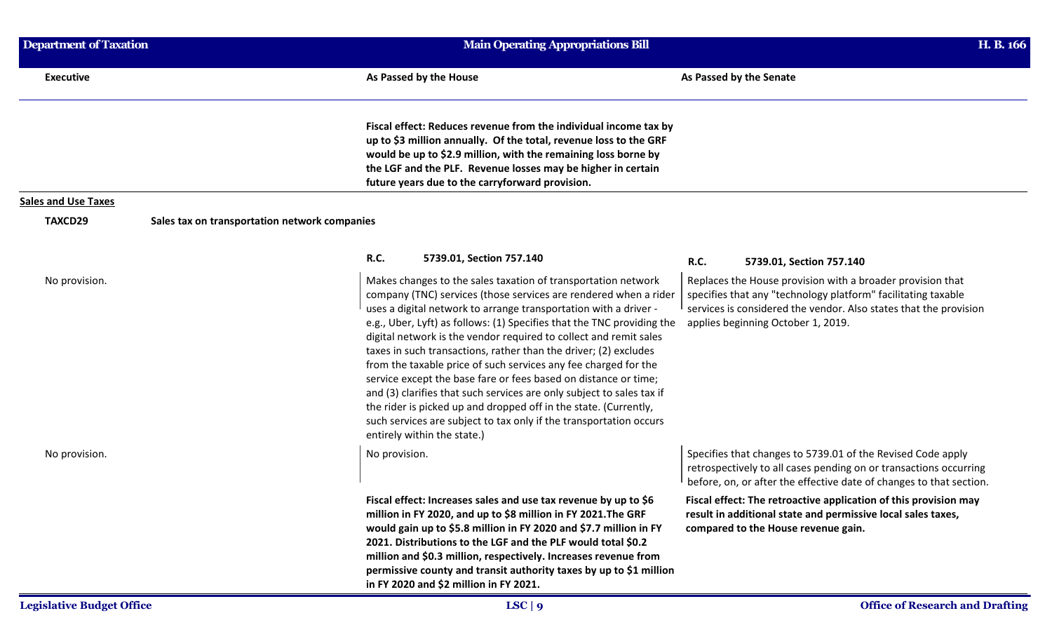| Executive | As Passed by the House | As Passed by the Senate |
|---|---|---|
| | **Fiscal effect: Reduces revenue from the individual income tax by up to $3 million annually. Of the total, revenue loss to the GRF would be up to $2.9 million, with the remaining loss borne by the LGF and the PLF. Revenue losses may be higher in certain future years due to the carryforward provision.** | |

**Sales and Use Taxes**

**TAXCD29** **Sales tax on transportation network companies**

| Executive | As Passed by the House | As Passed by the Senate |
|---|---|---|
| | **R.C. 5739.01, Section 757.140** | **R.C. 5739.01, Section 757.140** |
| No provision. | Makes changes to the sales taxation of transportation network company (TNC) services (those services are rendered when a rider uses a digital network to arrange transportation with a driver - e.g., Uber, Lyft) as follows: (1) Specifies that the TNC providing the digital network is the vendor required to collect and remit sales taxes in such transactions, rather than the driver; (2) excludes from the taxable price of such services any fee charged for the service except the base fare or fees based on distance or time; and (3) clarifies that such services are only subject to sales tax if the rider is picked up and dropped off in the state. (Currently, such services are subject to tax only if the transportation occurs entirely within the state.) | Replaces the House provision with a broader provision that specifies that any "technology platform" facilitating taxable services is considered the vendor. Also states that the provision applies beginning October 1, 2019. |
| No provision. | No provision. | Specifies that changes to 5739.01 of the Revised Code apply retrospectively to all cases pending on or transactions occurring before, on, or after the effective date of changes to that section. |
| | **Fiscal effect: Increases sales and use tax revenue by up to $6 million in FY 2020, and up to $8 million in FY 2021.The GRF would gain up to $5.8 million in FY 2020 and $7.7 million in FY 2021. Distributions to the LGF and the PLF would total $0.2 million and $0.3 million, respectively. Increases revenue from permissive county and transit authority taxes by up to $1 million in FY 2020 and $2 million in FY 2021.** | **Fiscal effect: The retroactive application of this provision may result in additional state and permissive local sales taxes, compared to the House revenue gain.** |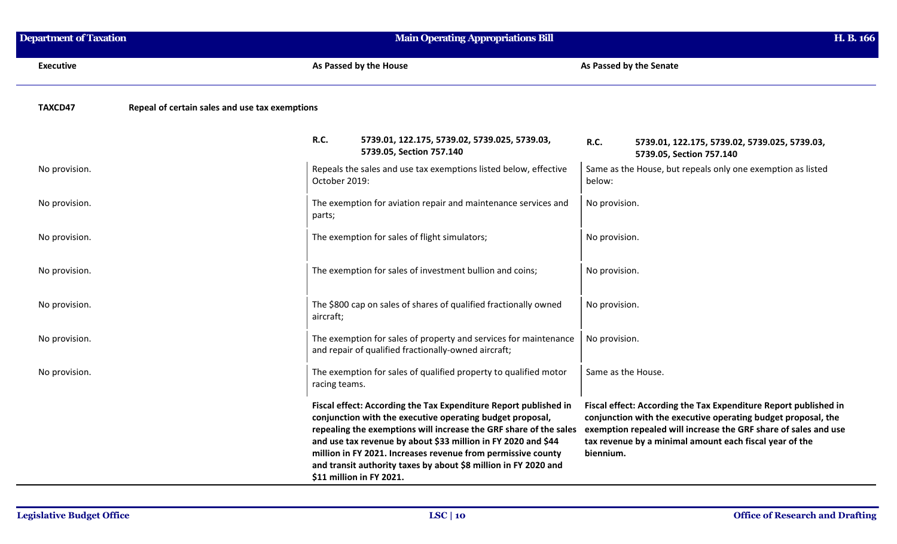| Executive | As Passed by the House | As Passed by the Senate |
|---|---|---|
| **TAXCD47** **Repeal of certain sales and use tax exemptions** | | |
| | **R.C.** **5739.01, 122.175, 5739.02, 5739.025, 5739.03, 5739.05, Section 757.140** | **R.C.** **5739.01, 122.175, 5739.02, 5739.025, 5739.03, 5739.05, Section 757.140** |
| No provision. | Repeals the sales and use tax exemptions listed below, effective October 2019: | Same as the House, but repeals only one exemption as listed below: |
| No provision. | The exemption for aviation repair and maintenance services and parts; | No provision. |
| No provision. | The exemption for sales of flight simulators; | No provision. |
| No provision. | The exemption for sales of investment bullion and coins; | No provision. |
| No provision. | The $800 cap on sales of shares of qualified fractionally owned aircraft; | No provision. |
| No provision. | The exemption for sales of property and services for maintenance and repair of qualified fractionally-owned aircraft; | No provision. |
| No provision. | The exemption for sales of qualified property to qualified motor racing teams. | Same as the House. |
| | **Fiscal effect: According the Tax Expenditure Report published in conjunction with the executive operating budget proposal, repealing the exemptions will increase the GRF share of the sales and use tax revenue by about $33 million in FY 2020 and $44 million in FY 2021. Increases revenue from permissive county and transit authority taxes by about $8 million in FY 2020 and $11 million in FY 2021.** | **Fiscal effect: According the Tax Expenditure Report published in conjunction with the executive operating budget proposal, the exemption repealed will increase the GRF share of sales and use tax revenue by a minimal amount each fiscal year of the biennium.** |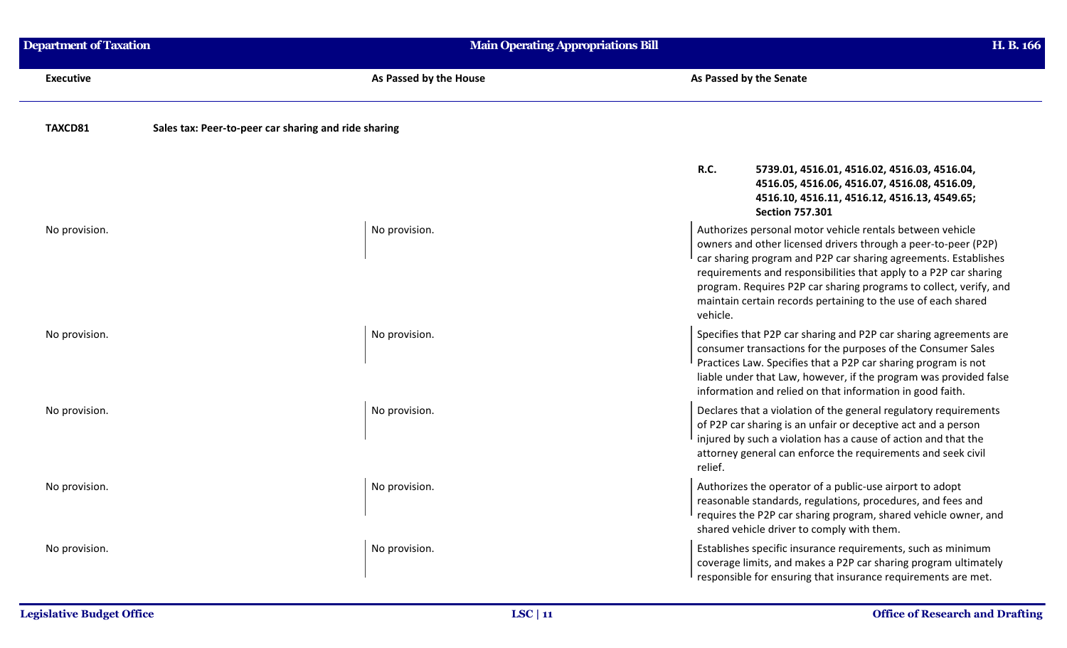| Executive | As Passed by the House | As Passed by the Senate |
|---|---|---|
| **TAXCD81** **Sales tax: Peer-to-peer car sharing and ride sharing** | | |
| | | **R.C. 5739.01, 4516.01, 4516.02, 4516.03, 4516.04, 4516.05, 4516.06, 4516.07, 4516.08, 4516.09, 4516.10, 4516.11, 4516.12, 4516.13, 4549.65; Section 757.301** |
| No provision. | No provision. | Authorizes personal motor vehicle rentals between vehicle owners and other licensed drivers through a peer-to-peer (P2P) car sharing program and P2P car sharing agreements. Establishes requirements and responsibilities that apply to a P2P car sharing program. Requires P2P car sharing programs to collect, verify, and maintain certain records pertaining to the use of each shared vehicle. |
| No provision. | No provision. | Specifies that P2P car sharing and P2P car sharing agreements are consumer transactions for the purposes of the Consumer Sales Practices Law. Specifies that a P2P car sharing program is not liable under that Law, however, if the program was provided false information and relied on that information in good faith. |
| No provision. | No provision. | Declares that a violation of the general regulatory requirements of P2P car sharing is an unfair or deceptive act and a person injured by such a violation has a cause of action and that the attorney general can enforce the requirements and seek civil relief. |
| No provision. | No provision. | Authorizes the operator of a public-use airport to adopt reasonable standards, regulations, procedures, and fees and requires the P2P car sharing program, shared vehicle owner, and shared vehicle driver to comply with them. |
| No provision. | No provision. | Establishes specific insurance requirements, such as minimum coverage limits, and makes a P2P car sharing program ultimately responsible for ensuring that insurance requirements are met. |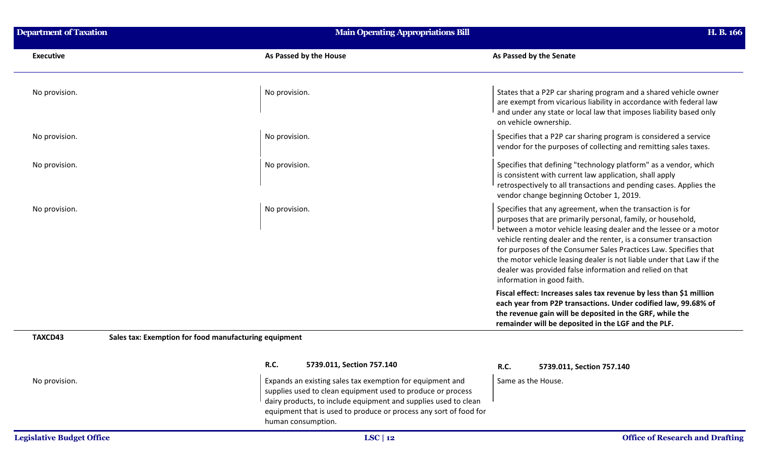| Executive | As Passed by the House | As Passed by the Senate |
|---|---|---|
| No provision. | No provision. | States that a P2P car sharing program and a shared vehicle owner are exempt from vicarious liability in accordance with federal law and under any state or local law that imposes liability based only on vehicle ownership. |
| No provision. | No provision. | Specifies that a P2P car sharing program is considered a service vendor for the purposes of collecting and remitting sales taxes. |
| No provision. | No provision. | Specifies that defining "technology platform" as a vendor, which is consistent with current law application, shall apply retrospectively to all transactions and pending cases. Applies the vendor change beginning October 1, 2019. |
| No provision. | No provision. | Specifies that any agreement, when the transaction is for purposes that are primarily personal, family, or household, between a motor vehicle leasing dealer and the lessee or a motor vehicle renting dealer and the renter, is a consumer transaction for purposes of the Consumer Sales Practices Law. Specifies that the motor vehicle leasing dealer is not liable under that Law if the dealer was provided false information and relied on that information in good faith. |
| | | **Fiscal effect: Increases sales tax revenue by less than $1 million each year from P2P transactions. Under codified law, 99.68% of the revenue gain will be deposited in the GRF, while the remainder will be deposited in the LGF and the PLF.** |

**TAXCD43** **Sales tax: Exemption for food manufacturing equipment**

| Executive | As Passed by the House | As Passed by the Senate |
|---|---|---|
| | **R.C. 5739.011, Section 757.140** | **R.C. 5739.011, Section 757.140** |
| No provision. | Expands an existing sales tax exemption for equipment and supplies used to clean equipment used to produce or process dairy products, to include equipment and supplies used to clean equipment that is used to produce or process any sort of food for human consumption. | Same as the House. |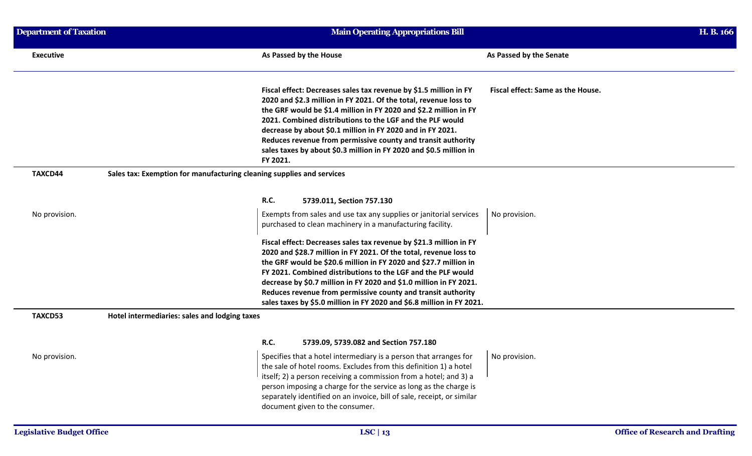| Executive | As Passed by the House | As Passed by the Senate |
|---|---|---|
| | **Fiscal effect: Decreases sales tax revenue by $1.5 million in FY 2020 and $2.3 million in FY 2021. Of the total, revenue loss to the GRF would be $1.4 million in FY 2020 and $2.2 million in FY 2021. Combined distributions to the LGF and the PLF would decrease by about $0.1 million in FY 2020 and in FY 2021. Reduces revenue from permissive county and transit authority sales taxes by about $0.3 million in FY 2020 and $0.5 million in FY 2021.** | **Fiscal effect: Same as the House.** |

**TAXCD44** **Sales tax: Exemption for manufacturing cleaning supplies and services**

| Executive | As Passed by the House | As Passed by the Senate |
|---|---|---|
| | **R.C. 5739.011, Section 757.130** | |
| No provision. | Exempts from sales and use tax any supplies or janitorial services purchased to clean machinery in a manufacturing facility. | No provision. |
| | **Fiscal effect: Decreases sales tax revenue by $21.3 million in FY 2020 and $28.7 million in FY 2021. Of the total, revenue loss to the GRF would be $20.6 million in FY 2020 and $27.7 million in FY 2021. Combined distributions to the LGF and the PLF would decrease by $0.7 million in FY 2020 and $1.0 million in FY 2021. Reduces revenue from permissive county and transit authority sales taxes by $5.0 million in FY 2020 and $6.8 million in FY 2021.** | |

**TAXCD53** **Hotel intermediaries: sales and lodging taxes**

| Executive | As Passed by the House | As Passed by the Senate |
|---|---|---|
| | **R.C. 5739.09, 5739.082 and Section 757.180** | |
| No provision. | Specifies that a hotel intermediary is a person that arranges for the sale of hotel rooms. Excludes from this definition 1) a hotel itself; 2) a person receiving a commission from a hotel; and 3) a person imposing a charge for the service as long as the charge is separately identified on an invoice, bill of sale, receipt, or similar document given to the consumer. | No provision. |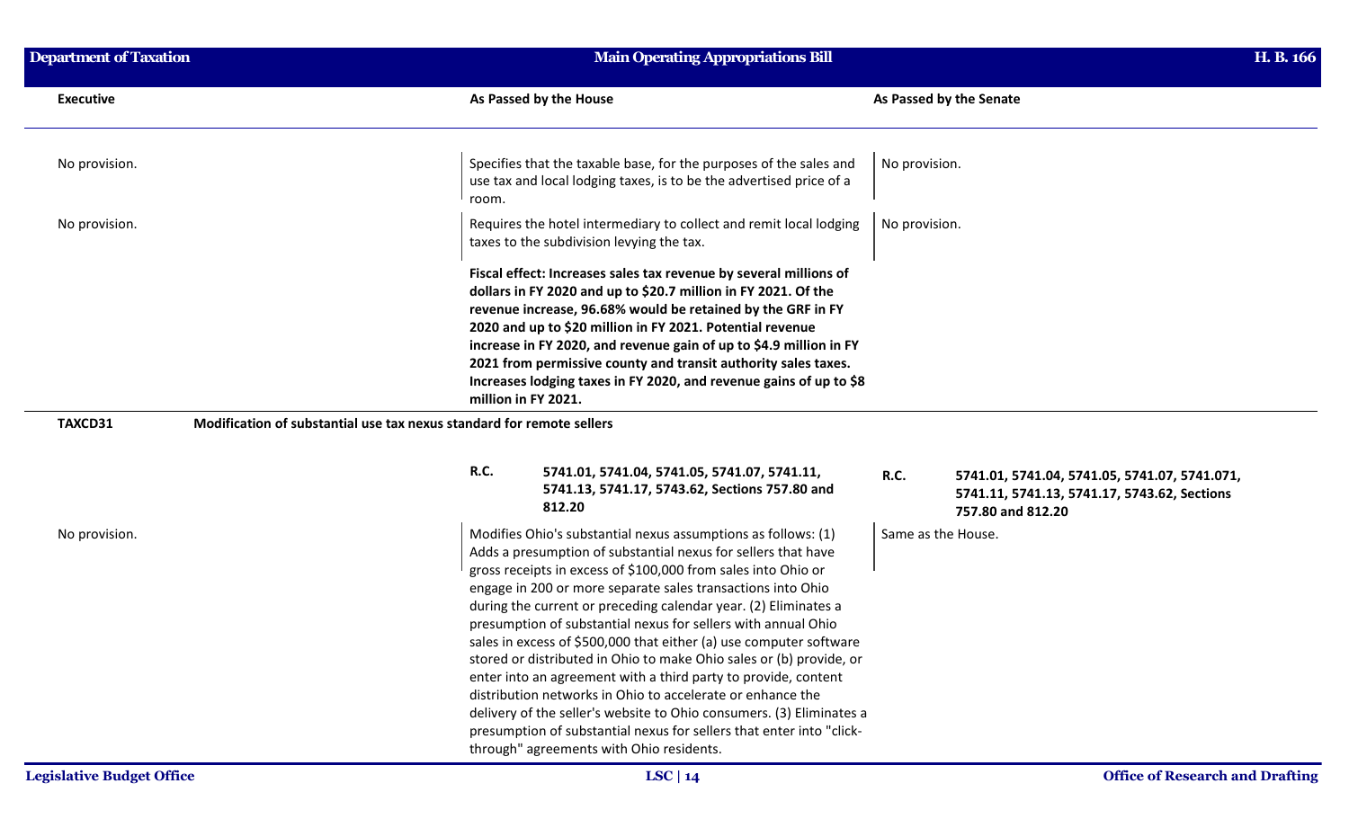| Executive | As Passed by the House | As Passed by the Senate |
|---|---|---|
| No provision. | Specifies that the taxable base, for the purposes of the sales and use tax and local lodging taxes, is to be the advertised price of a room. | No provision. |
| No provision. | Requires the hotel intermediary to collect and remit local lodging taxes to the subdivision levying the tax. | No provision. |
| | **Fiscal effect: Increases sales tax revenue by several millions of dollars in FY 2020 and up to $20.7 million in FY 2021. Of the revenue increase, 96.68% would be retained by the GRF in FY 2020 and up to $20 million in FY 2021. Potential revenue increase in FY 2020, and revenue gain of up to $4.9 million in FY 2021 from permissive county and transit authority sales taxes. Increases lodging taxes in FY 2020, and revenue gains of up to $8 million in FY 2021.** | |

**TAXCD31** **Modification of substantial use tax nexus standard for remote sellers**

| Executive | As Passed by the House | As Passed by the Senate |
|---|---|---|
| | **R.C.** **5741.01, 5741.04, 5741.05, 5741.07, 5741.11, 5741.13, 5741.17, 5743.62, Sections 757.80 and 812.20** | **R.C.** **5741.01, 5741.04, 5741.05, 5741.07, 5741.071, 5741.11, 5741.13, 5741.17, 5743.62, Sections 757.80 and 812.20** |
| No provision. | Modifies Ohio's substantial nexus assumptions as follows: (1) Adds a presumption of substantial nexus for sellers that have gross receipts in excess of $100,000 from sales into Ohio or engage in 200 or more separate sales transactions into Ohio during the current or preceding calendar year. (2) Eliminates a presumption of substantial nexus for sellers with annual Ohio sales in excess of $500,000 that either (a) use computer software stored or distributed in Ohio to make Ohio sales or (b) provide, or enter into an agreement with a third party to provide, content distribution networks in Ohio to accelerate or enhance the delivery of the seller's website to Ohio consumers. (3) Eliminates a presumption of substantial nexus for sellers that enter into "click-through" agreements with Ohio residents. | Same as the House. |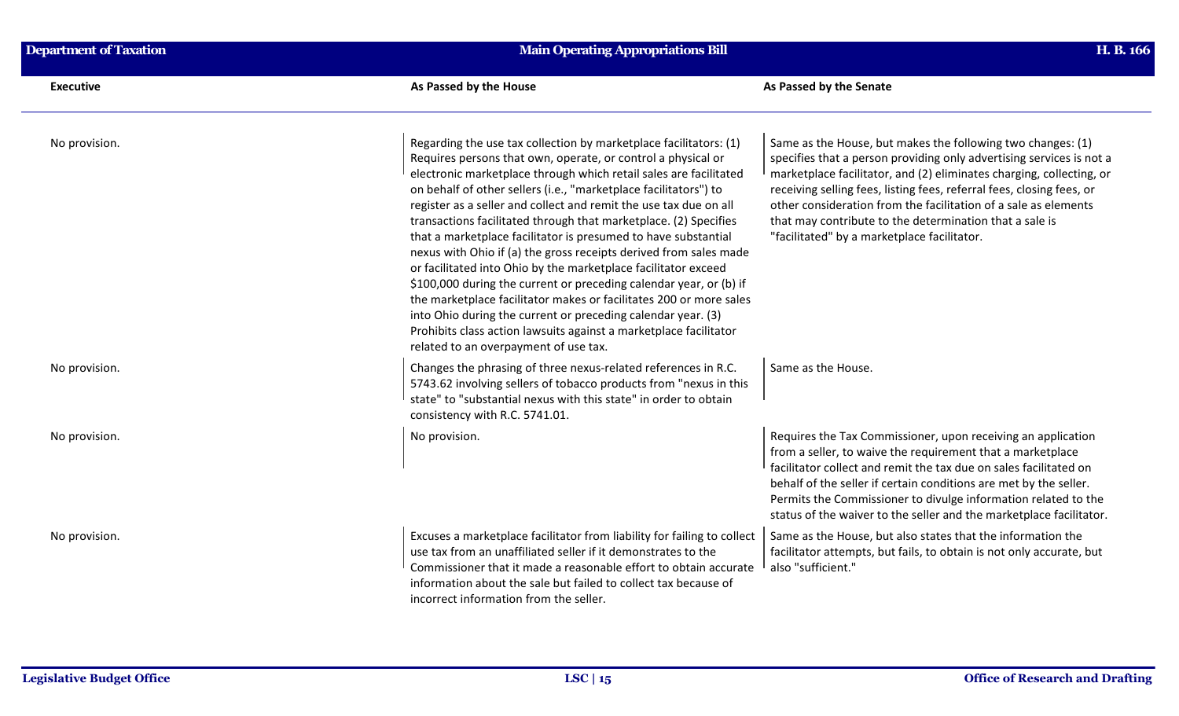| Executive | As Passed by the House | As Passed by the Senate |
|---|---|---|
| No provision. | Regarding the use tax collection by marketplace facilitators: (1) Requires persons that own, operate, or control a physical or electronic marketplace through which retail sales are facilitated on behalf of other sellers (i.e., "marketplace facilitators") to register as a seller and collect and remit the use tax due on all transactions facilitated through that marketplace. (2) Specifies that a marketplace facilitator is presumed to have substantial nexus with Ohio if (a) the gross receipts derived from sales made or facilitated into Ohio by the marketplace facilitator exceed $100,000 during the current or preceding calendar year, or (b) if the marketplace facilitator makes or facilitates 200 or more sales into Ohio during the current or preceding calendar year. (3) Prohibits class action lawsuits against a marketplace facilitator related to an overpayment of use tax. | Same as the House, but makes the following two changes: (1) specifies that a person providing only advertising services is not a marketplace facilitator, and (2) eliminates charging, collecting, or receiving selling fees, listing fees, referral fees, closing fees, or other consideration from the facilitation of a sale as elements that may contribute to the determination that a sale is "facilitated" by a marketplace facilitator. |
| No provision. | Changes the phrasing of three nexus-related references in R.C. 5743.62 involving sellers of tobacco products from "nexus in this state" to "substantial nexus with this state" in order to obtain consistency with R.C. 5741.01. | Same as the House. |
| No provision. | No provision. | Requires the Tax Commissioner, upon receiving an application from a seller, to waive the requirement that a marketplace facilitator collect and remit the tax due on sales facilitated on behalf of the seller if certain conditions are met by the seller. Permits the Commissioner to divulge information related to the status of the waiver to the seller and the marketplace facilitator. |
| No provision. | Excuses a marketplace facilitator from liability for failing to collect use tax from an unaffiliated seller if it demonstrates to the Commissioner that it made a reasonable effort to obtain accurate information about the sale but failed to collect tax because of incorrect information from the seller. | Same as the House, but also states that the information the facilitator attempts, but fails, to obtain is not only accurate, but also "sufficient." |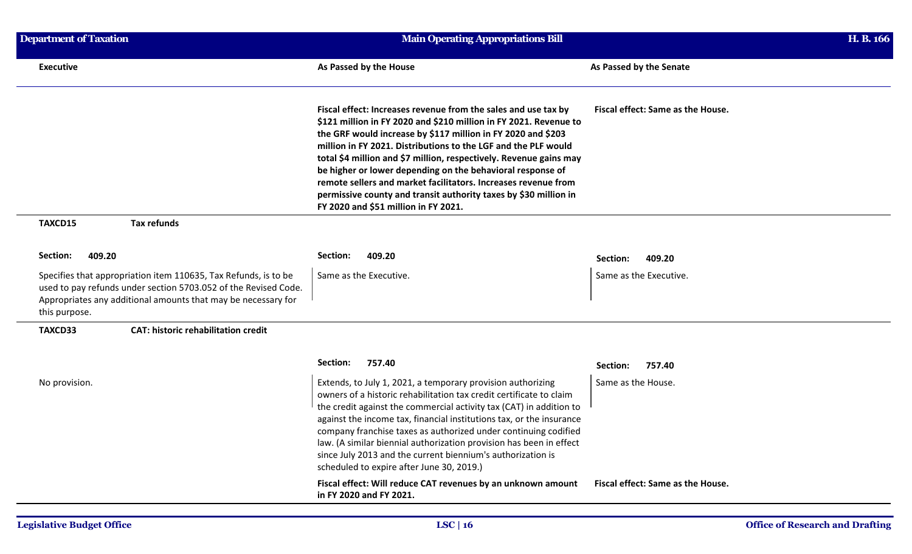| Executive | As Passed by the House | As Passed by the Senate |
|---|---|---|
| | **Fiscal effect: Increases revenue from the sales and use tax by $121 million in FY 2020 and $210 million in FY 2021. Revenue to the GRF would increase by $117 million in FY 2020 and $203 million in FY 2021. Distributions to the LGF and the PLF would total $4 million and $7 million, respectively. Revenue gains may be higher or lower depending on the behavioral response of remote sellers and market facilitators. Increases revenue from permissive county and transit authority taxes by $30 million in FY 2020 and $51 million in FY 2021.** | **Fiscal effect: Same as the House.** |
| **TAXCD15** **Tax refunds** | | |
| **Section: 409.20** | **Section: 409.20** | **Section: 409.20** |
| Specifies that appropriation item 110635, Tax Refunds, is to be used to pay refunds under section 5703.052 of the Revised Code. Appropriates any additional amounts that may be necessary for this purpose. | Same as the Executive. | Same as the Executive. |
| **TAXCD33** **CAT: historic rehabilitation credit** | | |
| | **Section: 757.40** | **Section: 757.40** |
| No provision. | Extends, to July 1, 2021, a temporary provision authorizing owners of a historic rehabilitation tax credit certificate to claim the credit against the commercial activity tax (CAT) in addition to against the income tax, financial institutions tax, or the insurance company franchise taxes as authorized under continuing codified law. (A similar biennial authorization provision has been in effect since July 2013 and the current biennium's authorization is scheduled to expire after June 30, 2019.) | Same as the House. |
| | **Fiscal effect: Will reduce CAT revenues by an unknown amount in FY 2020 and FY 2021.** | **Fiscal effect: Same as the House.** |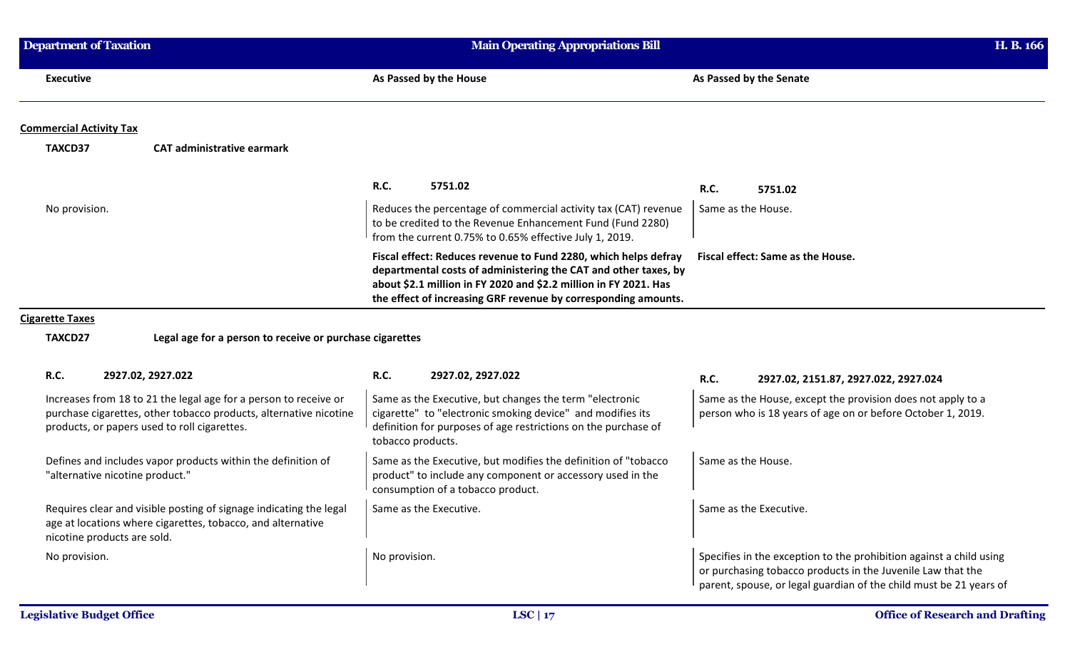| Executive | As Passed by the House | As Passed by the Senate |
|---|---|---|

**Commercial Activity Tax**

**TAXCD37 CAT administrative earmark**

| Executive | As Passed by the House | As Passed by the Senate |
|---|---|---|
| | **R.C. 5751.02** | **R.C. 5751.02** |
| No provision. | Reduces the percentage of commercial activity tax (CAT) revenue to be credited to the Revenue Enhancement Fund (Fund 2280) from the current 0.75% to 0.65% effective July 1, 2019. | Same as the House. |
| | **Fiscal effect: Reduces revenue to Fund 2280, which helps defray departmental costs of administering the CAT and other taxes, by about $2.1 million in FY 2020 and $2.2 million in FY 2021. Has the effect of increasing GRF revenue by corresponding amounts.** | **Fiscal effect: Same as the House.** |

**Cigarette Taxes**

**TAXCD27 Legal age for a person to receive or purchase cigarettes**

| Executive | As Passed by the House | As Passed by the Senate |
|---|---|---|
| **R.C. 2927.02, 2927.022** | **R.C. 2927.02, 2927.022** | **R.C. 2927.02, 2151.87, 2927.022, 2927.024** |
| Increases from 18 to 21 the legal age for a person to receive or purchase cigarettes, other tobacco products, alternative nicotine products, or papers used to roll cigarettes. | Same as the Executive, but changes the term "electronic cigarette" to "electronic smoking device" and modifies its definition for purposes of age restrictions on the purchase of tobacco products. | Same as the House, except the provision does not apply to a person who is 18 years of age on or before October 1, 2019. |
| Defines and includes vapor products within the definition of "alternative nicotine product." | Same as the Executive, but modifies the definition of "tobacco product" to include any component or accessory used in the consumption of a tobacco product. | Same as the House. |
| Requires clear and visible posting of signage indicating the legal age at locations where cigarettes, tobacco, and alternative nicotine products are sold. | Same as the Executive. | Same as the Executive. |
| No provision. | No provision. | Specifies in the exception to the prohibition against a child using or purchasing tobacco products in the Juvenile Law that the parent, spouse, or legal guardian of the child must be 21 years of |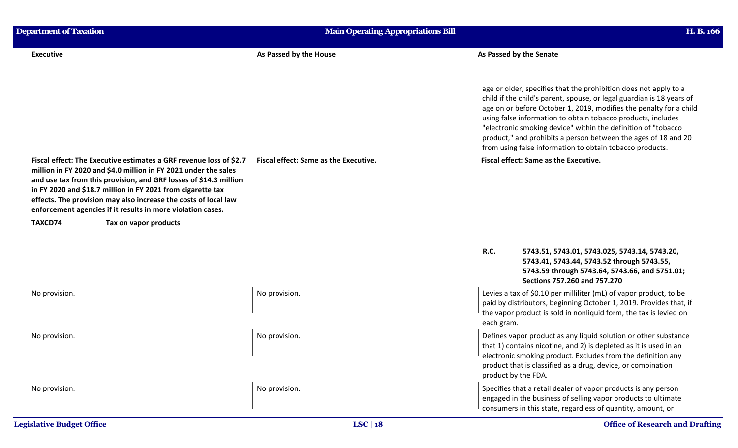| Executive | As Passed by the House | As Passed by the Senate |
|---|---|---|
| | | age or older, specifies that the prohibition does not apply to a child if the child's parent, spouse, or legal guardian is 18 years of age on or before October 1, 2019, modifies the penalty for a child using false information to obtain tobacco products, includes "electronic smoking device" within the definition of "tobacco product," and prohibits a person between the ages of 18 and 20 from using false information to obtain tobacco products. |
| **Fiscal effect: The Executive estimates a GRF revenue loss of $2.7 million in FY 2020 and $4.0 million in FY 2021 under the sales and use tax from this provision, and GRF losses of $14.3 million in FY 2020 and $18.7 million in FY 2021 from cigarette tax effects. The provision may also increase the costs of local law enforcement agencies if it results in more violation cases.** | **Fiscal effect: Same as the Executive.** | **Fiscal effect: Same as the Executive.** |

**TAXCD74** **Tax on vapor products**

| Executive | As Passed by the House | As Passed by the Senate |
|---|---|---|
| | | **R.C. 5743.51, 5743.01, 5743.025, 5743.14, 5743.20, 5743.41, 5743.44, 5743.52 through 5743.55, 5743.59 through 5743.64, 5743.66, and 5751.01; Sections 757.260 and 757.270** |
| No provision. | No provision. | Levies a tax of $0.10 per milliliter (mL) of vapor product, to be paid by distributors, beginning October 1, 2019. Provides that, if the vapor product is sold in nonliquid form, the tax is levied on each gram. |
| No provision. | No provision. | Defines vapor product as any liquid solution or other substance that 1) contains nicotine, and 2) is depleted as it is used in an electronic smoking product. Excludes from the definition any product that is classified as a drug, device, or combination product by the FDA. |
| No provision. | No provision. | Specifies that a retail dealer of vapor products is any person engaged in the business of selling vapor products to ultimate consumers in this state, regardless of quantity, amount, or |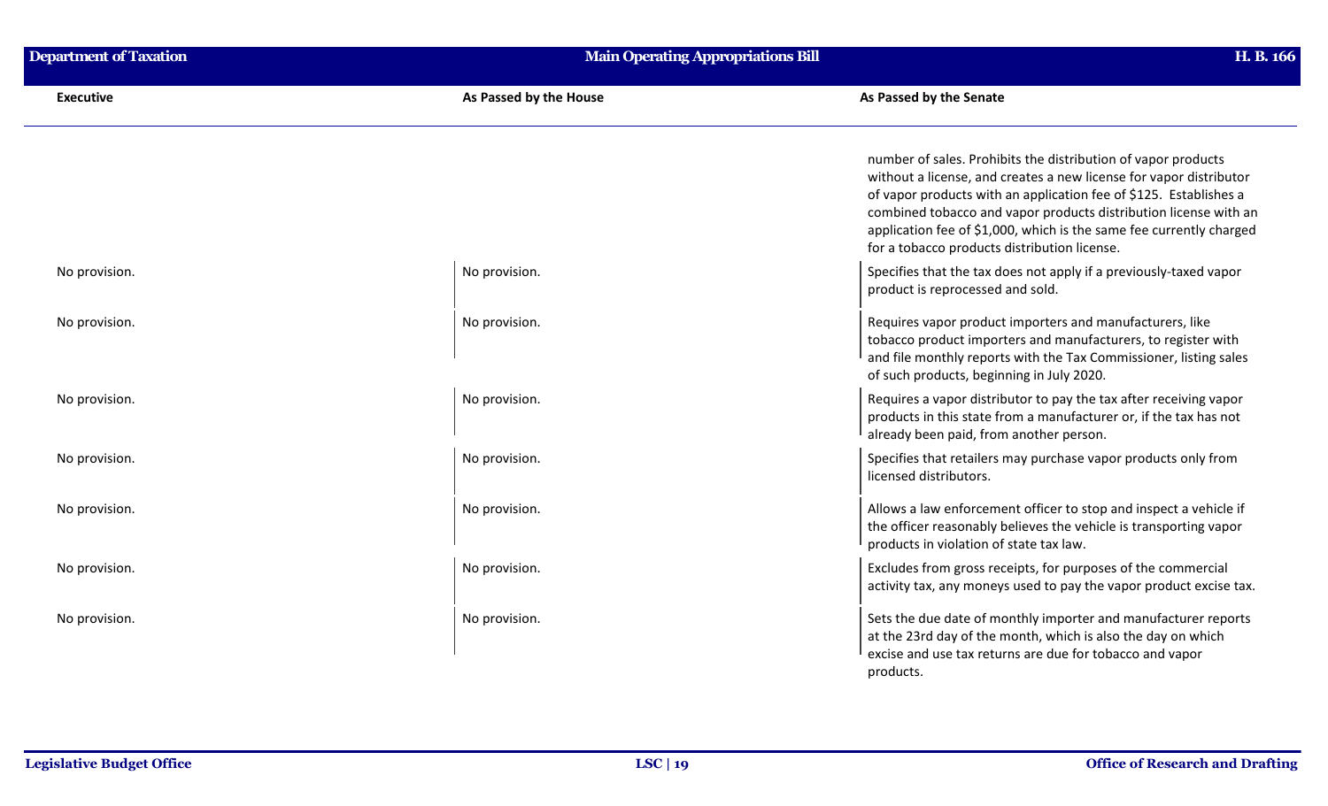| Executive | As Passed by the House | As Passed by the Senate |
|---|---|---|
| | | number of sales. Prohibits the distribution of vapor products without a license, and creates a new license for vapor distributor of vapor products with an application fee of $125. Establishes a combined tobacco and vapor products distribution license with an application fee of $1,000, which is the same fee currently charged for a tobacco products distribution license. |
| No provision. | No provision. | Specifies that the tax does not apply if a previously-taxed vapor product is reprocessed and sold. |
| No provision. | No provision. | Requires vapor product importers and manufacturers, like tobacco product importers and manufacturers, to register with and file monthly reports with the Tax Commissioner, listing sales of such products, beginning in July 2020. |
| No provision. | No provision. | Requires a vapor distributor to pay the tax after receiving vapor products in this state from a manufacturer or, if the tax has not already been paid, from another person. |
| No provision. | No provision. | Specifies that retailers may purchase vapor products only from licensed distributors. |
| No provision. | No provision. | Allows a law enforcement officer to stop and inspect a vehicle if the officer reasonably believes the vehicle is transporting vapor products in violation of state tax law. |
| No provision. | No provision. | Excludes from gross receipts, for purposes of the commercial activity tax, any moneys used to pay the vapor product excise tax. |
| No provision. | No provision. | Sets the due date of monthly importer and manufacturer reports at the 23rd day of the month, which is also the day on which excise and use tax returns are due for tobacco and vapor products. |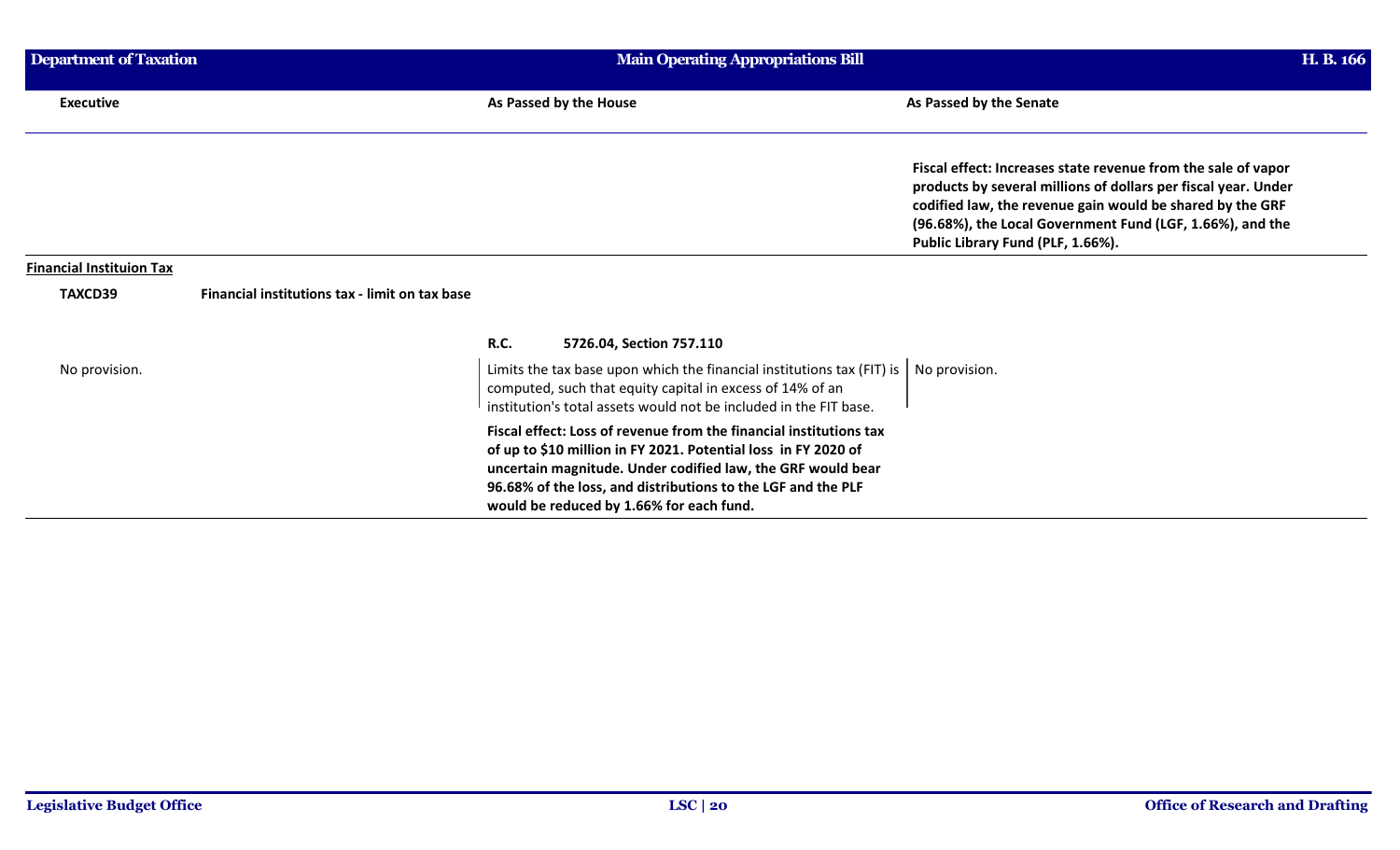| Executive | As Passed by the House | As Passed by the Senate |
| --- | --- | --- |
| | | **Fiscal effect: Increases state revenue from the sale of vapor products by several millions of dollars per fiscal year. Under codified law, the revenue gain would be shared by the GRF (96.68%), the Local Government Fund (LGF, 1.66%), and the Public Library Fund (PLF, 1.66%).** |

**Financial Instituion Tax**

**TAXCD39** **Financial institutions tax - limit on tax base**

| Executive | As Passed by the House | As Passed by the Senate |
| --- | --- | --- |
| | **R.C. 5726.04, Section 757.110** | |
| No provision. | Limits the tax base upon which the financial institutions tax (FIT) is computed, such that equity capital in excess of 14% of an institution's total assets would not be included in the FIT base. | No provision. |
| | **Fiscal effect: Loss of revenue from the financial institutions tax of up to $10 million in FY 2021. Potential loss in FY 2020 of uncertain magnitude. Under codified law, the GRF would bear 96.68% of the loss, and distributions to the LGF and the PLF would be reduced by 1.66% for each fund.** | |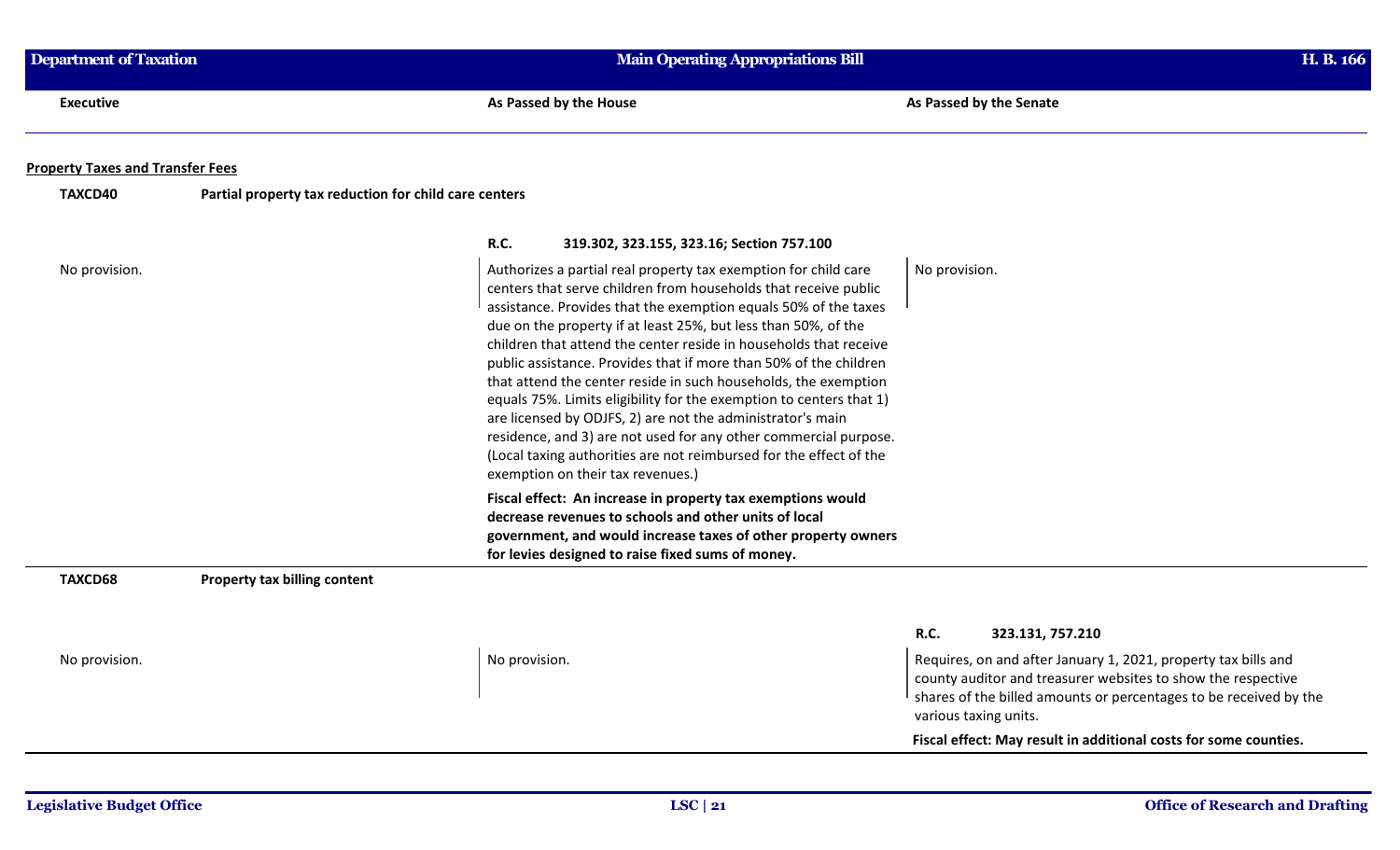| Executive | As Passed by the House | As Passed by the Senate |
|---|---|---|

## Property Taxes and Transfer Fees

**TAXCD40** **Partial property tax reduction for child care centers**

| Executive | As Passed by the House | As Passed by the Senate |
|---|---|---|
| | **R.C.** **319.302, 323.155, 323.16; Section 757.100** | |
| No provision. | Authorizes a partial real property tax exemption for child care centers that serve children from households that receive public assistance. Provides that the exemption equals 50% of the taxes due on the property if at least 25%, but less than 50%, of the children that attend the center reside in households that receive public assistance. Provides that if more than 50% of the children that attend the center reside in such households, the exemption equals 75%. Limits eligibility for the exemption to centers that 1) are licensed by ODJFS, 2) are not the administrator's main residence, and 3) are not used for any other commercial purpose. (Local taxing authorities are not reimbursed for the effect of the exemption on their tax revenues.) | No provision. |
| | **Fiscal effect: An increase in property tax exemptions would decrease revenues to schools and other units of local government, and would increase taxes of other property owners for levies designed to raise fixed sums of money.** | |

**TAXCD68** **Property tax billing content**

| Executive | As Passed by the House | As Passed by the Senate |
|---|---|---|
| | | **R.C.** **323.131, 757.210** |
| No provision. | No provision. | Requires, on and after January 1, 2021, property tax bills and county auditor and treasurer websites to show the respective shares of the billed amounts or percentages to be received by the various taxing units. |
| | | **Fiscal effect: May result in additional costs for some counties.** |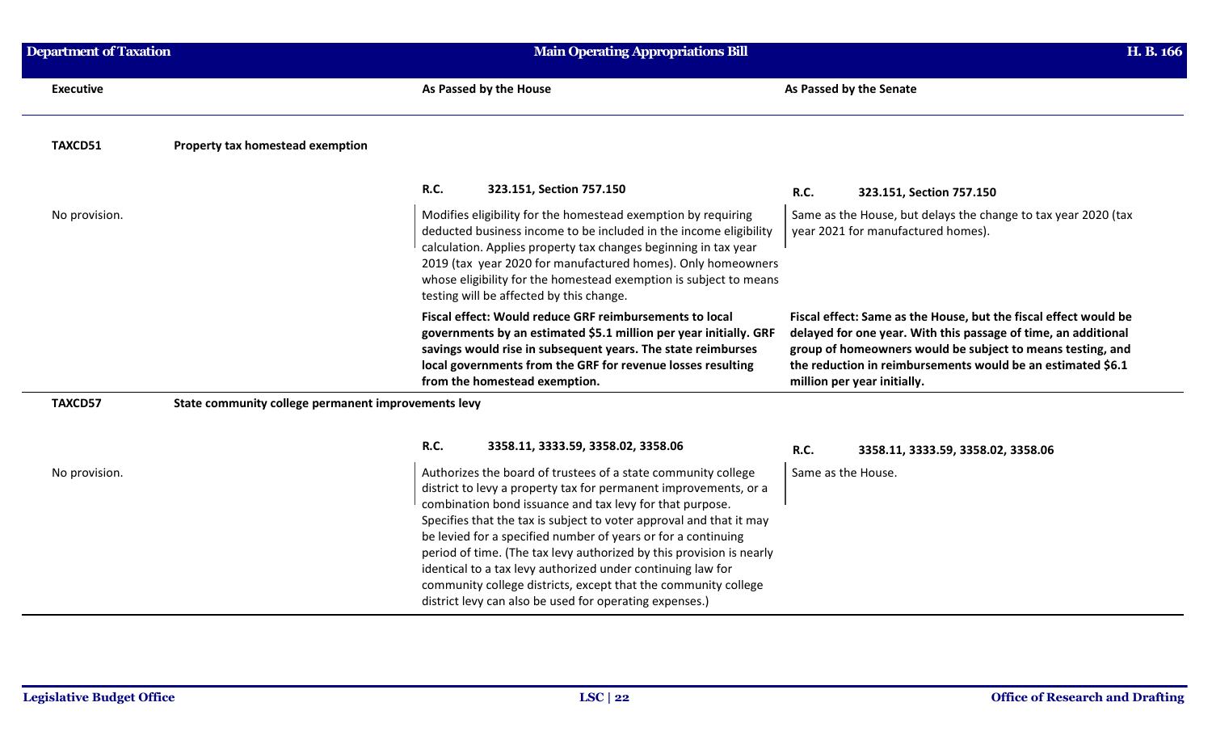| Executive | As Passed by the House | As Passed by the Senate |
|---|---|---|
| **TAXCD51** **Property tax homestead exemption** | | |
| | **R.C. 323.151, Section 757.150** | **R.C. 323.151, Section 757.150** |
| No provision. | Modifies eligibility for the homestead exemption by requiring deducted business income to be included in the income eligibility calculation. Applies property tax changes beginning in tax year 2019 (tax year 2020 for manufactured homes). Only homeowners whose eligibility for the homestead exemption is subject to means testing will be affected by this change. | Same as the House, but delays the change to tax year 2020 (tax year 2021 for manufactured homes). |
| | **Fiscal effect: Would reduce GRF reimbursements to local governments by an estimated \$5.1 million per year initially. GRF savings would rise in subsequent years. The state reimburses local governments from the GRF for revenue losses resulting from the homestead exemption.** | **Fiscal effect: Same as the House, but the fiscal effect would be delayed for one year. With this passage of time, an additional group of homeowners would be subject to means testing, and the reduction in reimbursements would be an estimated \$6.1 million per year initially.** |
| **TAXCD57** **State community college permanent improvements levy** | | |
| | **R.C. 3358.11, 3333.59, 3358.02, 3358.06** | **R.C. 3358.11, 3333.59, 3358.02, 3358.06** |
| No provision. | Authorizes the board of trustees of a state community college district to levy a property tax for permanent improvements, or a combination bond issuance and tax levy for that purpose. Specifies that the tax is subject to voter approval and that it may be levied for a specified number of years or for a continuing period of time. (The tax levy authorized by this provision is nearly identical to a tax levy authorized under continuing law for community college districts, except that the community college district levy can also be used for operating expenses.) | Same as the House. |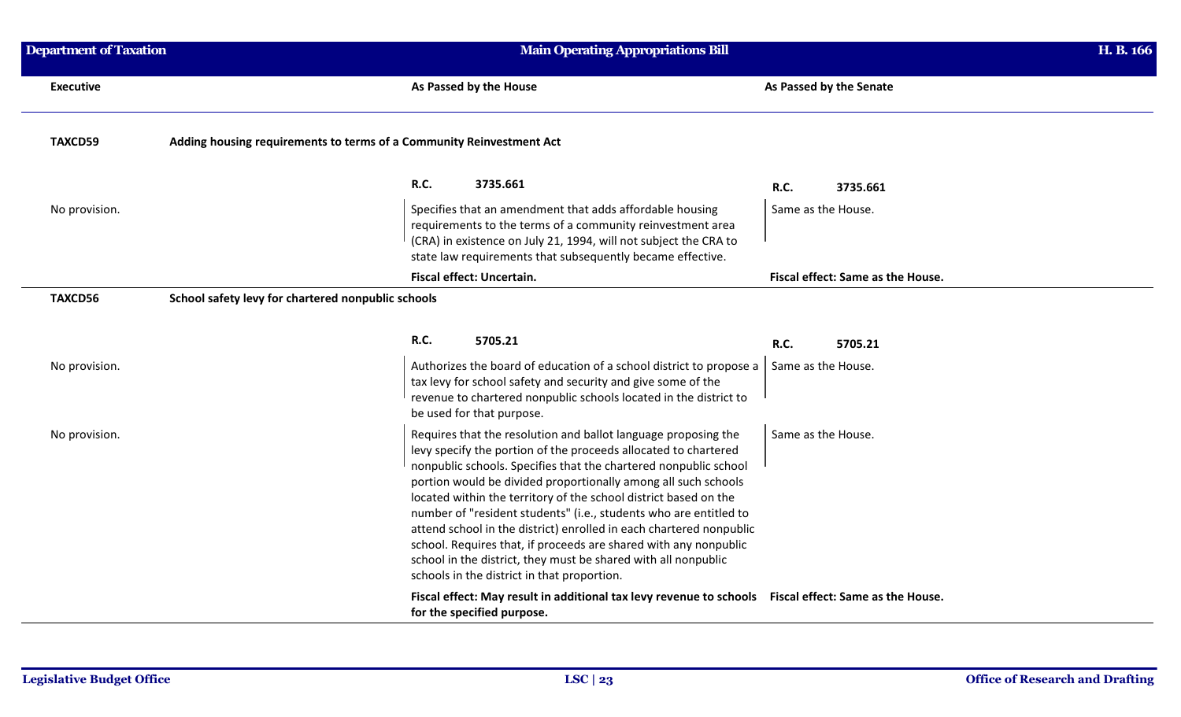| Executive | As Passed by the House | As Passed by the Senate |
|---|---|---|
| **TAXCD59** | **Adding housing requirements to terms of a Community Reinvestment Act** | |
| | **R.C. 3735.661** | **R.C. 3735.661** |
| No provision. | Specifies that an amendment that adds affordable housing requirements to the terms of a community reinvestment area (CRA) in existence on July 21, 1994, will not subject the CRA to state law requirements that subsequently became effective. | Same as the House. |
| | **Fiscal effect: Uncertain.** | **Fiscal effect: Same as the House.** |
| **TAXCD56** | **School safety levy for chartered nonpublic schools** | |
| | **R.C. 5705.21** | **R.C. 5705.21** |
| No provision. | Authorizes the board of education of a school district to propose a tax levy for school safety and security and give some of the revenue to chartered nonpublic schools located in the district to be used for that purpose. | Same as the House. |
| No provision. | Requires that the resolution and ballot language proposing the levy specify the portion of the proceeds allocated to chartered nonpublic schools. Specifies that the chartered nonpublic school portion would be divided proportionally among all such schools located within the territory of the school district based on the number of "resident students" (i.e., students who are entitled to attend school in the district) enrolled in each chartered nonpublic school. Requires that, if proceeds are shared with any nonpublic school in the district, they must be shared with all nonpublic schools in the district in that proportion. | Same as the House. |
| | **Fiscal effect: May result in additional tax levy revenue to schools for the specified purpose.** | **Fiscal effect: Same as the House.** |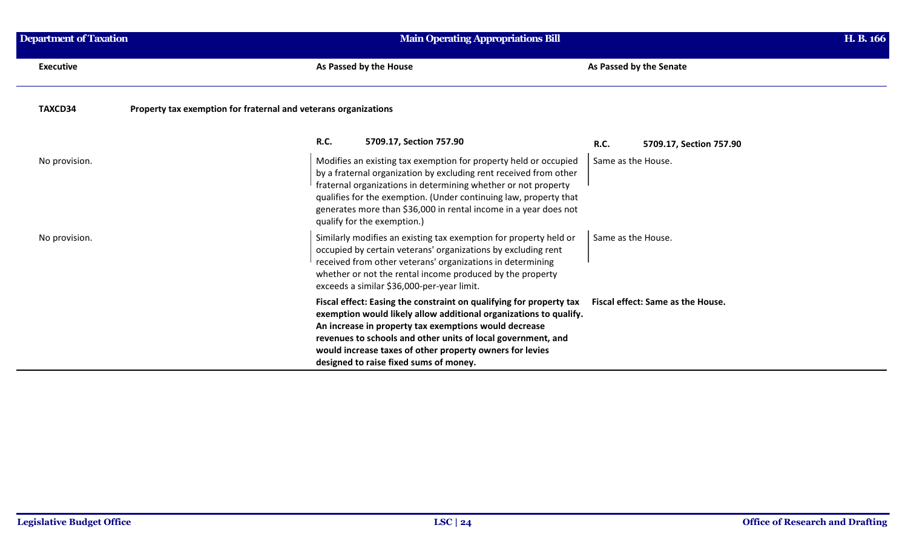| Executive | As Passed by the House | As Passed by the Senate |
|---|---|---|
| **TAXCD34** **Property tax exemption for fraternal and veterans organizations** | | |
| | **R.C.** **5709.17, Section 757.90** | **R.C.** **5709.17, Section 757.90** |
| No provision. | Modifies an existing tax exemption for property held or occupied by a fraternal organization by excluding rent received from other fraternal organizations in determining whether or not property qualifies for the exemption. (Under continuing law, property that generates more than $36,000 in rental income in a year does not qualify for the exemption.) | Same as the House. |
| No provision. | Similarly modifies an existing tax exemption for property held or occupied by certain veterans' organizations by excluding rent received from other veterans' organizations in determining whether or not the rental income produced by the property exceeds a similar $36,000-per-year limit. | Same as the House. |
| | **Fiscal effect: Easing the constraint on qualifying for property tax exemption would likely allow additional organizations to qualify. An increase in property tax exemptions would decrease revenues to schools and other units of local government, and would increase taxes of other property owners for levies designed to raise fixed sums of money.** | **Fiscal effect: Same as the House.** |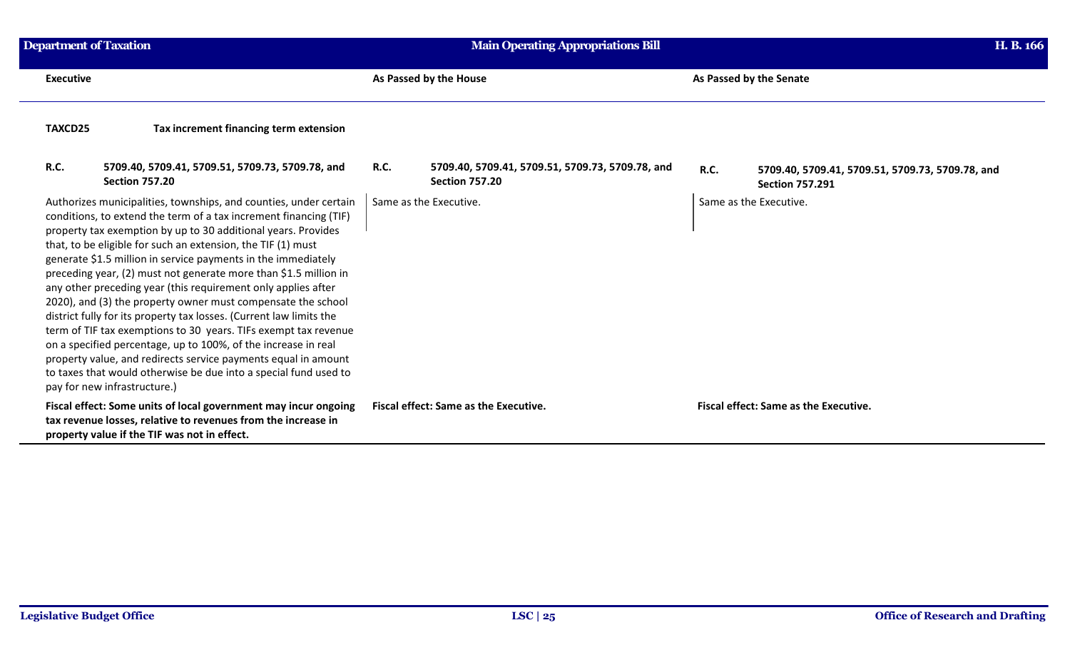| Executive | As Passed by the House | As Passed by the Senate |
|---|---|---|
| **TAXCD25** **Tax increment financing term extension** | | |
| **R.C.** **5709.40, 5709.41, 5709.51, 5709.73, 5709.78, and Section 757.20** | **R.C.** **5709.40, 5709.41, 5709.51, 5709.73, 5709.78, and Section 757.20** | **R.C.** **5709.40, 5709.41, 5709.51, 5709.73, 5709.78, and Section 757.291** |
| Authorizes municipalities, townships, and counties, under certain conditions, to extend the term of a tax increment financing (TIF) property tax exemption by up to 30 additional years. Provides that, to be eligible for such an extension, the TIF (1) must generate $1.5 million in service payments in the immediately preceding year, (2) must not generate more than $1.5 million in any other preceding year (this requirement only applies after 2020), and (3) the property owner must compensate the school district fully for its property tax losses. (Current law limits the term of TIF tax exemptions to 30 years. TIFs exempt tax revenue on a specified percentage, up to 100%, of the increase in real property value, and redirects service payments equal in amount to taxes that would otherwise be due into a special fund used to pay for new infrastructure.) | Same as the Executive. | Same as the Executive. |
| **Fiscal effect: Some units of local government may incur ongoing tax revenue losses, relative to revenues from the increase in property value if the TIF was not in effect.** | **Fiscal effect: Same as the Executive.** | **Fiscal effect: Same as the Executive.** |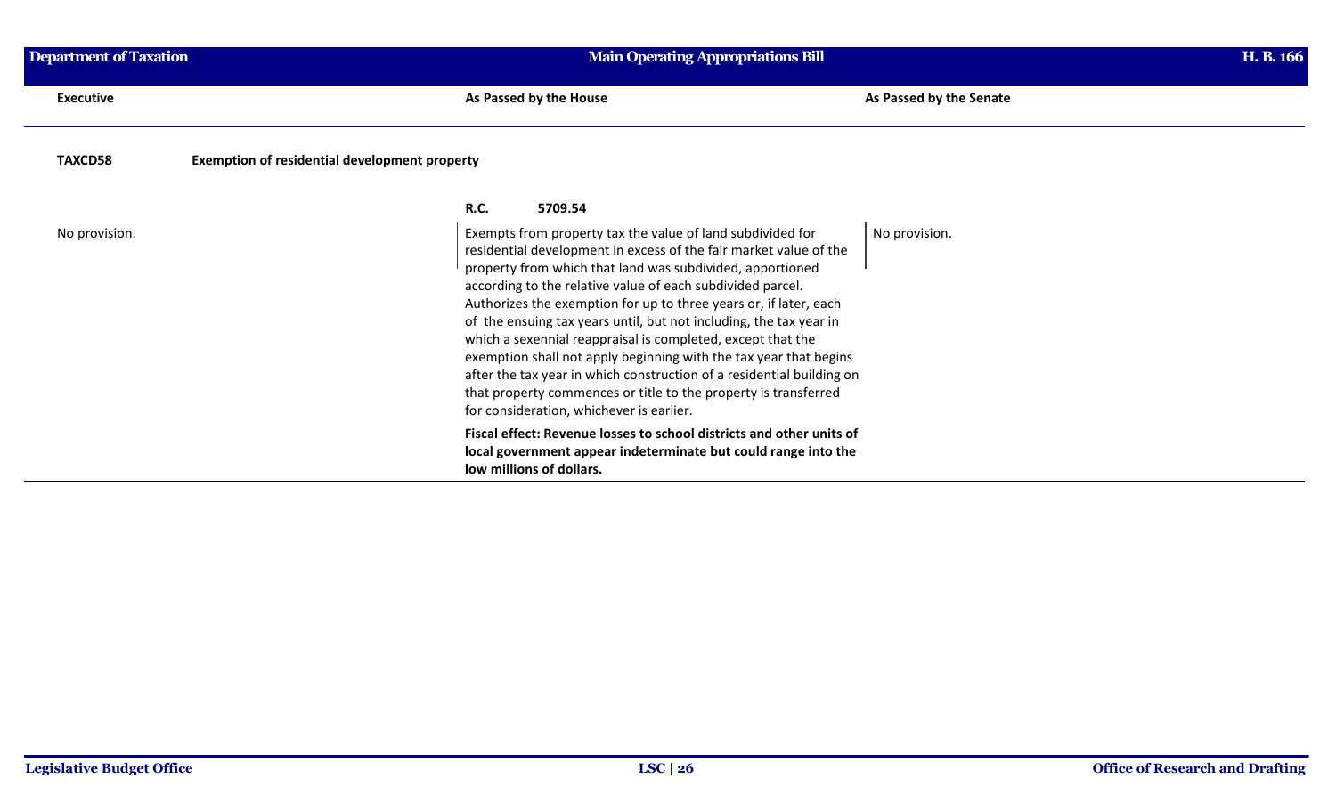| Executive | As Passed by the House | As Passed by the Senate |
| --- | --- | --- |
| **TAXCD58** **Exemption of residential development property** | | |
| | **R.C. 5709.54** | |
| No provision. | Exempts from property tax the value of land subdivided for residential development in excess of the fair market value of the property from which that land was subdivided, apportioned according to the relative value of each subdivided parcel. Authorizes the exemption for up to three years or, if later, each of the ensuing tax years until, but not including, the tax year in which a sexennial reappraisal is completed, except that the exemption shall not apply beginning with the tax year that begins after the tax year in which construction of a residential building on that property commences or title to the property is transferred for consideration, whichever is earlier. | No provision. |
| | **Fiscal effect: Revenue losses to school districts and other units of local government appear indeterminate but could range into the low millions of dollars.** | |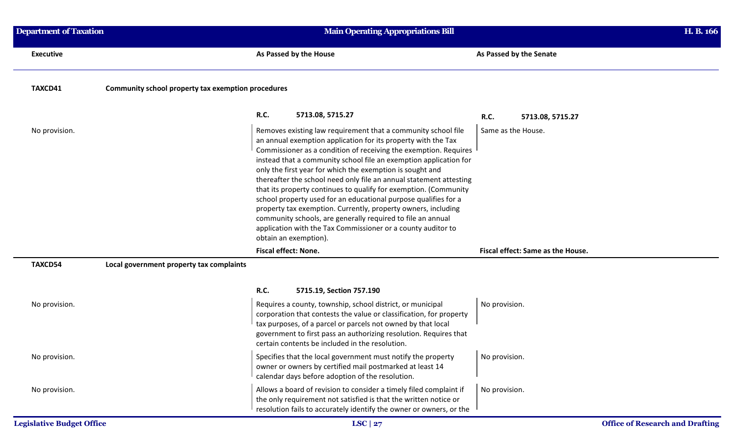| Executive | As Passed by the House | As Passed by the Senate |
|---|---|---|
| **TAXCD41** | **Community school property tax exemption procedures** | |
| | **R.C. 5713.08, 5715.27** | **R.C. 5713.08, 5715.27** |
| No provision. | Removes existing law requirement that a community school file an annual exemption application for its property with the Tax Commissioner as a condition of receiving the exemption. Requires instead that a community school file an exemption application for only the first year for which the exemption is sought and thereafter the school need only file an annual statement attesting that its property continues to qualify for exemption. (Community school property used for an educational purpose qualifies for a property tax exemption. Currently, property owners, including community schools, are generally required to file an annual application with the Tax Commissioner or a county auditor to obtain an exemption). | Same as the House. |
| | **Fiscal effect: None.** | **Fiscal effect: Same as the House.** |
| **TAXCD54** | **Local government property tax complaints** | |
| | **R.C. 5715.19, Section 757.190** | |
| No provision. | Requires a county, township, school district, or municipal corporation that contests the value or classification, for property tax purposes, of a parcel or parcels not owned by that local government to first pass an authorizing resolution. Requires that certain contents be included in the resolution. | No provision. |
| No provision. | Specifies that the local government must notify the property owner or owners by certified mail postmarked at least 14 calendar days before adoption of the resolution. | No provision. |
| No provision. | Allows a board of revision to consider a timely filed complaint if the only requirement not satisfied is that the written notice or resolution fails to accurately identify the owner or owners, or the | No provision. |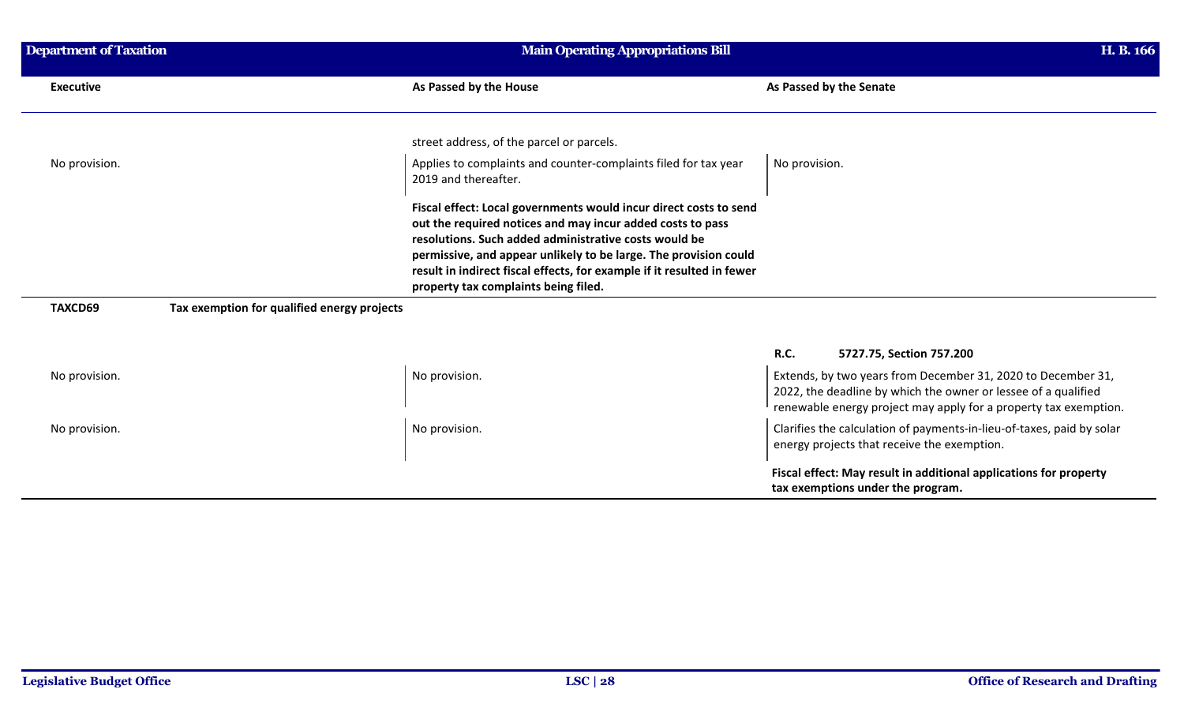| Executive | As Passed by the House | As Passed by the Senate |
|---|---|---|
| | street address, of the parcel or parcels. | |
| No provision. | Applies to complaints and counter-complaints filed for tax year 2019 and thereafter. | No provision. |
| | **Fiscal effect: Local governments would incur direct costs to send out the required notices and may incur added costs to pass resolutions. Such added administrative costs would be permissive, and appear unlikely to be large. The provision could result in indirect fiscal effects, for example if it resulted in fewer property tax complaints being filed.** | |

**TAXCD69 Tax exemption for qualified energy projects**

| Executive | As Passed by the House | As Passed by the Senate |
|---|---|---|
| | | **R.C. 5727.75, Section 757.200** |
| No provision. | No provision. | Extends, by two years from December 31, 2020 to December 31, 2022, the deadline by which the owner or lessee of a qualified renewable energy project may apply for a property tax exemption. |
| No provision. | No provision. | Clarifies the calculation of payments-in-lieu-of-taxes, paid by solar energy projects that receive the exemption. |
| | | **Fiscal effect: May result in additional applications for property tax exemptions under the program.** |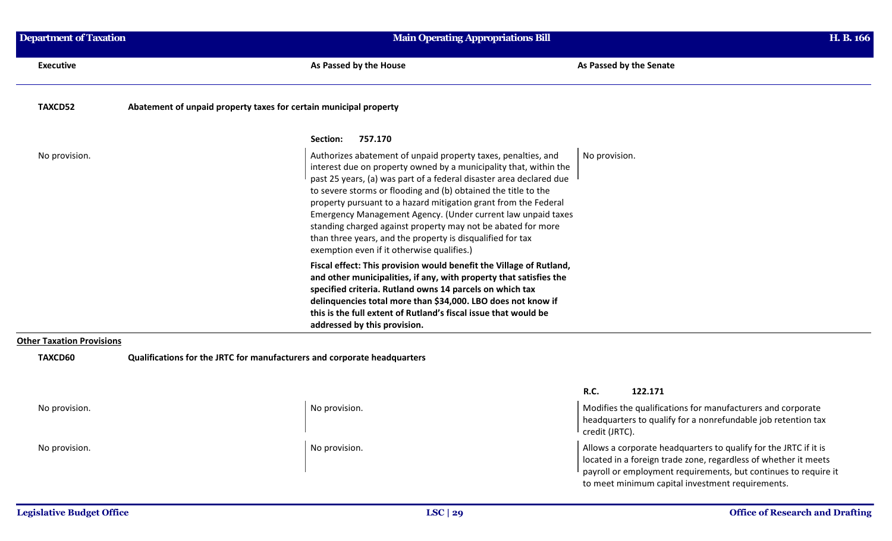| Executive | As Passed by the House | As Passed by the Senate |
|---|---|---|

**TAXCD52** **Abatement of unpaid property taxes for certain municipal property**

| Executive | As Passed by the House | As Passed by the Senate |
|---|---|---|
| | **Section: 757.170** | |
| No provision. | Authorizes abatement of unpaid property taxes, penalties, and interest due on property owned by a municipality that, within the past 25 years, (a) was part of a federal disaster area declared due to severe storms or flooding and (b) obtained the title to the property pursuant to a hazard mitigation grant from the Federal Emergency Management Agency. (Under current law unpaid taxes standing charged against property may not be abated for more than three years, and the property is disqualified for tax exemption even if it otherwise qualifies.) | No provision. |
| | **Fiscal effect: This provision would benefit the Village of Rutland, and other municipalities, if any, with property that satisfies the specified criteria. Rutland owns 14 parcels on which tax delinquencies total more than $34,000. LBO does not know if this is the full extent of Rutland's fiscal issue that would be addressed by this provision.** | |

**Other Taxation Provisions**

**TAXCD60** **Qualifications for the JRTC for manufacturers and corporate headquarters**

| Executive | As Passed by the House | As Passed by the Senate |
|---|---|---|
| | | **R.C. 122.171** |
| No provision. | No provision. | Modifies the qualifications for manufacturers and corporate headquarters to qualify for a nonrefundable job retention tax credit (JRTC). |
| No provision. | No provision. | Allows a corporate headquarters to qualify for the JRTC if it is located in a foreign trade zone, regardless of whether it meets payroll or employment requirements, but continues to require it to meet minimum capital investment requirements. |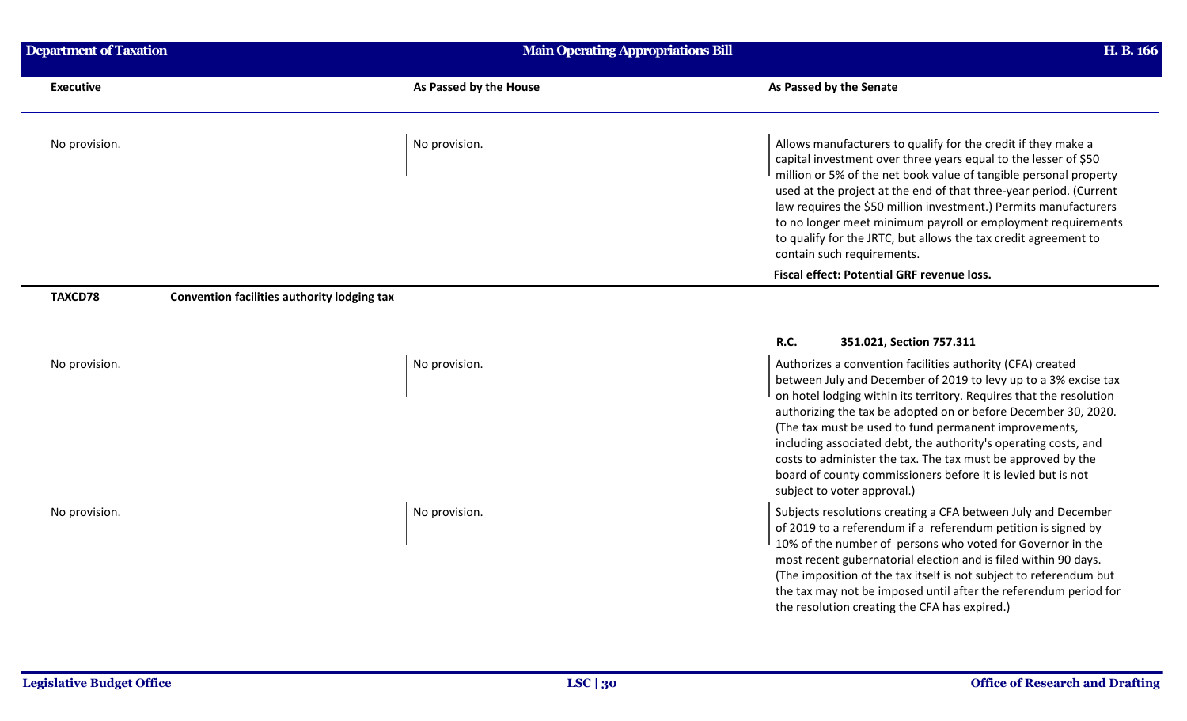| Executive | As Passed by the House | As Passed by the Senate |
|---|---|---|
| No provision. | No provision. | Allows manufacturers to qualify for the credit if they make a capital investment over three years equal to the lesser of $50 million or 5% of the net book value of tangible personal property used at the project at the end of that three-year period. (Current law requires the $50 million investment.) Permits manufacturers to no longer meet minimum payroll or employment requirements to qualify for the JRTC, but allows the tax credit agreement to contain such requirements. |
| | | **Fiscal effect: Potential GRF revenue loss.** |

**TAXCD78** **Convention facilities authority lodging tax**

| Executive | As Passed by the House | As Passed by the Senate |
|---|---|---|
| | | **R.C. 351.021, Section 757.311** |
| No provision. | No provision. | Authorizes a convention facilities authority (CFA) created between July and December of 2019 to levy up to a 3% excise tax on hotel lodging within its territory. Requires that the resolution authorizing the tax be adopted on or before December 30, 2020. (The tax must be used to fund permanent improvements, including associated debt, the authority's operating costs, and costs to administer the tax. The tax must be approved by the board of county commissioners before it is levied but is not subject to voter approval.) |
| No provision. | No provision. | Subjects resolutions creating a CFA between July and December of 2019 to a referendum if a referendum petition is signed by 10% of the number of persons who voted for Governor in the most recent gubernatorial election and is filed within 90 days. (The imposition of the tax itself is not subject to referendum but the tax may not be imposed until after the referendum period for the resolution creating the CFA has expired.) |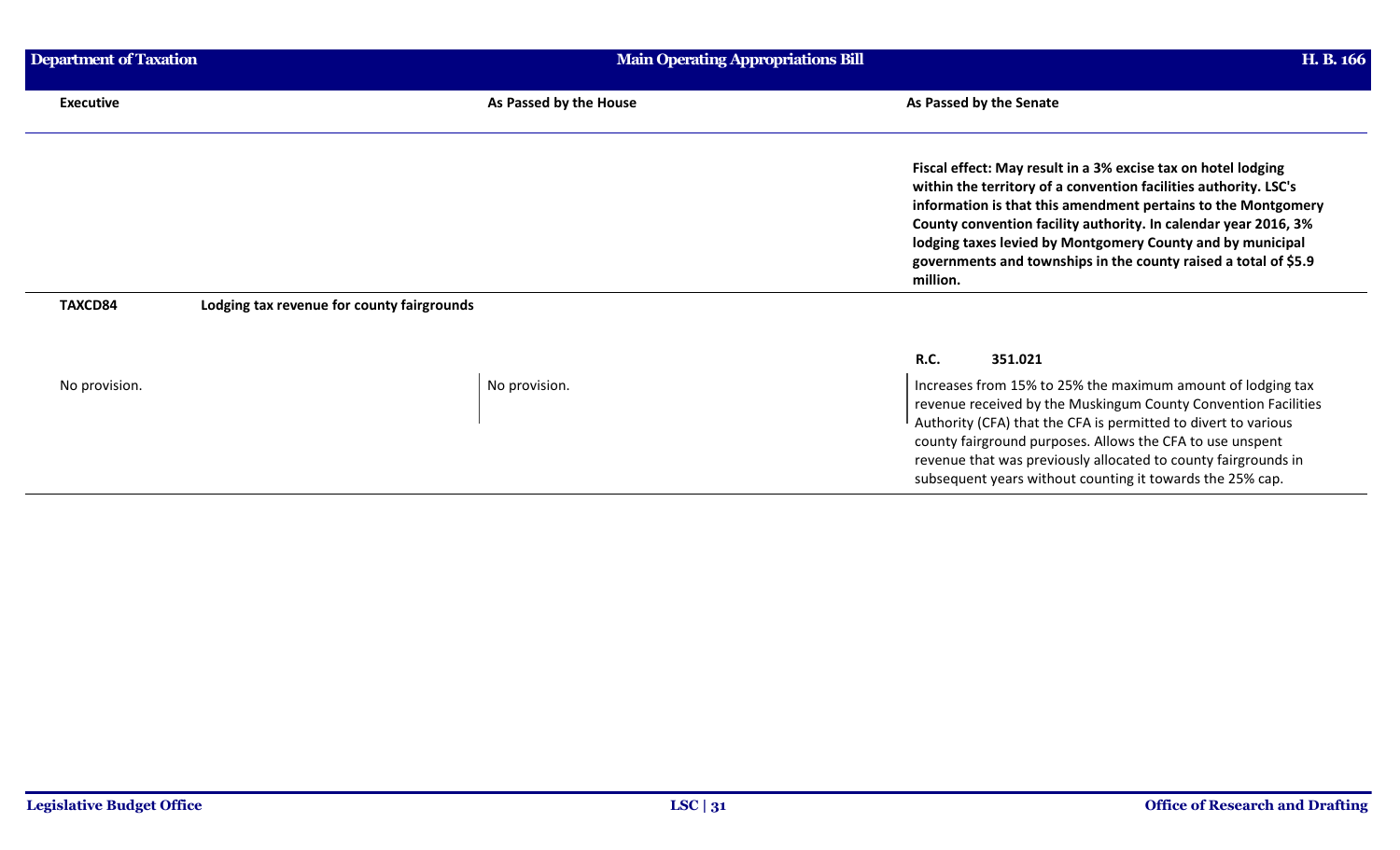| Executive | As Passed by the House | As Passed by the Senate |
| --- | --- | --- |
| | | **Fiscal effect: May result in a 3% excise tax on hotel lodging within the territory of a convention facilities authority. LSC's information is that this amendment pertains to the Montgomery County convention facility authority. In calendar year 2016, 3% lodging taxes levied by Montgomery County and by municipal governments and townships in the county raised a total of $5.9 million.** |
| **TAXCD84** **Lodging tax revenue for county fairgrounds** | | |
| | | **R.C. 351.021** |
| No provision. | No provision. | Increases from 15% to 25% the maximum amount of lodging tax revenue received by the Muskingum County Convention Facilities Authority (CFA) that the CFA is permitted to divert to various county fairground purposes. Allows the CFA to use unspent revenue that was previously allocated to county fairgrounds in subsequent years without counting it towards the 25% cap. |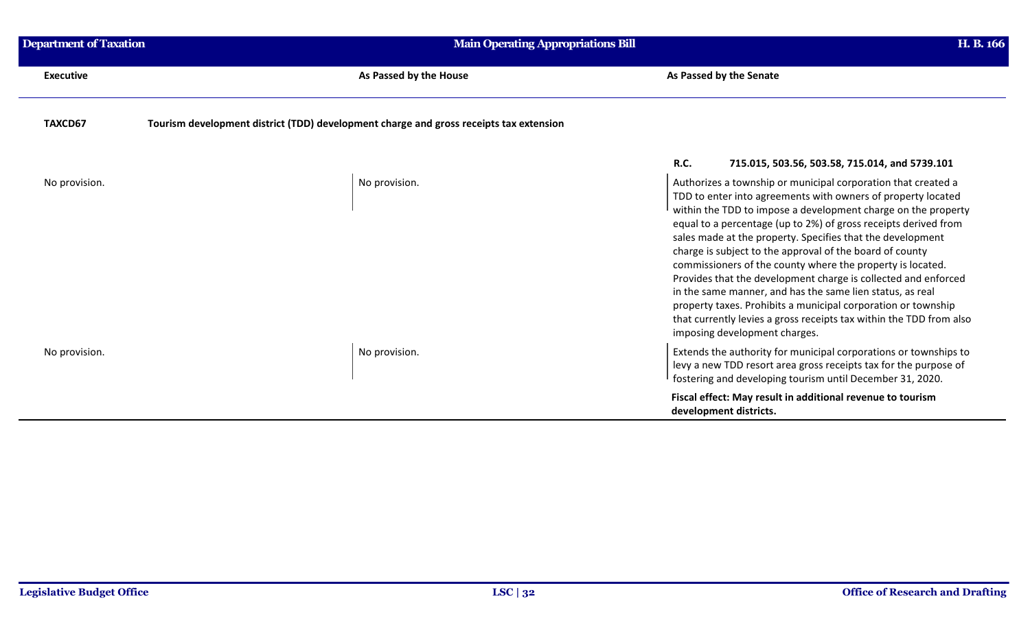| Executive | As Passed by the House | As Passed by the Senate |
|---|---|---|
| **TAXCD67** | **Tourism development district (TDD) development charge and gross receipts tax extension** | |
| | | **R.C. 715.015, 503.56, 503.58, 715.014, and 5739.101** |
| No provision. | No provision. | Authorizes a township or municipal corporation that created a TDD to enter into agreements with owners of property located within the TDD to impose a development charge on the property equal to a percentage (up to 2%) of gross receipts derived from sales made at the property. Specifies that the development charge is subject to the approval of the board of county commissioners of the county where the property is located. Provides that the development charge is collected and enforced in the same manner, and has the same lien status, as real property taxes. Prohibits a municipal corporation or township that currently levies a gross receipts tax within the TDD from also imposing development charges. |
| No provision. | No provision. | Extends the authority for municipal corporations or townships to levy a new TDD resort area gross receipts tax for the purpose of fostering and developing tourism until December 31, 2020. |
| | | **Fiscal effect: May result in additional revenue to tourism development districts.** |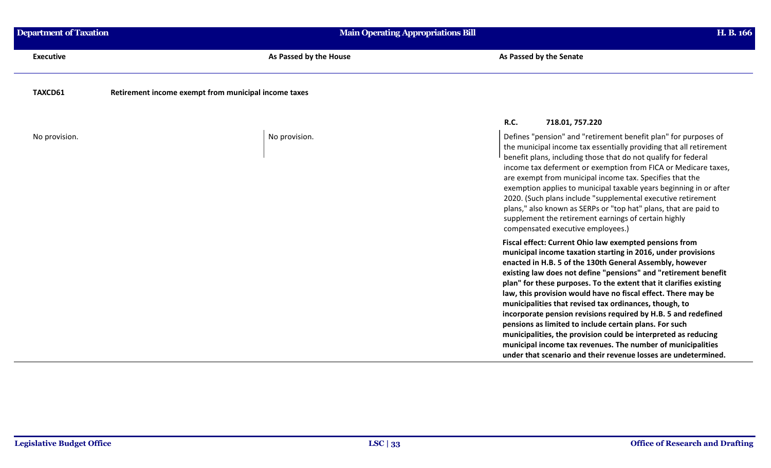| Executive | As Passed by the House | As Passed by the Senate |
|---|---|---|
| **TAXCD61** **Retirement income exempt from municipal income taxes** | | |
| | | **R.C. 718.01, 757.220** |
| No provision. | No provision. | Defines "pension" and "retirement benefit plan" for purposes of the municipal income tax essentially providing that all retirement benefit plans, including those that do not qualify for federal income tax deferment or exemption from FICA or Medicare taxes, are exempt from municipal income tax. Specifies that the exemption applies to municipal taxable years beginning in or after 2020. (Such plans include "supplemental executive retirement plans," also known as SERPs or "top hat" plans, that are paid to supplement the retirement earnings of certain highly compensated executive employees.) |
| | | **Fiscal effect: Current Ohio law exempted pensions from municipal income taxation starting in 2016, under provisions enacted in H.B. 5 of the 130th General Assembly, however existing law does not define "pensions" and "retirement benefit plan" for these purposes. To the extent that it clarifies existing law, this provision would have no fiscal effect. There may be municipalities that revised tax ordinances, though, to incorporate pension revisions required by H.B. 5 and redefined pensions as limited to include certain plans. For such municipalities, the provision could be interpreted as reducing municipal income tax revenues. The number of municipalities under that scenario and their revenue losses are undetermined.** |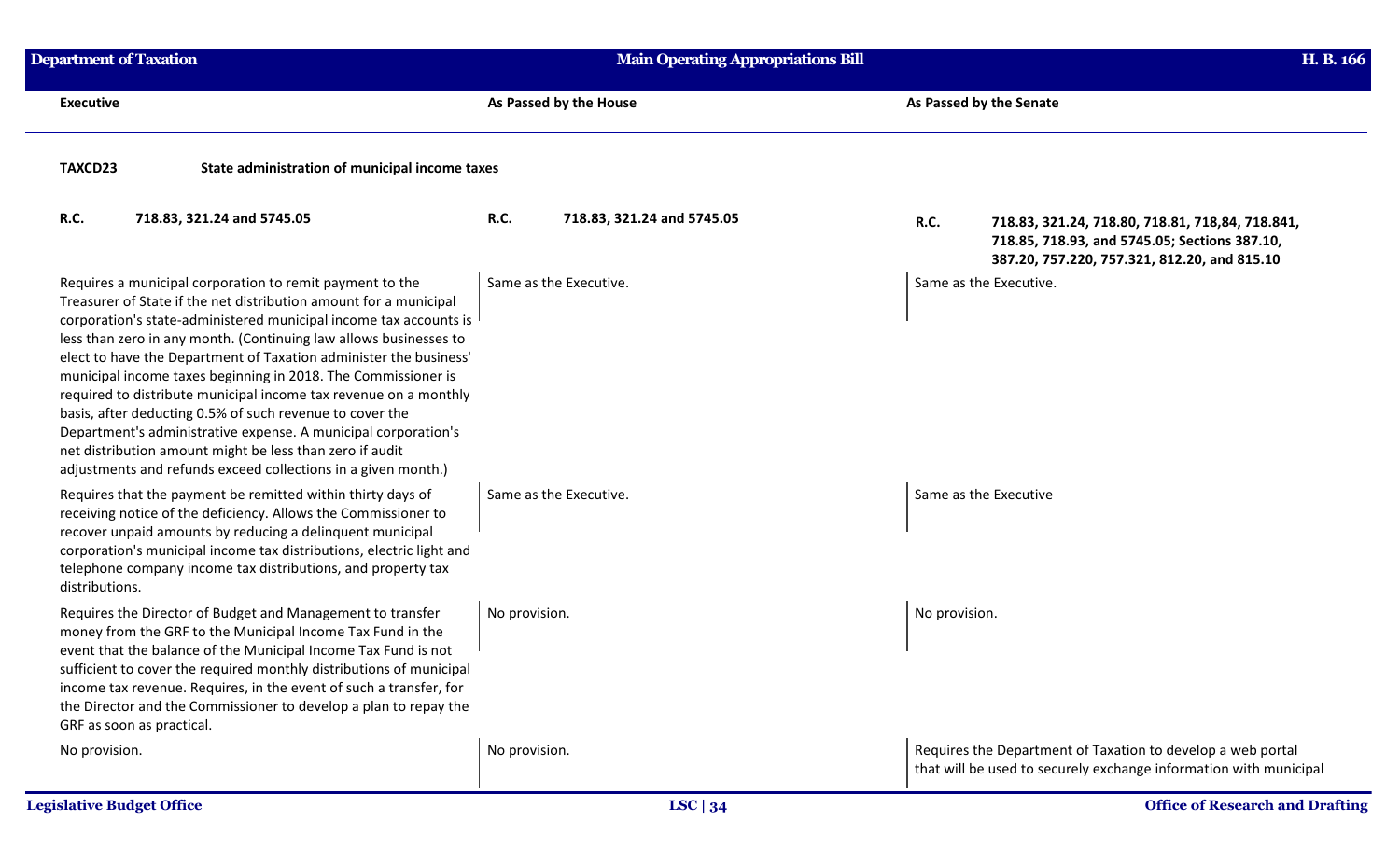| Executive | As Passed by the House | As Passed by the Senate |
|---|---|---|
| **TAXCD23** **State administration of municipal income taxes** | | |
| **R.C. 718.83, 321.24 and 5745.05** | **R.C. 718.83, 321.24 and 5745.05** | **R.C. 718.83, 321.24, 718.80, 718.81, 718,84, 718.841, 718.85, 718.93, and 5745.05; Sections 387.10, 387.20, 757.220, 757.321, 812.20, and 815.10** |
| Requires a municipal corporation to remit payment to the Treasurer of State if the net distribution amount for a municipal corporation's state-administered municipal income tax accounts is less than zero in any month. (Continuing law allows businesses to elect to have the Department of Taxation administer the business' municipal income taxes beginning in 2018. The Commissioner is required to distribute municipal income tax revenue on a monthly basis, after deducting 0.5% of such revenue to cover the Department's administrative expense. A municipal corporation's net distribution amount might be less than zero if audit adjustments and refunds exceed collections in a given month.) | Same as the Executive. | Same as the Executive. |
| Requires that the payment be remitted within thirty days of receiving notice of the deficiency. Allows the Commissioner to recover unpaid amounts by reducing a delinquent municipal corporation's municipal income tax distributions, electric light and telephone company income tax distributions, and property tax distributions. | Same as the Executive. | Same as the Executive |
| Requires the Director of Budget and Management to transfer money from the GRF to the Municipal Income Tax Fund in the event that the balance of the Municipal Income Tax Fund is not sufficient to cover the required monthly distributions of municipal income tax revenue. Requires, in the event of such a transfer, for the Director and the Commissioner to develop a plan to repay the GRF as soon as practical. | No provision. | No provision. |
| No provision. | No provision. | Requires the Department of Taxation to develop a web portal that will be used to securely exchange information with municipal |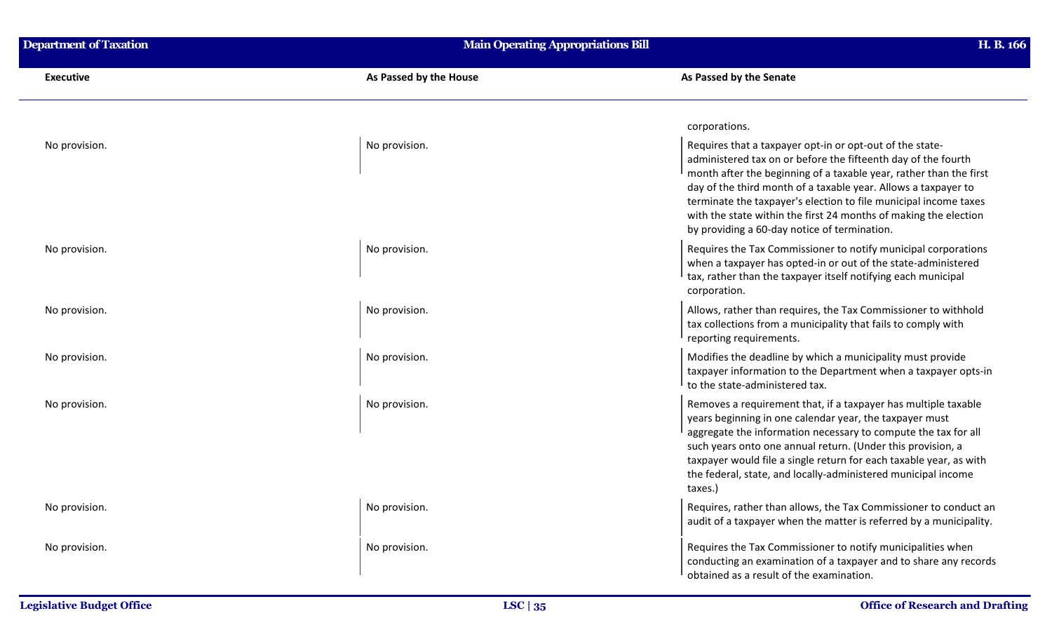| Executive | As Passed by the House | As Passed by the Senate |
|---|---|---|
| | | corporations. |
| No provision. | No provision. | Requires that a taxpayer opt-in or opt-out of the state-administered tax on or before the fifteenth day of the fourth month after the beginning of a taxable year, rather than the first day of the third month of a taxable year. Allows a taxpayer to terminate the taxpayer's election to file municipal income taxes with the state within the first 24 months of making the election by providing a 60-day notice of termination. |
| No provision. | No provision. | Requires the Tax Commissioner to notify municipal corporations when a taxpayer has opted-in or out of the state-administered tax, rather than the taxpayer itself notifying each municipal corporation. |
| No provision. | No provision. | Allows, rather than requires, the Tax Commissioner to withhold tax collections from a municipality that fails to comply with reporting requirements. |
| No provision. | No provision. | Modifies the deadline by which a municipality must provide taxpayer information to the Department when a taxpayer opts-in to the state-administered tax. |
| No provision. | No provision. | Removes a requirement that, if a taxpayer has multiple taxable years beginning in one calendar year, the taxpayer must aggregate the information necessary to compute the tax for all such years onto one annual return. (Under this provision, a taxpayer would file a single return for each taxable year, as with the federal, state, and locally-administered municipal income taxes.) |
| No provision. | No provision. | Requires, rather than allows, the Tax Commissioner to conduct an audit of a taxpayer when the matter is referred by a municipality. |
| No provision. | No provision. | Requires the Tax Commissioner to notify municipalities when conducting an examination of a taxpayer and to share any records obtained as a result of the examination. |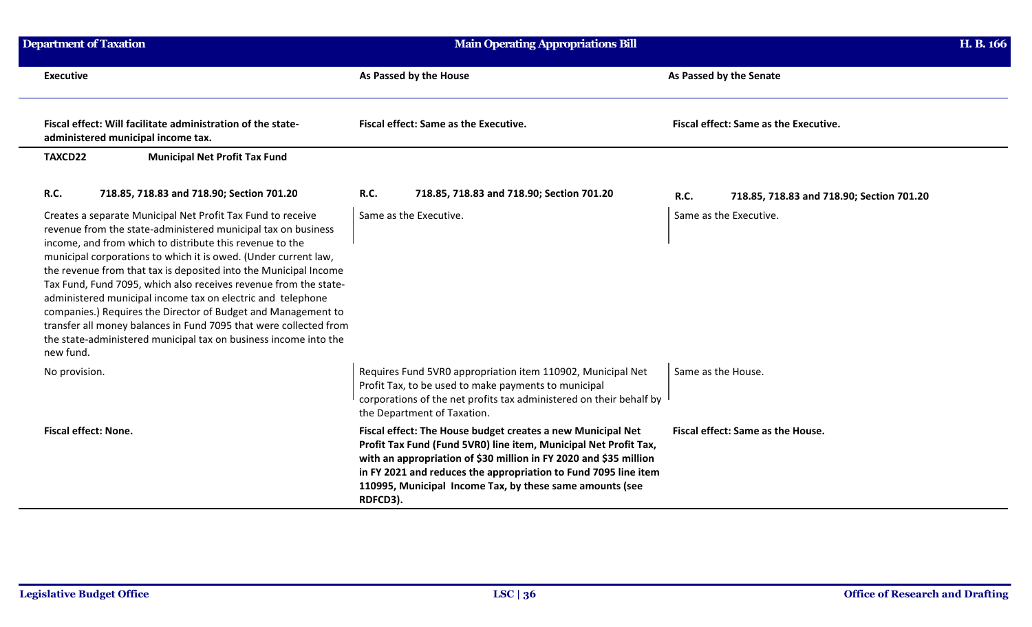| Executive | As Passed by the House | As Passed by the Senate |
|---|---|---|
| **Fiscal effect: Will facilitate administration of the state-administered municipal income tax.** | **Fiscal effect: Same as the Executive.** | **Fiscal effect: Same as the Executive.** |
| **TAXCD22 Municipal Net Profit Tax Fund** | | |
| **R.C. 718.85, 718.83 and 718.90; Section 701.20** | **R.C. 718.85, 718.83 and 718.90; Section 701.20** | **R.C. 718.85, 718.83 and 718.90; Section 701.20** |
| Creates a separate Municipal Net Profit Tax Fund to receive revenue from the state-administered municipal tax on business income, and from which to distribute this revenue to the municipal corporations to which it is owed. (Under current law, the revenue from that tax is deposited into the Municipal Income Tax Fund, Fund 7095, which also receives revenue from the state-administered municipal income tax on electric and telephone companies.) Requires the Director of Budget and Management to transfer all money balances in Fund 7095 that were collected from the state-administered municipal tax on business income into the new fund. | Same as the Executive. | Same as the Executive. |
| No provision. | Requires Fund 5VR0 appropriation item 110902, Municipal Net Profit Tax, to be used to make payments to municipal corporations of the net profits tax administered on their behalf by the Department of Taxation. | Same as the House. |
| **Fiscal effect: None.** | **Fiscal effect: The House budget creates a new Municipal Net Profit Tax Fund (Fund 5VR0) line item, Municipal Net Profit Tax, with an appropriation of $30 million in FY 2020 and $35 million in FY 2021 and reduces the appropriation to Fund 7095 line item 110995, Municipal Income Tax, by these same amounts (see RDFCD3).** | **Fiscal effect: Same as the House.** |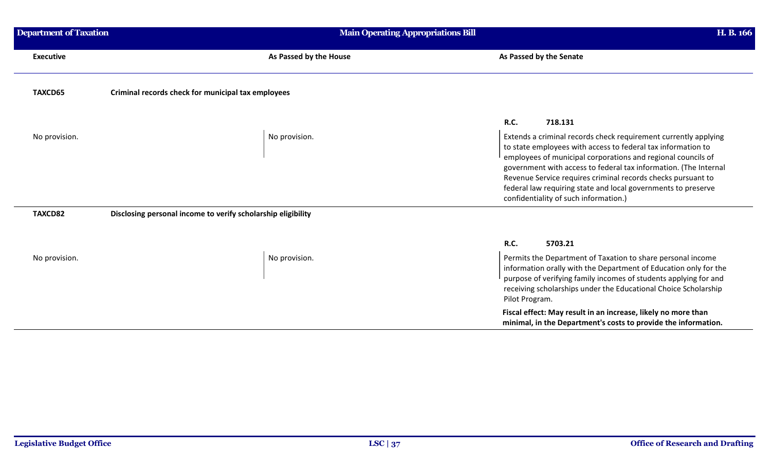| Executive | As Passed by the House | As Passed by the Senate |
|---|---|---|
| **TAXCD65** | **Criminal records check for municipal tax employees** | |
| | | **R.C. 718.131** |
| No provision. | No provision. | Extends a criminal records check requirement currently applying to state employees with access to federal tax information to employees of municipal corporations and regional councils of government with access to federal tax information. (The Internal Revenue Service requires criminal records checks pursuant to federal law requiring state and local governments to preserve confidentiality of such information.) |
| **TAXCD82** | **Disclosing personal income to verify scholarship eligibility** | |
| | | **R.C. 5703.21** |
| No provision. | No provision. | Permits the Department of Taxation to share personal income information orally with the Department of Education only for the purpose of verifying family incomes of students applying for and receiving scholarships under the Educational Choice Scholarship Pilot Program.<br><br>**Fiscal effect: May result in an increase, likely no more than minimal, in the Department's costs to provide the information.** |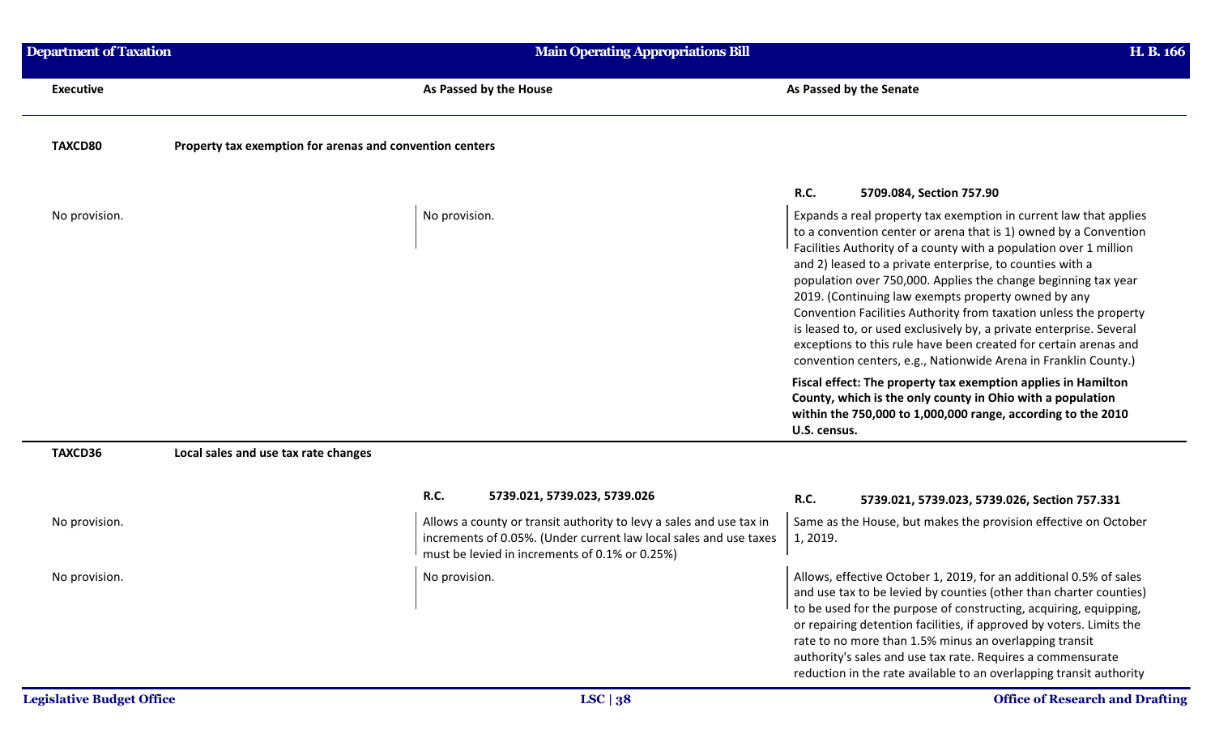| Executive | As Passed by the House | As Passed by the Senate |
|---|---|---|
| **TAXCD80** **Property tax exemption for arenas and convention centers** | | |
| | | **R.C. 5709.084, Section 757.90** |
| No provision. | No provision. | Expands a real property tax exemption in current law that applies to a convention center or arena that is 1) owned by a Convention Facilities Authority of a county with a population over 1 million and 2) leased to a private enterprise, to counties with a population over 750,000. Applies the change beginning tax year 2019. (Continuing law exempts property owned by any Convention Facilities Authority from taxation unless the property is leased to, or used exclusively by, a private enterprise. Several exceptions to this rule have been created for certain arenas and convention centers, e.g., Nationwide Arena in Franklin County.)<br><br>**Fiscal effect: The property tax exemption applies in Hamilton County, which is the only county in Ohio with a population within the 750,000 to 1,000,000 range, according to the 2010 U.S. census.** |
| **TAXCD36** **Local sales and use tax rate changes** | | |
| | **R.C. 5739.021, 5739.023, 5739.026** | **R.C. 5739.021, 5739.023, 5739.026, Section 757.331** |
| No provision. | Allows a county or transit authority to levy a sales and use tax in increments of 0.05%. (Under current law local sales and use taxes must be levied in increments of 0.1% or 0.25%) | Same as the House, but makes the provision effective on October 1, 2019. |
| No provision. | No provision. | Allows, effective October 1, 2019, for an additional 0.5% of sales and use tax to be levied by counties (other than charter counties) to be used for the purpose of constructing, acquiring, equipping, or repairing detention facilities, if approved by voters. Limits the rate to no more than 1.5% minus an overlapping transit authority's sales and use tax rate. Requires a commensurate reduction in the rate available to an overlapping transit authority |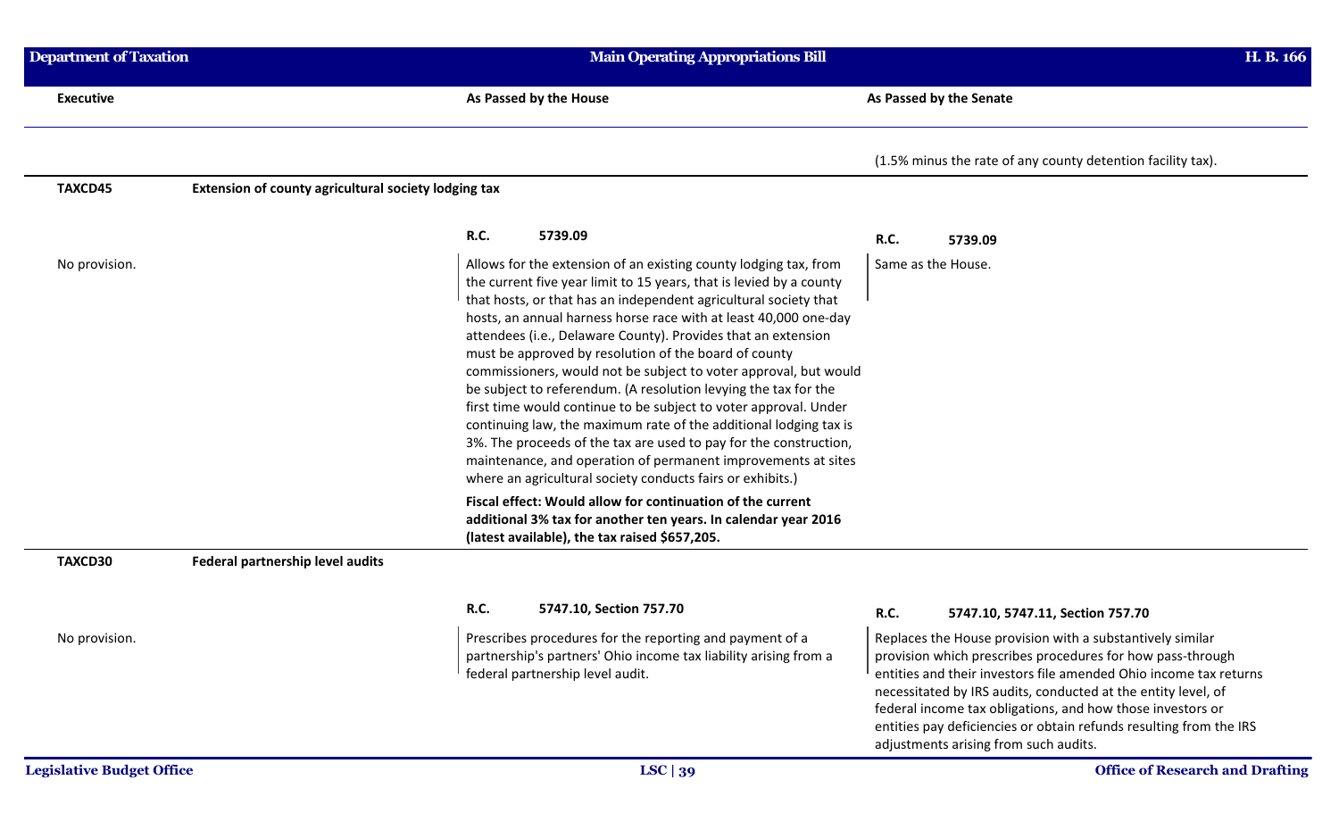| Executive | As Passed by the House | As Passed by the Senate |
|---|---|---|
| | | (1.5% minus the rate of any county detention facility tax). |

**TAXCD45 — Extension of county agricultural society lodging tax**

| Executive | As Passed by the House | As Passed by the Senate |
|---|---|---|
| | **R.C. 5739.09** | **R.C. 5739.09** |
| No provision. | Allows for the extension of an existing county lodging tax, from the current five year limit to 15 years, that is levied by a county that hosts, or that has an independent agricultural society that hosts, an annual harness horse race with at least 40,000 one-day attendees (i.e., Delaware County). Provides that an extension must be approved by resolution of the board of county commissioners, would not be subject to voter approval, but would be subject to referendum. (A resolution levying the tax for the first time would continue to be subject to voter approval. Under continuing law, the maximum rate of the additional lodging tax is 3%. The proceeds of the tax are used to pay for the construction, maintenance, and operation of permanent improvements at sites where an agricultural society conducts fairs or exhibits.)<br><br>**Fiscal effect: Would allow for continuation of the current additional 3% tax for another ten years. In calendar year 2016 (latest available), the tax raised $657,205.** | Same as the House. |

**TAXCD30 — Federal partnership level audits**

| Executive | As Passed by the House | As Passed by the Senate |
|---|---|---|
| | **R.C. 5747.10, Section 757.70** | **R.C. 5747.10, 5747.11, Section 757.70** |
| No provision. | Prescribes procedures for the reporting and payment of a partnership's partners' Ohio income tax liability arising from a federal partnership level audit. | Replaces the House provision with a substantively similar provision which prescribes procedures for how pass-through entities and their investors file amended Ohio income tax returns necessitated by IRS audits, conducted at the entity level, of federal income tax obligations, and how those investors or entities pay deficiencies or obtain refunds resulting from the IRS adjustments arising from such audits. |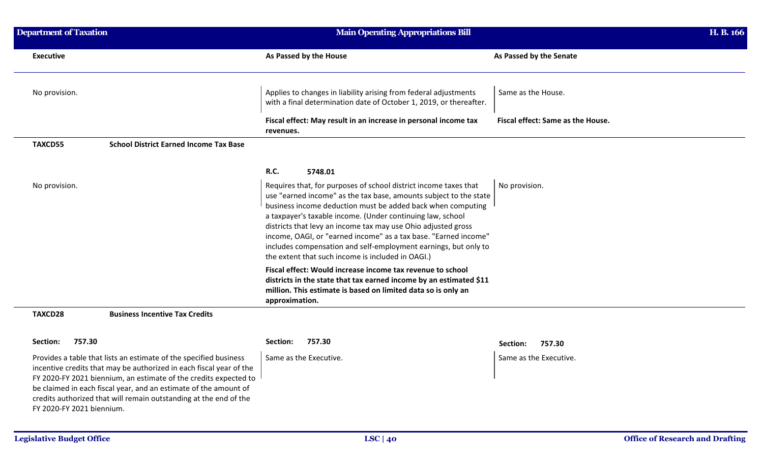| Executive | As Passed by the House | As Passed by the Senate |
| --- | --- | --- |
| No provision. | Applies to changes in liability arising from federal adjustments with a final determination date of October 1, 2019, or thereafter. | Same as the House. |
| | **Fiscal effect: May result in an increase in personal income tax revenues.** | **Fiscal effect: Same as the House.** |

**TAXCD55 School District Earned Income Tax Base**

| Executive | As Passed by the House | As Passed by the Senate |
| --- | --- | --- |
| | **R.C. 5748.01** | |
| No provision. | Requires that, for purposes of school district income taxes that use "earned income" as the tax base, amounts subject to the state business income deduction must be added back when computing a taxpayer's taxable income. (Under continuing law, school districts that levy an income tax may use Ohio adjusted gross income, OAGI, or "earned income" as a tax base. "Earned income" includes compensation and self-employment earnings, but only to the extent that such income is included in OAGI.) | No provision. |
| | **Fiscal effect: Would increase income tax revenue to school districts in the state that tax earned income by an estimated $11 million. This estimate is based on limited data so is only an approximation.** | |

**TAXCD28 Business Incentive Tax Credits**

| Executive | As Passed by the House | As Passed by the Senate |
| --- | --- | --- |
| **Section: 757.30** | **Section: 757.30** | **Section: 757.30** |
| Provides a table that lists an estimate of the specified business incentive credits that may be authorized in each fiscal year of the FY 2020-FY 2021 biennium, an estimate of the credits expected to be claimed in each fiscal year, and an estimate of the amount of credits authorized that will remain outstanding at the end of the FY 2020-FY 2021 biennium. | Same as the Executive. | Same as the Executive. |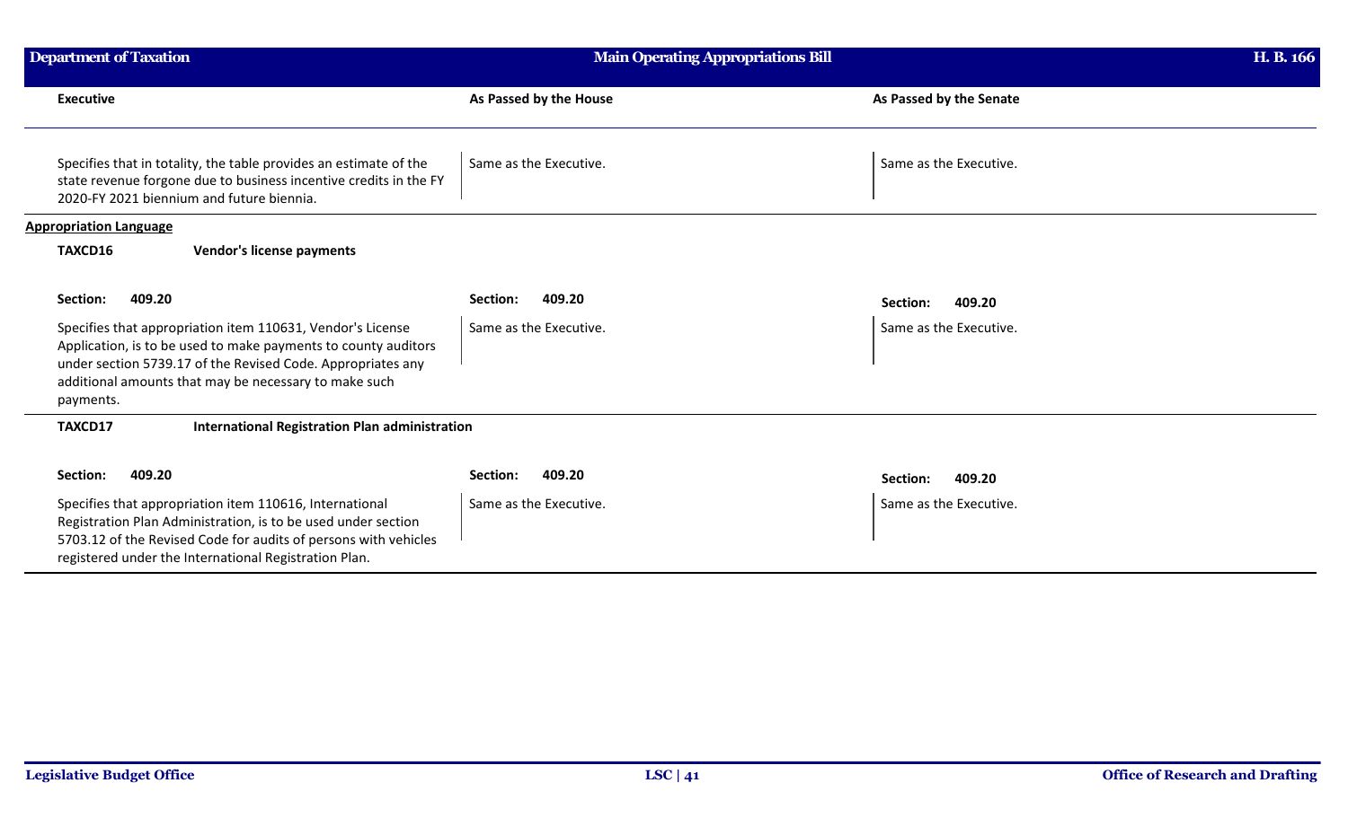| Executive | As Passed by the House | As Passed by the Senate |
|---|---|---|
| Specifies that in totality, the table provides an estimate of the state revenue forgone due to business incentive credits in the FY 2020-FY 2021 biennium and future biennia. | Same as the Executive. | Same as the Executive. |

**Appropriation Language**

**TAXCD16** **Vendor's license payments**

| Executive | As Passed by the House | As Passed by the Senate |
|---|---|---|
| **Section: 409.20** | **Section: 409.20** | **Section: 409.20** |
| Specifies that appropriation item 110631, Vendor's License Application, is to be used to make payments to county auditors under section 5739.17 of the Revised Code. Appropriates any additional amounts that may be necessary to make such payments. | Same as the Executive. | Same as the Executive. |

**TAXCD17** **International Registration Plan administration**

| Executive | As Passed by the House | As Passed by the Senate |
|---|---|---|
| **Section: 409.20** | **Section: 409.20** | **Section: 409.20** |
| Specifies that appropriation item 110616, International Registration Plan Administration, is to be used under section 5703.12 of the Revised Code for audits of persons with vehicles registered under the International Registration Plan. | Same as the Executive. | Same as the Executive. |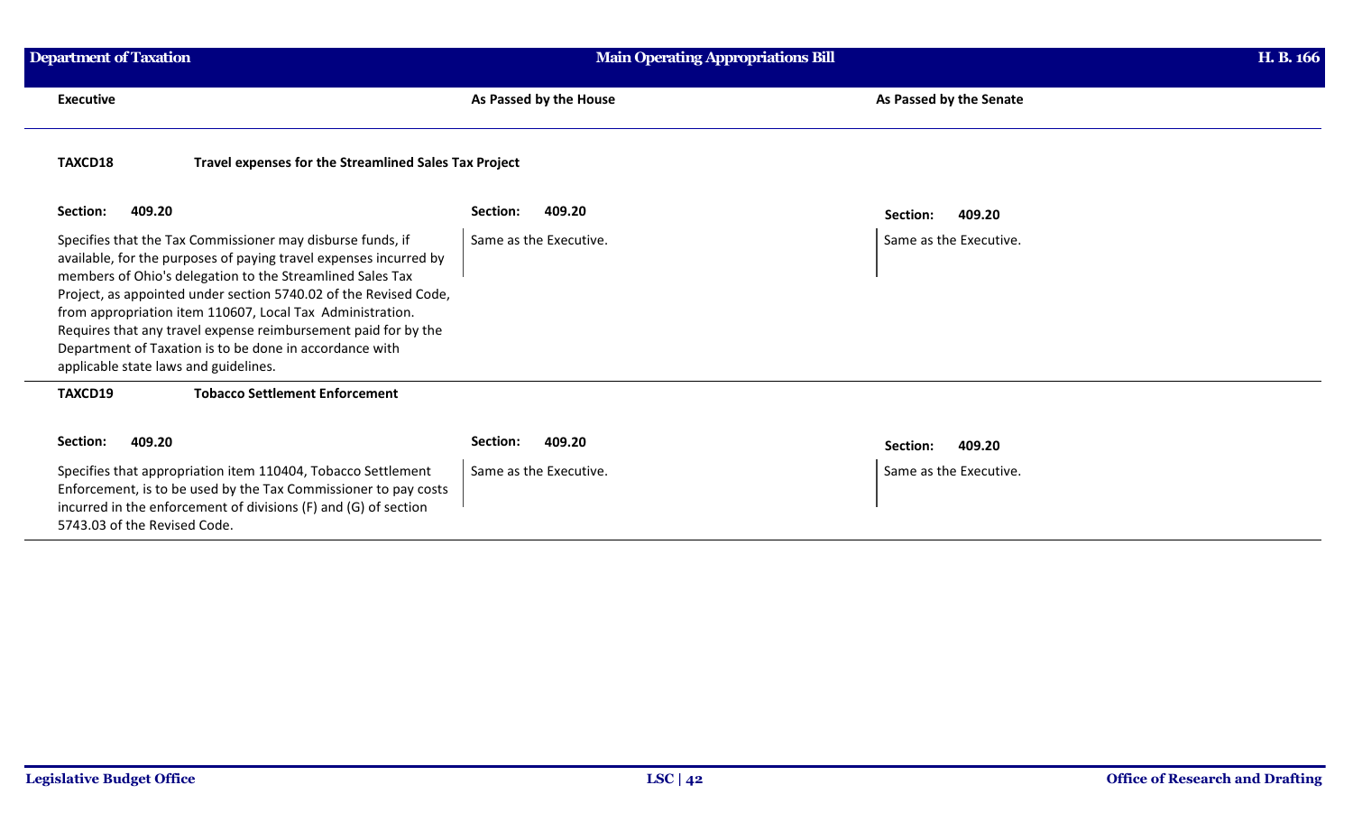| Executive | As Passed by the House | As Passed by the Senate |
|---|---|---|
| **TAXCD18** **Travel expenses for the Streamlined Sales Tax Project** | | |
| **Section: 409.20** | **Section: 409.20** | **Section: 409.20** |
| Specifies that the Tax Commissioner may disburse funds, if available, for the purposes of paying travel expenses incurred by members of Ohio's delegation to the Streamlined Sales Tax Project, as appointed under section 5740.02 of the Revised Code, from appropriation item 110607, Local Tax Administration. Requires that any travel expense reimbursement paid for by the Department of Taxation is to be done in accordance with applicable state laws and guidelines. | Same as the Executive. | Same as the Executive. |
| **TAXCD19** **Tobacco Settlement Enforcement** | | |
| **Section: 409.20** | **Section: 409.20** | **Section: 409.20** |
| Specifies that appropriation item 110404, Tobacco Settlement Enforcement, is to be used by the Tax Commissioner to pay costs incurred in the enforcement of divisions (F) and (G) of section 5743.03 of the Revised Code. | Same as the Executive. | Same as the Executive. |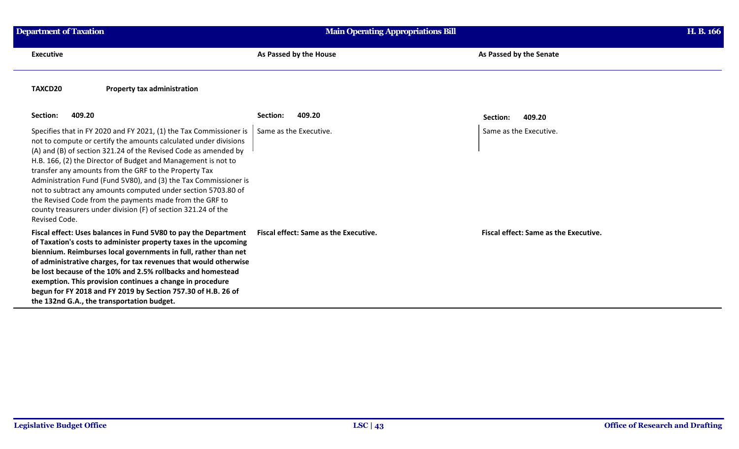| Executive | As Passed by the House | As Passed by the Senate |
| --- | --- | --- |
| **TAXCD20** **Property tax administration** | | |
| **Section: 409.20** | **Section: 409.20** | **Section: 409.20** |
| Specifies that in FY 2020 and FY 2021, (1) the Tax Commissioner is not to compute or certify the amounts calculated under divisions (A) and (B) of section 321.24 of the Revised Code as amended by H.B. 166, (2) the Director of Budget and Management is not to transfer any amounts from the GRF to the Property Tax Administration Fund (Fund 5V80), and (3) the Tax Commissioner is not to subtract any amounts computed under section 5703.80 of the Revised Code from the payments made from the GRF to county treasurers under division (F) of section 321.24 of the Revised Code. | Same as the Executive. | Same as the Executive. |
| **Fiscal effect: Uses balances in Fund 5V80 to pay the Department of Taxation's costs to administer property taxes in the upcoming biennium. Reimburses local governments in full, rather than net of administrative charges, for tax revenues that would otherwise be lost because of the 10% and 2.5% rollbacks and homestead exemption. This provision continues a change in procedure begun for FY 2018 and FY 2019 by Section 757.30 of H.B. 26 of the 132nd G.A., the transportation budget.** | **Fiscal effect: Same as the Executive.** | **Fiscal effect: Same as the Executive.** |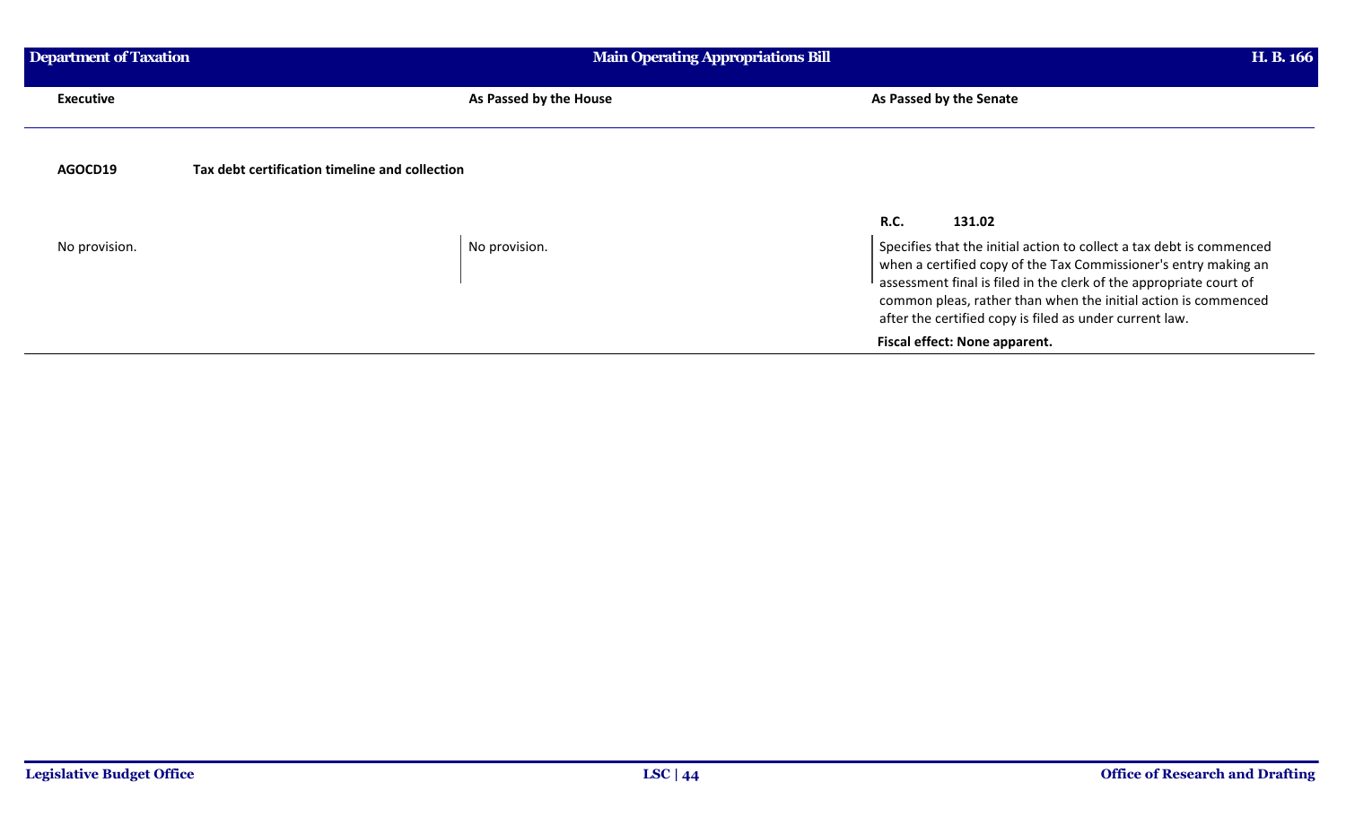| Executive | As Passed by the House | As Passed by the Senate |
|---|---|---|
| **AGOCD19** **Tax debt certification timeline and collection** | | |
| | | **R.C.** **131.02** |
| No provision. | No provision. | Specifies that the initial action to collect a tax debt is commenced when a certified copy of the Tax Commissioner's entry making an assessment final is filed in the clerk of the appropriate court of common pleas, rather than when the initial action is commenced after the certified copy is filed as under current law. |
| | | **Fiscal effect: None apparent.** |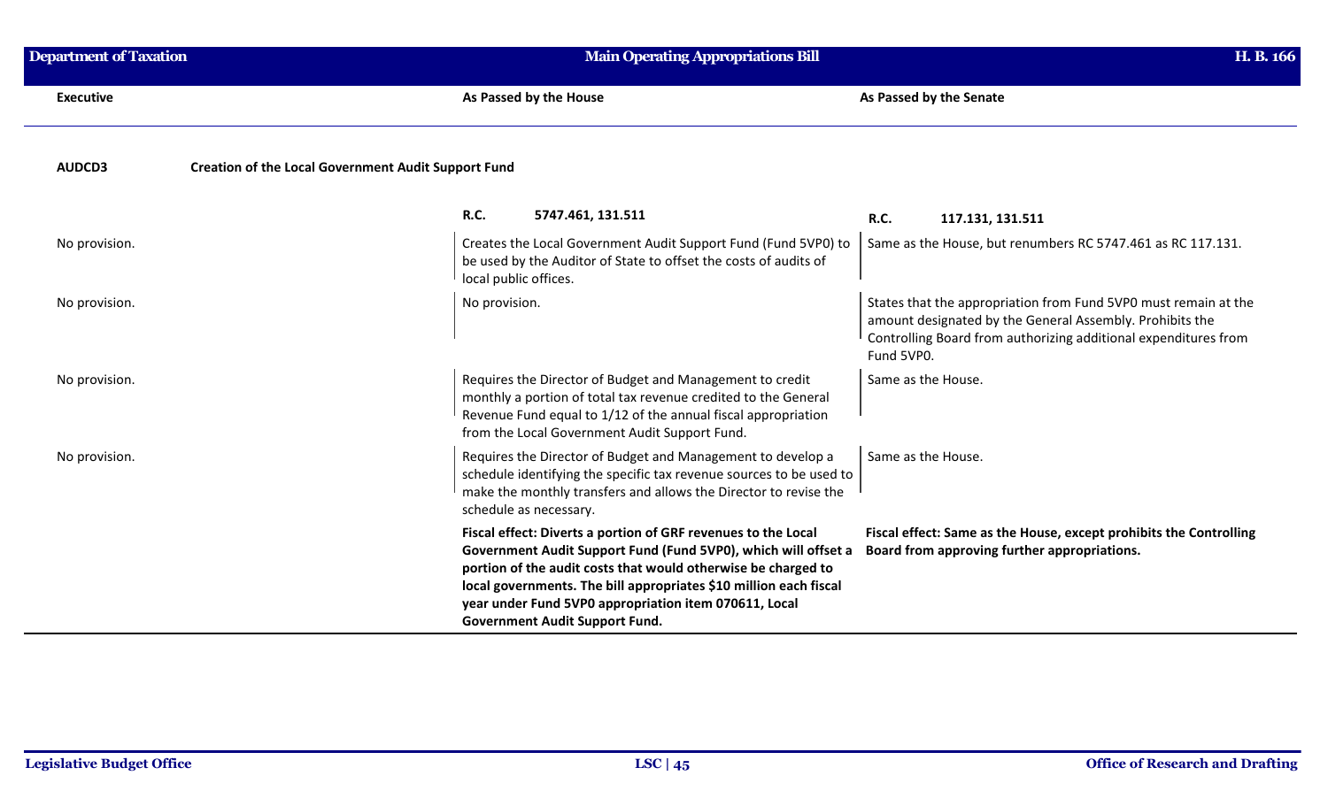| Executive | As Passed by the House | As Passed by the Senate |
|---|---|---|
| **AUDCD3** **Creation of the Local Government Audit Support Fund** | | |
| | **R.C.** **5747.461, 131.511** | **R.C.** **117.131, 131.511** |
| No provision. | Creates the Local Government Audit Support Fund (Fund 5VP0) to be used by the Auditor of State to offset the costs of audits of local public offices. | Same as the House, but renumbers RC 5747.461 as RC 117.131. |
| No provision. | No provision. | States that the appropriation from Fund 5VP0 must remain at the amount designated by the General Assembly. Prohibits the Controlling Board from authorizing additional expenditures from Fund 5VP0. |
| No provision. | Requires the Director of Budget and Management to credit monthly a portion of total tax revenue credited to the General Revenue Fund equal to 1/12 of the annual fiscal appropriation from the Local Government Audit Support Fund. | Same as the House. |
| No provision. | Requires the Director of Budget and Management to develop a schedule identifying the specific tax revenue sources to be used to make the monthly transfers and allows the Director to revise the schedule as necessary. | Same as the House. |
| | **Fiscal effect: Diverts a portion of GRF revenues to the Local Government Audit Support Fund (Fund 5VP0), which will offset a portion of the audit costs that would otherwise be charged to local governments. The bill appropriates $10 million each fiscal year under Fund 5VP0 appropriation item 070611, Local Government Audit Support Fund.** | **Fiscal effect: Same as the House, except prohibits the Controlling Board from approving further appropriations.** |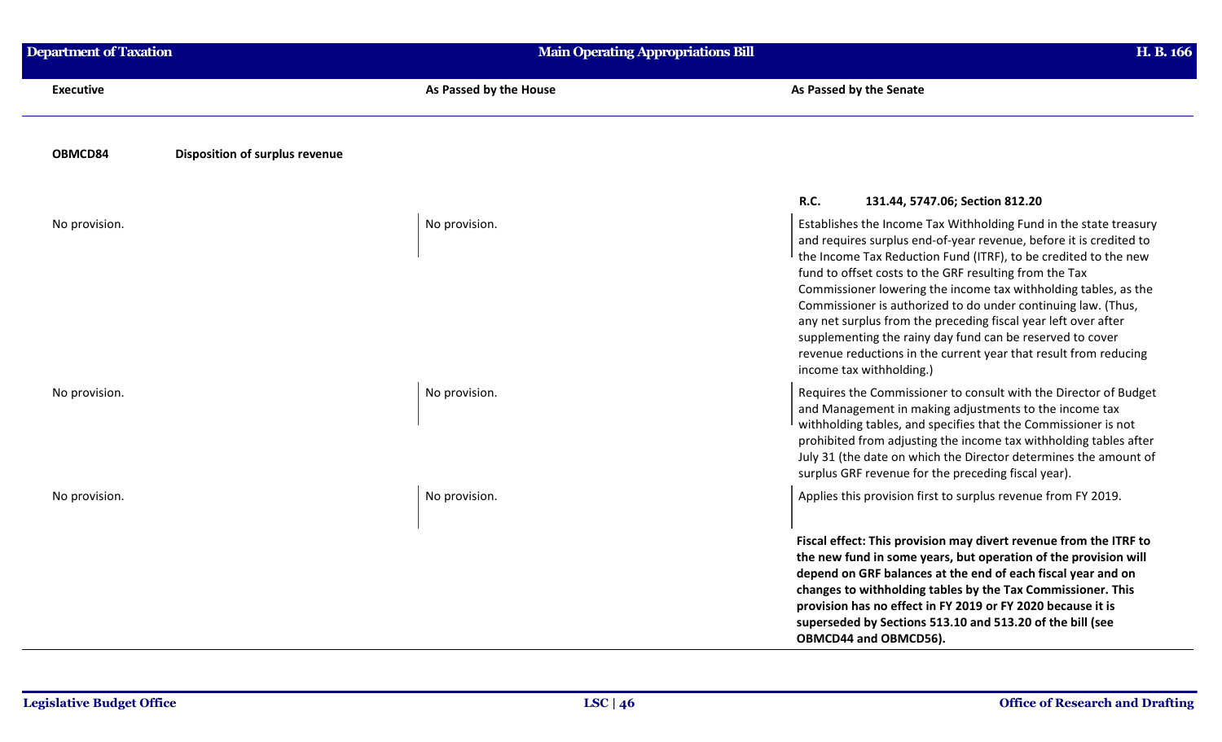| Executive | As Passed by the House | As Passed by the Senate |
|---|---|---|
| **OBMCD84** **Disposition of surplus revenue** | | |
| | | **R.C. 131.44, 5747.06; Section 812.20** |
| No provision. | No provision. | Establishes the Income Tax Withholding Fund in the state treasury and requires surplus end-of-year revenue, before it is credited to the Income Tax Reduction Fund (ITRF), to be credited to the new fund to offset costs to the GRF resulting from the Tax Commissioner lowering the income tax withholding tables, as the Commissioner is authorized to do under continuing law. (Thus, any net surplus from the preceding fiscal year left over after supplementing the rainy day fund can be reserved to cover revenue reductions in the current year that result from reducing income tax withholding.) |
| No provision. | No provision. | Requires the Commissioner to consult with the Director of Budget and Management in making adjustments to the income tax withholding tables, and specifies that the Commissioner is not prohibited from adjusting the income tax withholding tables after July 31 (the date on which the Director determines the amount of surplus GRF revenue for the preceding fiscal year). |
| No provision. | No provision. | Applies this provision first to surplus revenue from FY 2019. |
| | | **Fiscal effect: This provision may divert revenue from the ITRF to the new fund in some years, but operation of the provision will depend on GRF balances at the end of each fiscal year and on changes to withholding tables by the Tax Commissioner. This provision has no effect in FY 2019 or FY 2020 because it is superseded by Sections 513.10 and 513.20 of the bill (see OBMCD44 and OBMCD56).** |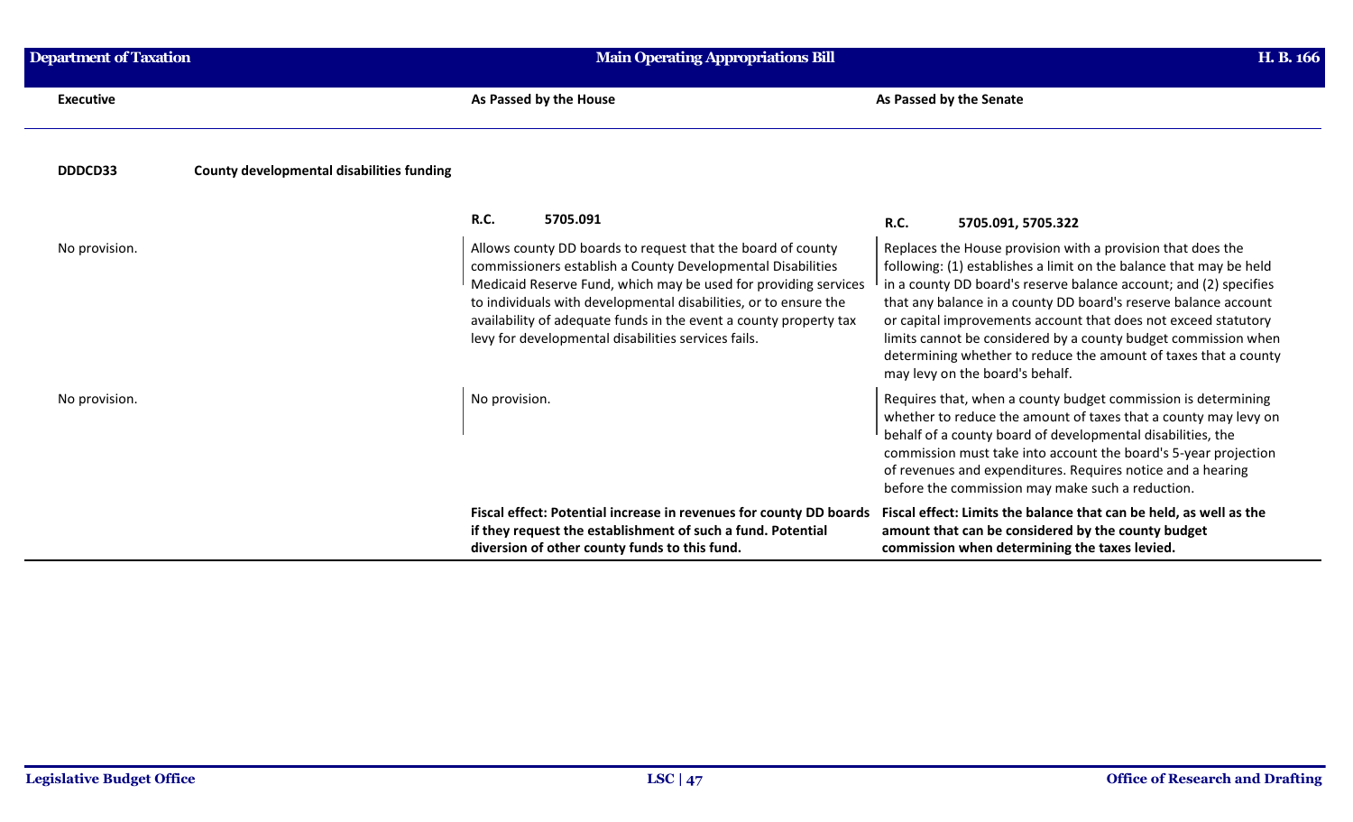| Executive | As Passed by the House | As Passed by the Senate |
|---|---|---|
| **DDDCD33** **County developmental disabilities funding** | | |
| | **R.C.** 5705.091 | **R.C.** 5705.091, 5705.322 |
| No provision. | Allows county DD boards to request that the board of county commissioners establish a County Developmental Disabilities Medicaid Reserve Fund, which may be used for providing services to individuals with developmental disabilities, or to ensure the availability of adequate funds in the event a county property tax levy for developmental disabilities services fails. | Replaces the House provision with a provision that does the following: (1) establishes a limit on the balance that may be held in a county DD board's reserve balance account; and (2) specifies that any balance in a county DD board's reserve balance account or capital improvements account that does not exceed statutory limits cannot be considered by a county budget commission when determining whether to reduce the amount of taxes that a county may levy on the board's behalf. |
| No provision. | No provision. | Requires that, when a county budget commission is determining whether to reduce the amount of taxes that a county may levy on behalf of a county board of developmental disabilities, the commission must take into account the board's 5-year projection of revenues and expenditures. Requires notice and a hearing before the commission may make such a reduction. |
| | **Fiscal effect: Potential increase in revenues for county DD boards if they request the establishment of such a fund. Potential diversion of other county funds to this fund.** | **Fiscal effect: Limits the balance that can be held, as well as the amount that can be considered by the county budget commission when determining the taxes levied.** |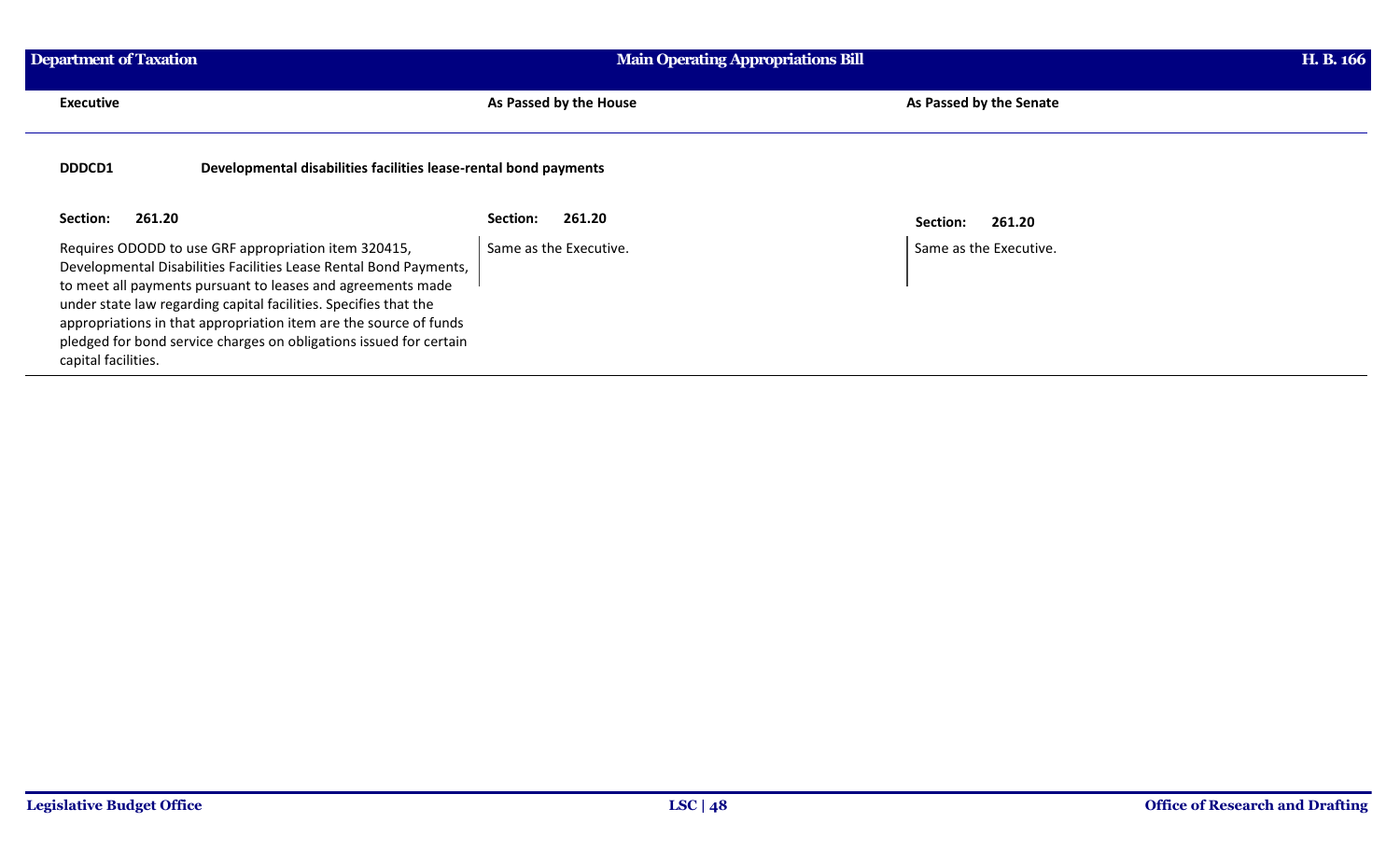| Executive | As Passed by the House | As Passed by the Senate |
| --- | --- | --- |
| **DDDCD1** **Developmental disabilities facilities lease-rental bond payments** | | |
| **Section: 261.20** | **Section: 261.20** | **Section: 261.20** |
| Requires ODODD to use GRF appropriation item 320415, Developmental Disabilities Facilities Lease Rental Bond Payments, to meet all payments pursuant to leases and agreements made under state law regarding capital facilities. Specifies that the appropriations in that appropriation item are the source of funds pledged for bond service charges on obligations issued for certain capital facilities. | Same as the Executive. | Same as the Executive. |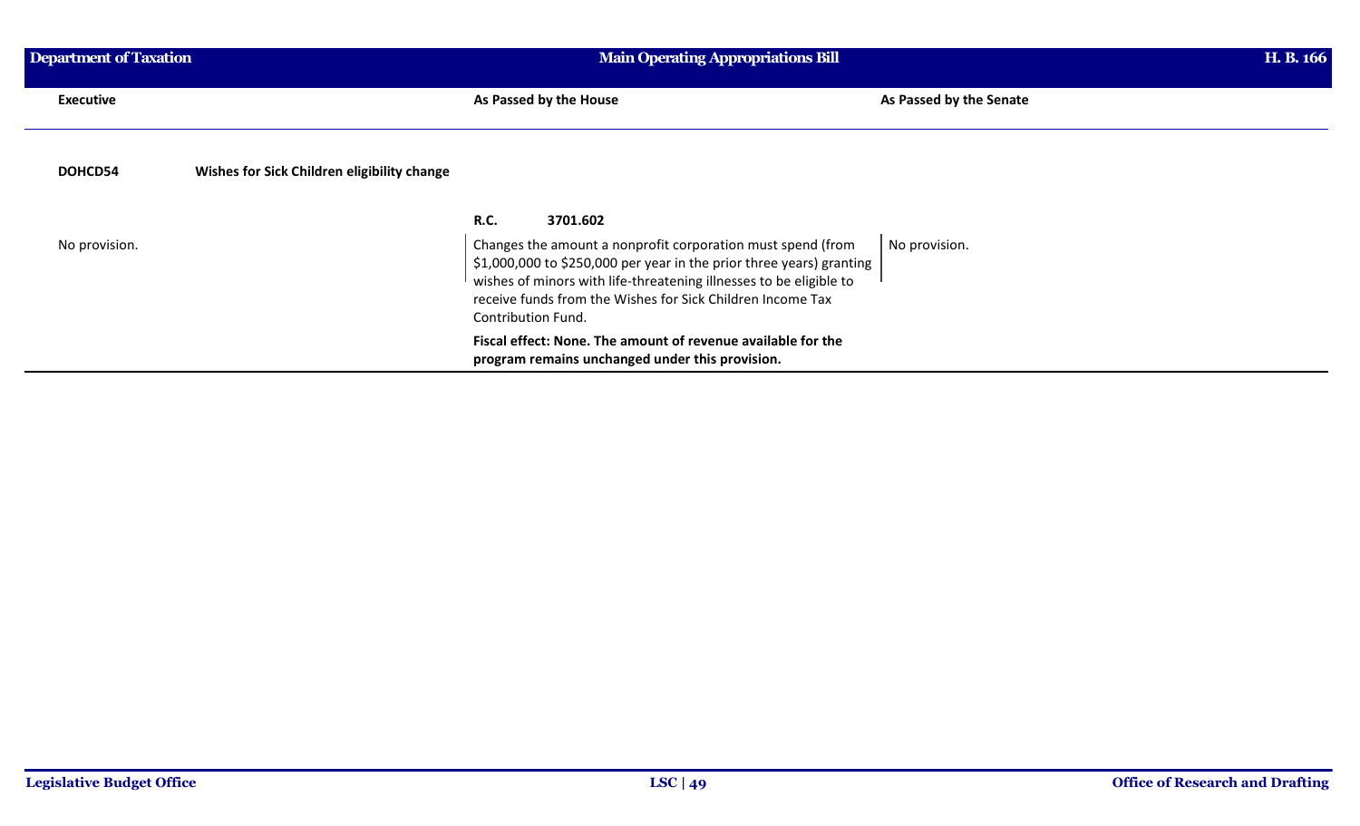| Executive | As Passed by the House | As Passed by the Senate |
|---|---|---|
| **DOHCD54** **Wishes for Sick Children eligibility change** | | |
| | **R.C.** **3701.602** | |
| No provision. | Changes the amount a nonprofit corporation must spend (from \$1,000,000 to \$250,000 per year in the prior three years) granting wishes of minors with life-threatening illnesses to be eligible to receive funds from the Wishes for Sick Children Income Tax Contribution Fund. | No provision. |
| | **Fiscal effect: None. The amount of revenue available for the program remains unchanged under this provision.** | |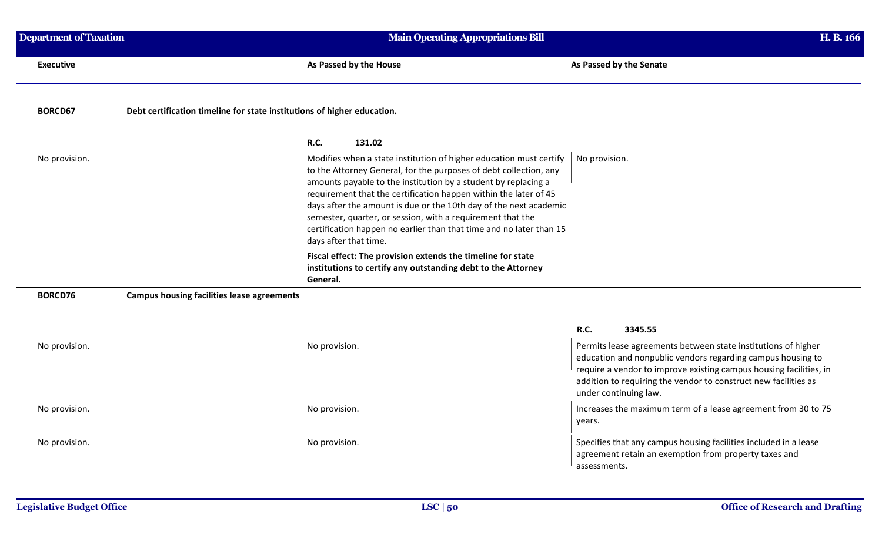| Executive | As Passed by the House | As Passed by the Senate |
|---|---|---|

**BORCD67** **Debt certification timeline for state institutions of higher education.**

| Executive | As Passed by the House | As Passed by the Senate |
|---|---|---|
| | **R.C. 131.02** | |
| No provision. | Modifies when a state institution of higher education must certify to the Attorney General, for the purposes of debt collection, any amounts payable to the institution by a student by replacing a requirement that the certification happen within the later of 45 days after the amount is due or the 10th day of the next academic semester, quarter, or session, with a requirement that the certification happen no earlier than that time and no later than 15 days after that time.<br><br>**Fiscal effect: The provision extends the timeline for state institutions to certify any outstanding debt to the Attorney General.** | No provision. |

**BORCD76** **Campus housing facilities lease agreements**

| Executive | As Passed by the House | As Passed by the Senate |
|---|---|---|
| | | **R.C. 3345.55** |
| No provision. | No provision. | Permits lease agreements between state institutions of higher education and nonpublic vendors regarding campus housing to require a vendor to improve existing campus housing facilities, in addition to requiring the vendor to construct new facilities as under continuing law. |
| No provision. | No provision. | Increases the maximum term of a lease agreement from 30 to 75 years. |
| No provision. | No provision. | Specifies that any campus housing facilities included in a lease agreement retain an exemption from property taxes and assessments. |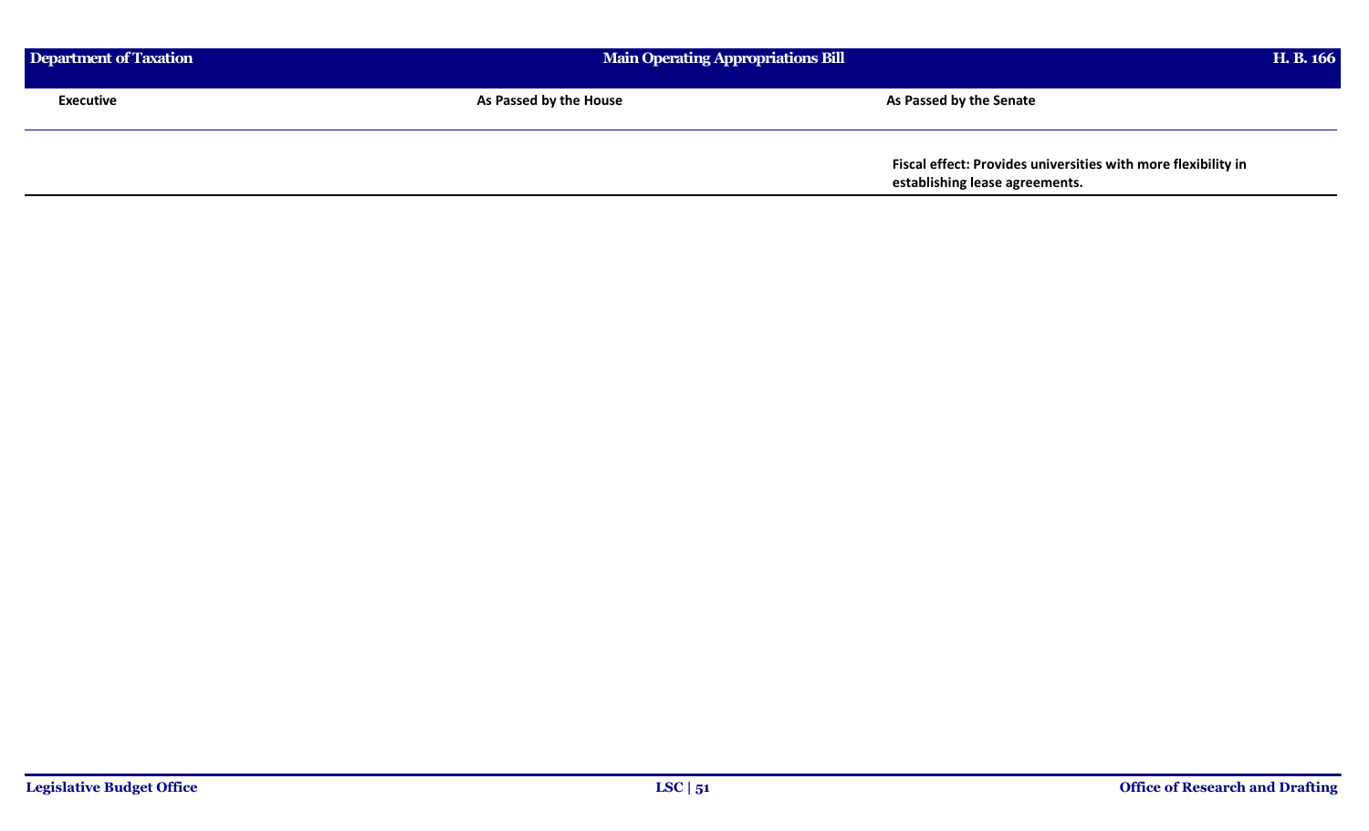| Executive | As Passed by the House | As Passed by the Senate |
| --- | --- | --- |
| | | **Fiscal effect: Provides universities with more flexibility in establishing lease agreements.** |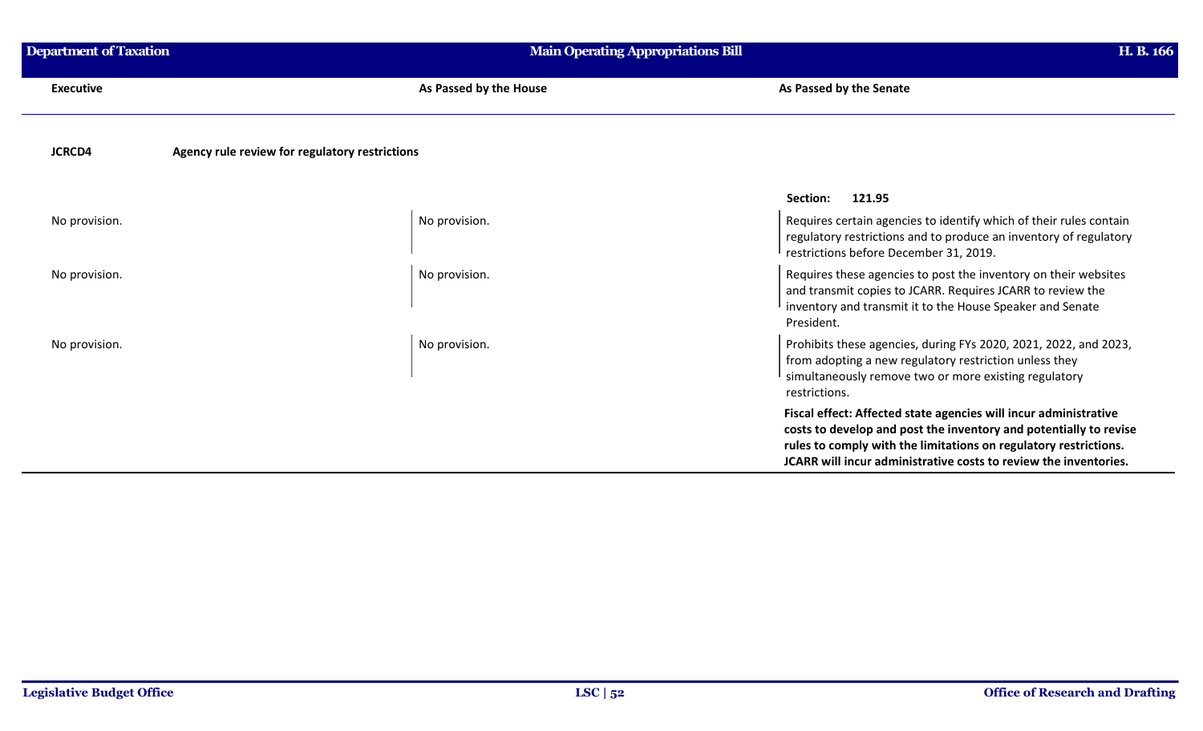| Executive | As Passed by the House | As Passed by the Senate |
|---|---|---|
| **JCRCD4** | **Agency rule review for regulatory restrictions** | |
| | | **Section: 121.95** |
| No provision. | No provision. | Requires certain agencies to identify which of their rules contain regulatory restrictions and to produce an inventory of regulatory restrictions before December 31, 2019. |
| No provision. | No provision. | Requires these agencies to post the inventory on their websites and transmit copies to JCARR. Requires JCARR to review the inventory and transmit it to the House Speaker and Senate President. |
| No provision. | No provision. | Prohibits these agencies, during FYs 2020, 2021, 2022, and 2023, from adopting a new regulatory restriction unless they simultaneously remove two or more existing regulatory restrictions. |
| | | **Fiscal effect: Affected state agencies will incur administrative costs to develop and post the inventory and potentially to revise rules to comply with the limitations on regulatory restrictions. JCARR will incur administrative costs to review the inventories.** |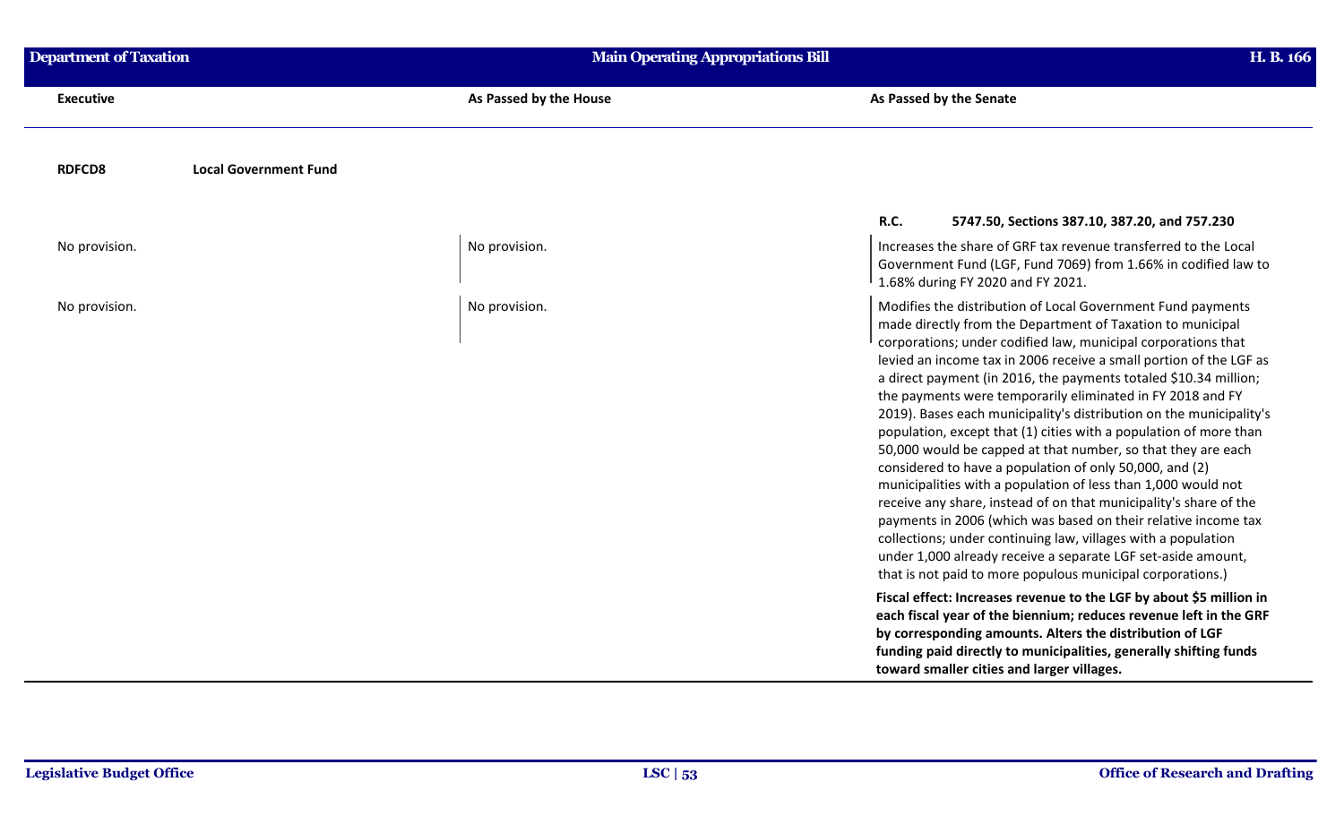| Executive | As Passed by the House | As Passed by the Senate |
|---|---|---|
| **RDFCD8** **Local Government Fund** | | |
| | | **R.C. 5747.50, Sections 387.10, 387.20, and 757.230** |
| No provision. | No provision. | Increases the share of GRF tax revenue transferred to the Local Government Fund (LGF, Fund 7069) from 1.66% in codified law to 1.68% during FY 2020 and FY 2021. |
| No provision. | No provision. | Modifies the distribution of Local Government Fund payments made directly from the Department of Taxation to municipal corporations; under codified law, municipal corporations that levied an income tax in 2006 receive a small portion of the LGF as a direct payment (in 2016, the payments totaled $10.34 million; the payments were temporarily eliminated in FY 2018 and FY 2019). Bases each municipality's distribution on the municipality's population, except that (1) cities with a population of more than 50,000 would be capped at that number, so that they are each considered to have a population of only 50,000, and (2) municipalities with a population of less than 1,000 would not receive any share, instead of on that municipality's share of the payments in 2006 (which was based on their relative income tax collections; under continuing law, villages with a population under 1,000 already receive a separate LGF set-aside amount, that is not paid to more populous municipal corporations.) |
| | | **Fiscal effect: Increases revenue to the LGF by about $5 million in each fiscal year of the biennium; reduces revenue left in the GRF by corresponding amounts. Alters the distribution of LGF funding paid directly to municipalities, generally shifting funds toward smaller cities and larger villages.** |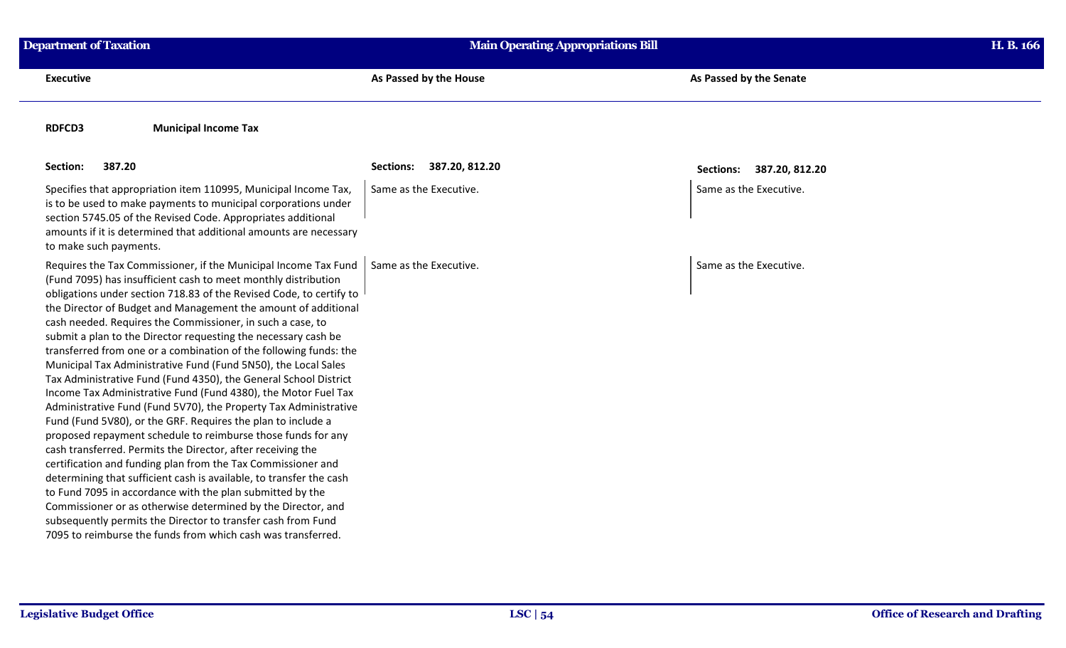| Executive | As Passed by the House | As Passed by the Senate |
|---|---|---|
| **RDFCD3** **Municipal Income Tax** | | |
| **Section: 387.20** | **Sections: 387.20, 812.20** | **Sections: 387.20, 812.20** |
| Specifies that appropriation item 110995, Municipal Income Tax, is to be used to make payments to municipal corporations under section 5745.05 of the Revised Code. Appropriates additional amounts if it is determined that additional amounts are necessary to make such payments. | Same as the Executive. | Same as the Executive. |
| Requires the Tax Commissioner, if the Municipal Income Tax Fund (Fund 7095) has insufficient cash to meet monthly distribution obligations under section 718.83 of the Revised Code, to certify to the Director of Budget and Management the amount of additional cash needed. Requires the Commissioner, in such a case, to submit a plan to the Director requesting the necessary cash be transferred from one or a combination of the following funds: the Municipal Tax Administrative Fund (Fund 5N50), the Local Sales Tax Administrative Fund (Fund 4350), the General School District Income Tax Administrative Fund (Fund 4380), the Motor Fuel Tax Administrative Fund (Fund 5V70), the Property Tax Administrative Fund (Fund 5V80), or the GRF. Requires the plan to include a proposed repayment schedule to reimburse those funds for any cash transferred. Permits the Director, after receiving the certification and funding plan from the Tax Commissioner and determining that sufficient cash is available, to transfer the cash to Fund 7095 in accordance with the plan submitted by the Commissioner or as otherwise determined by the Director, and subsequently permits the Director to transfer cash from Fund 7095 to reimburse the funds from which cash was transferred. | Same as the Executive. | Same as the Executive. |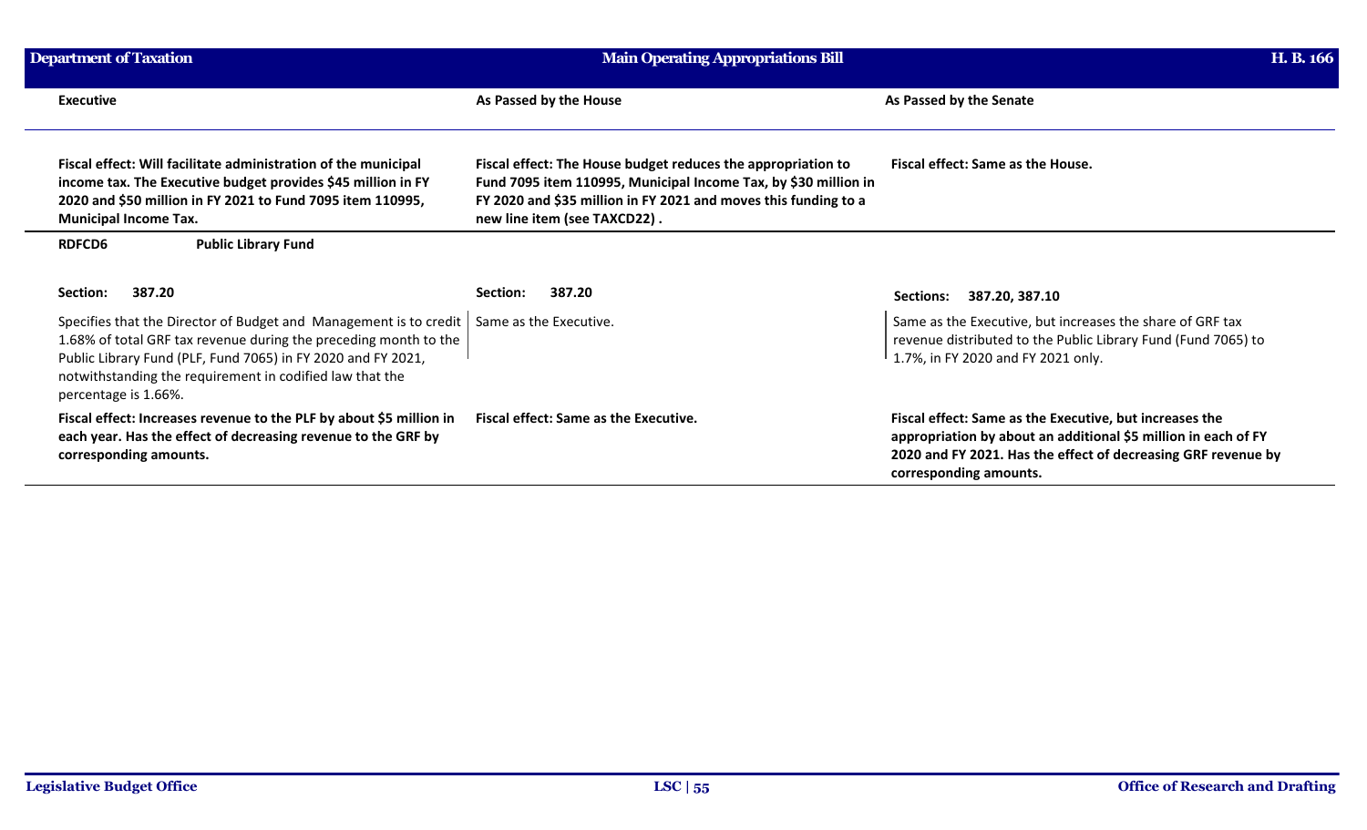| Executive | As Passed by the House | As Passed by the Senate |
|---|---|---|
| **Fiscal effect: Will facilitate administration of the municipal income tax. The Executive budget provides $45 million in FY 2020 and $50 million in FY 2021 to Fund 7095 item 110995, Municipal Income Tax.** | **Fiscal effect: The House budget reduces the appropriation to Fund 7095 item 110995, Municipal Income Tax, by $30 million in FY 2020 and $35 million in FY 2021 and moves this funding to a new line item (see TAXCD22) .** | **Fiscal effect: Same as the House.** |

**RDFCD6** **Public Library Fund**

| Executive | As Passed by the House | As Passed by the Senate |
|---|---|---|
| **Section: 387.20** | **Section: 387.20** | **Sections: 387.20, 387.10** |
| Specifies that the Director of Budget and Management is to credit 1.68% of total GRF tax revenue during the preceding month to the Public Library Fund (PLF, Fund 7065) in FY 2020 and FY 2021, notwithstanding the requirement in codified law that the percentage is 1.66%. | Same as the Executive. | Same as the Executive, but increases the share of GRF tax revenue distributed to the Public Library Fund (Fund 7065) to 1.7%, in FY 2020 and FY 2021 only. |
| **Fiscal effect: Increases revenue to the PLF by about $5 million in each year. Has the effect of decreasing revenue to the GRF by corresponding amounts.** | **Fiscal effect: Same as the Executive.** | **Fiscal effect: Same as the Executive, but increases the appropriation by about an additional $5 million in each of FY 2020 and FY 2021. Has the effect of decreasing GRF revenue by corresponding amounts.** |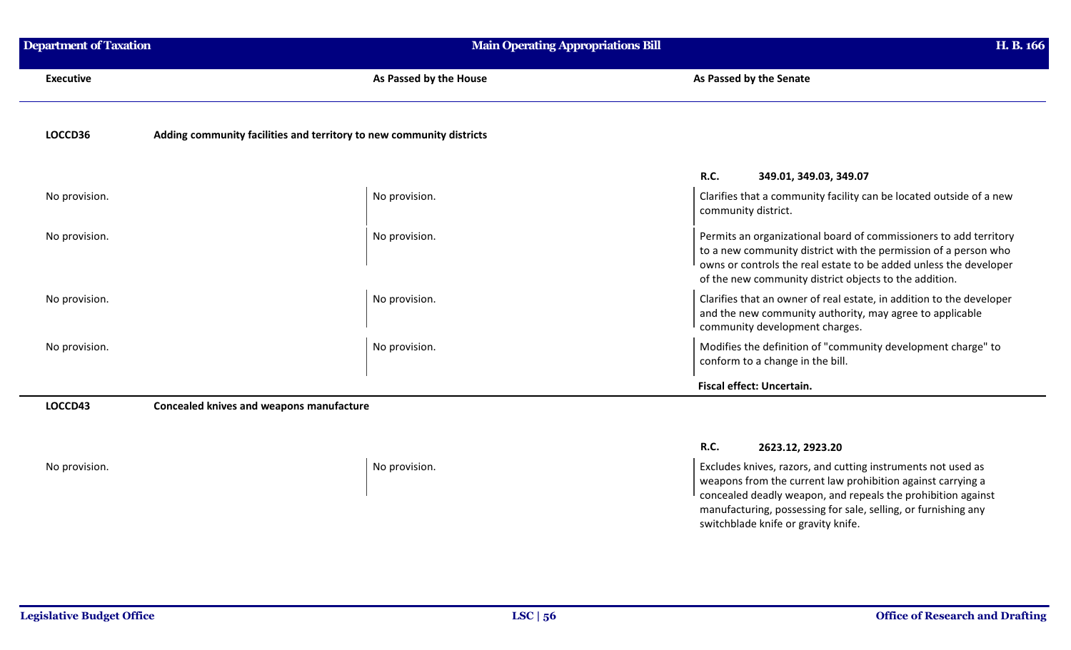| Executive | As Passed by the House | As Passed by the Senate |
|---|---|---|

**LOCCD36** **Adding community facilities and territory to new community districts**

| Executive | As Passed by the House | As Passed by the Senate |
|---|---|---|
| | | **R.C.** **349.01, 349.03, 349.07** |
| No provision. | No provision. | Clarifies that a community facility can be located outside of a new community district. |
| No provision. | No provision. | Permits an organizational board of commissioners to add territory to a new community district with the permission of a person who owns or controls the real estate to be added unless the developer of the new community district objects to the addition. |
| No provision. | No provision. | Clarifies that an owner of real estate, in addition to the developer and the new community authority, may agree to applicable community development charges. |
| No provision. | No provision. | Modifies the definition of "community development charge" to conform to a change in the bill. |
| | | **Fiscal effect: Uncertain.** |

**LOCCD43** **Concealed knives and weapons manufacture**

| Executive | As Passed by the House | As Passed by the Senate |
|---|---|---|
| | | **R.C.** **2623.12, 2923.20** |
| No provision. | No provision. | Excludes knives, razors, and cutting instruments not used as weapons from the current law prohibition against carrying a concealed deadly weapon, and repeals the prohibition against manufacturing, possessing for sale, selling, or furnishing any switchblade knife or gravity knife. |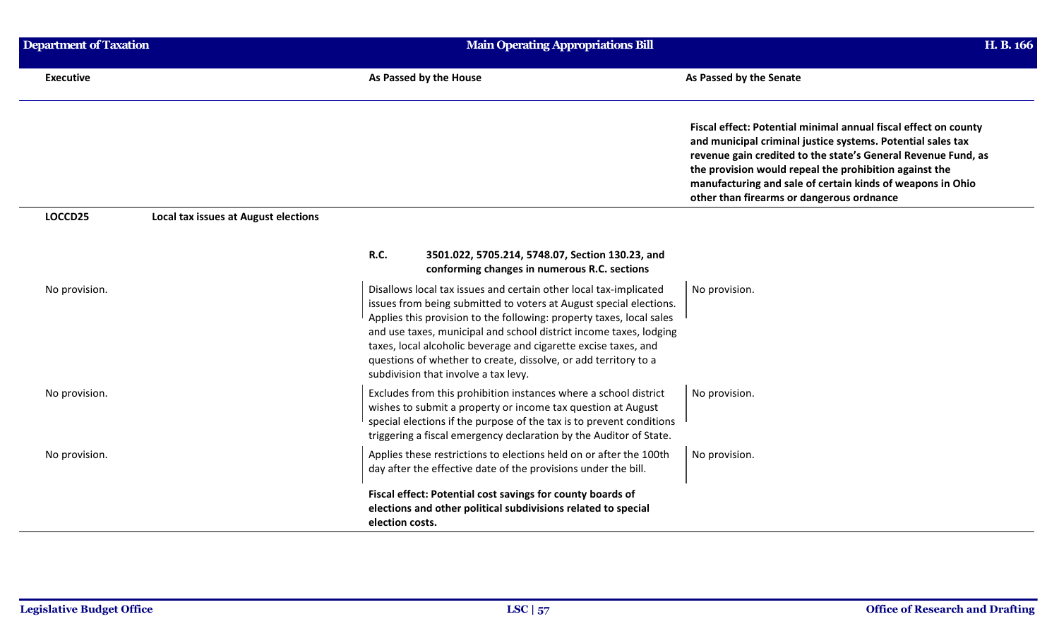| Executive | As Passed by the House | As Passed by the Senate |
|---|---|---|
| | | **Fiscal effect: Potential minimal annual fiscal effect on county and municipal criminal justice systems. Potential sales tax revenue gain credited to the state's General Revenue Fund, as the provision would repeal the prohibition against the manufacturing and sale of certain kinds of weapons in Ohio other than firearms or dangerous ordnance** |

**LOCCD25 Local tax issues at August elections**

| Executive | As Passed by the House | As Passed by the Senate |
|---|---|---|
| | **R.C. 3501.022, 5705.214, 5748.07, Section 130.23, and conforming changes in numerous R.C. sections** | |
| No provision. | Disallows local tax issues and certain other local tax-implicated issues from being submitted to voters at August special elections. Applies this provision to the following: property taxes, local sales and use taxes, municipal and school district income taxes, lodging taxes, local alcoholic beverage and cigarette excise taxes, and questions of whether to create, dissolve, or add territory to a subdivision that involve a tax levy. | No provision. |
| No provision. | Excludes from this prohibition instances where a school district wishes to submit a property or income tax question at August special elections if the purpose of the tax is to prevent conditions triggering a fiscal emergency declaration by the Auditor of State. | No provision. |
| No provision. | Applies these restrictions to elections held on or after the 100th day after the effective date of the provisions under the bill. | No provision. |
| | **Fiscal effect: Potential cost savings for county boards of elections and other political subdivisions related to special election costs.** | |